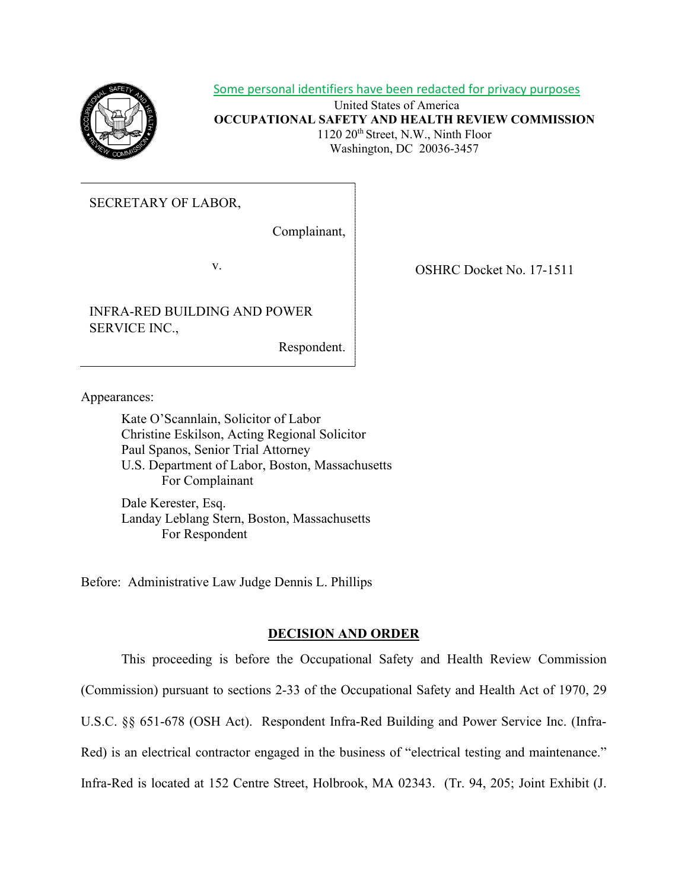Some personal identifiers have been redacted for privacy purposes

United States of America
**OCCUPATIONAL SAFETY AND HEALTH REVIEW COMMISSION**
1120 20th Street, N.W., Ninth Floor
Washington, DC 20036-3457

| | |
|---|---|
| SECRETARY OF LABOR,<br><br>Complainant,<br><br>v.<br><br>INFRA-RED BUILDING AND POWER SERVICE INC.,<br><br>Respondent. | OSHRC Docket No. 17-1511 |

Appearances:

Kate O'Scannlain, Solicitor of Labor
Christine Eskilson, Acting Regional Solicitor
Paul Spanos, Senior Trial Attorney
U.S. Department of Labor, Boston, Massachusetts
For Complainant

Dale Kerester, Esq.
Landay Leblang Stern, Boston, Massachusetts
For Respondent

Before: Administrative Law Judge Dennis L. Phillips

## DECISION AND ORDER

This proceeding is before the Occupational Safety and Health Review Commission (Commission) pursuant to sections 2-33 of the Occupational Safety and Health Act of 1970, 29 U.S.C. §§ 651-678 (OSH Act). Respondent Infra-Red Building and Power Service Inc. (Infra-Red) is an electrical contractor engaged in the business of "electrical testing and maintenance." Infra-Red is located at 152 Centre Street, Holbrook, MA 02343. (Tr. 94, 205; Joint Exhibit (J.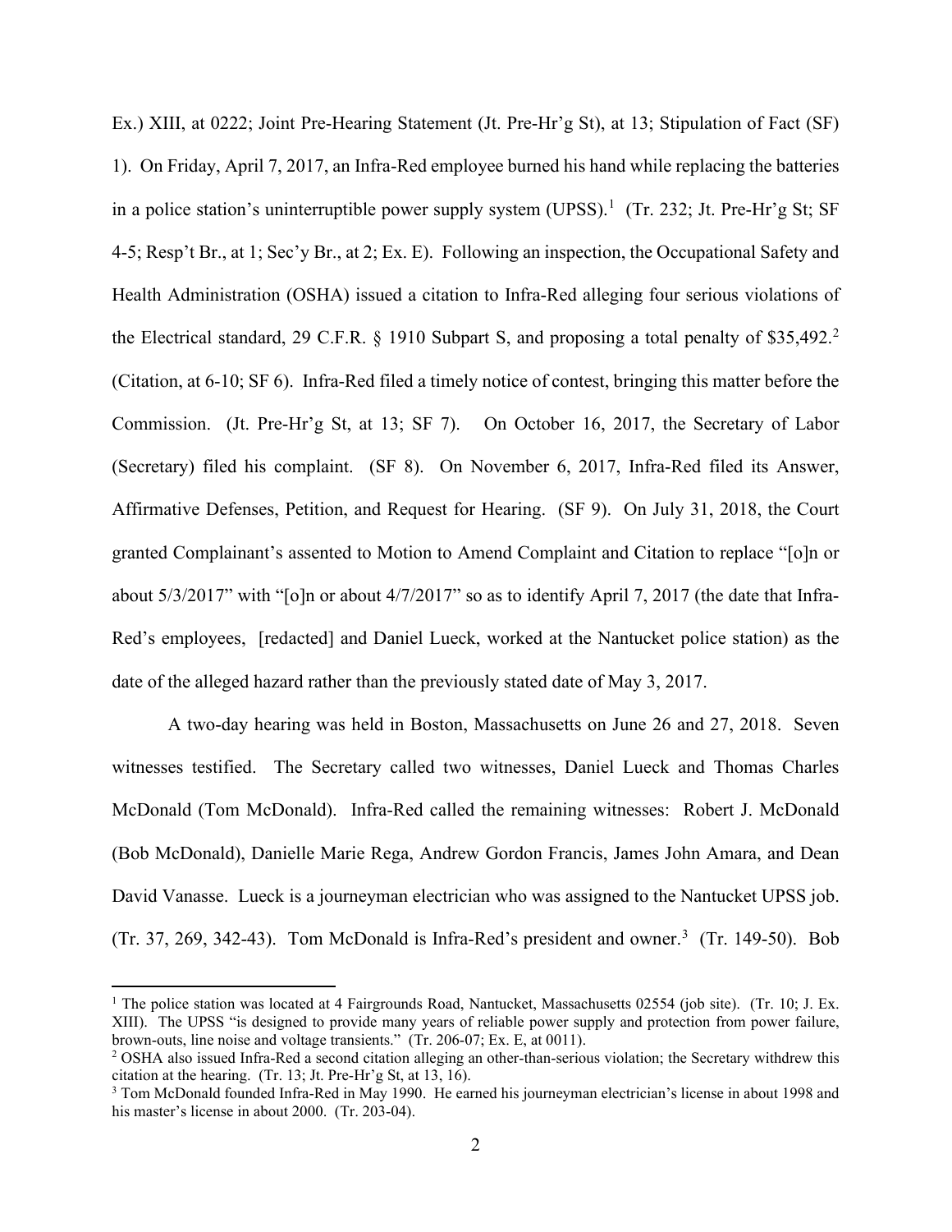Ex.) XIII, at 0222; Joint Pre-Hearing Statement (Jt. Pre-Hr'g St), at 13; Stipulation of Fact (SF) 1). On Friday, April 7, 2017, an Infra-Red employee burned his hand while replacing the batteries in a police station's uninterruptible power supply system (UPSS).[1] (Tr. 232; Jt. Pre-Hr'g St; SF 4-5; Resp't Br., at 1; Sec'y Br., at 2; Ex. E). Following an inspection, the Occupational Safety and Health Administration (OSHA) issued a citation to Infra-Red alleging four serious violations of the Electrical standard, 29 C.F.R. § 1910 Subpart S, and proposing a total penalty of $35,492.[2] (Citation, at 6-10; SF 6). Infra-Red filed a timely notice of contest, bringing this matter before the Commission. (Jt. Pre-Hr'g St, at 13; SF 7). On October 16, 2017, the Secretary of Labor (Secretary) filed his complaint. (SF 8). On November 6, 2017, Infra-Red filed its Answer, Affirmative Defenses, Petition, and Request for Hearing. (SF 9). On July 31, 2018, the Court granted Complainant's assented to Motion to Amend Complaint and Citation to replace "[o]n or about 5/3/2017" with "[o]n or about 4/7/2017" so as to identify April 7, 2017 (the date that Infra-Red's employees, [redacted] and Daniel Lueck, worked at the Nantucket police station) as the date of the alleged hazard rather than the previously stated date of May 3, 2017.

A two-day hearing was held in Boston, Massachusetts on June 26 and 27, 2018. Seven witnesses testified. The Secretary called two witnesses, Daniel Lueck and Thomas Charles McDonald (Tom McDonald). Infra-Red called the remaining witnesses: Robert J. McDonald (Bob McDonald), Danielle Marie Rega, Andrew Gordon Francis, James John Amara, and Dean David Vanasse. Lueck is a journeyman electrician who was assigned to the Nantucket UPSS job. (Tr. 37, 269, 342-43). Tom McDonald is Infra-Red's president and owner.[3] (Tr. 149-50). Bob

---

[1] The police station was located at 4 Fairgrounds Road, Nantucket, Massachusetts 02554 (job site). (Tr. 10; J. Ex. XIII). The UPSS "is designed to provide many years of reliable power supply and protection from power failure, brown-outs, line noise and voltage transients." (Tr. 206-07; Ex. E, at 0011).

[2] OSHA also issued Infra-Red a second citation alleging an other-than-serious violation; the Secretary withdrew this citation at the hearing. (Tr. 13; Jt. Pre-Hr'g St, at 13, 16).

[3] Tom McDonald founded Infra-Red in May 1990. He earned his journeyman electrician's license in about 1998 and his master's license in about 2000. (Tr. 203-04).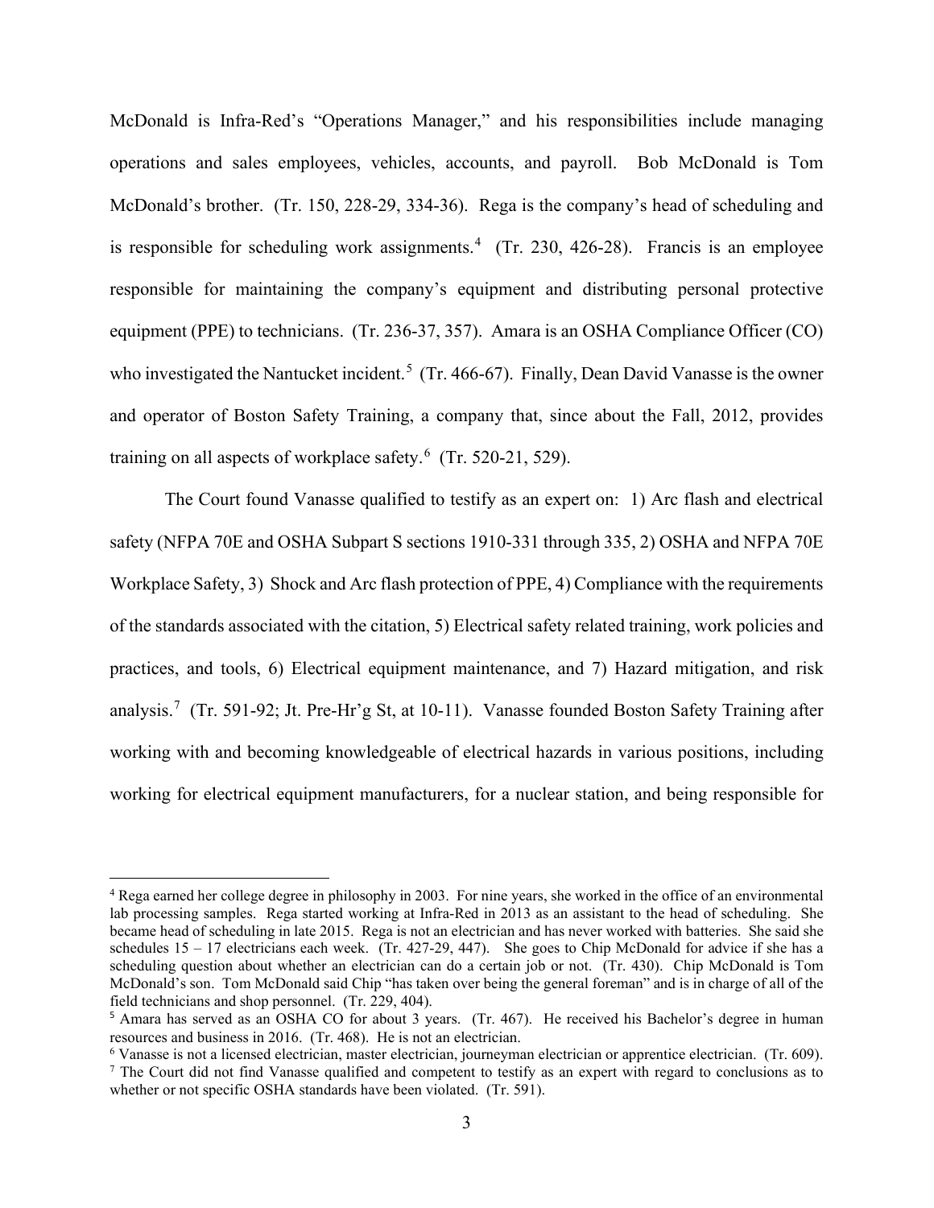McDonald is Infra-Red's "Operations Manager," and his responsibilities include managing operations and sales employees, vehicles, accounts, and payroll. Bob McDonald is Tom McDonald's brother. (Tr. 150, 228-29, 334-36). Rega is the company's head of scheduling and is responsible for scheduling work assignments.[4] (Tr. 230, 426-28). Francis is an employee responsible for maintaining the company's equipment and distributing personal protective equipment (PPE) to technicians. (Tr. 236-37, 357). Amara is an OSHA Compliance Officer (CO) who investigated the Nantucket incident.[5] (Tr. 466-67). Finally, Dean David Vanasse is the owner and operator of Boston Safety Training, a company that, since about the Fall, 2012, provides training on all aspects of workplace safety.[6] (Tr. 520-21, 529).

The Court found Vanasse qualified to testify as an expert on: 1) Arc flash and electrical safety (NFPA 70E and OSHA Subpart S sections 1910-331 through 335, 2) OSHA and NFPA 70E Workplace Safety, 3) Shock and Arc flash protection of PPE, 4) Compliance with the requirements of the standards associated with the citation, 5) Electrical safety related training, work policies and practices, and tools, 6) Electrical equipment maintenance, and 7) Hazard mitigation, and risk analysis.[7] (Tr. 591-92; Jt. Pre-Hr'g St, at 10-11). Vanasse founded Boston Safety Training after working with and becoming knowledgeable of electrical hazards in various positions, including working for electrical equipment manufacturers, for a nuclear station, and being responsible for

---

[4] Rega earned her college degree in philosophy in 2003. For nine years, she worked in the office of an environmental lab processing samples. Rega started working at Infra-Red in 2013 as an assistant to the head of scheduling. She became head of scheduling in late 2015. Rega is not an electrician and has never worked with batteries. She said she schedules 15 – 17 electricians each week. (Tr. 427-29, 447). She goes to Chip McDonald for advice if she has a scheduling question about whether an electrician can do a certain job or not. (Tr. 430). Chip McDonald is Tom McDonald's son. Tom McDonald said Chip "has taken over being the general foreman" and is in charge of all of the field technicians and shop personnel. (Tr. 229, 404).

[5] Amara has served as an OSHA CO for about 3 years. (Tr. 467). He received his Bachelor's degree in human resources and business in 2016. (Tr. 468). He is not an electrician.

[6] Vanasse is not a licensed electrician, master electrician, journeyman electrician or apprentice electrician. (Tr. 609).

[7] The Court did not find Vanasse qualified and competent to testify as an expert with regard to conclusions as to whether or not specific OSHA standards have been violated. (Tr. 591).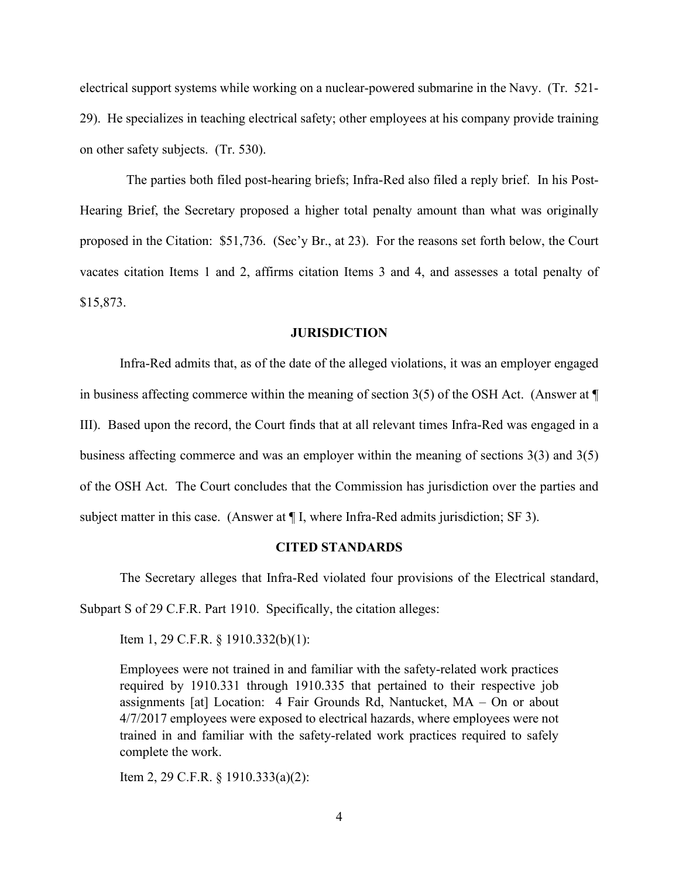electrical support systems while working on a nuclear-powered submarine in the Navy. (Tr. 521-29). He specializes in teaching electrical safety; other employees at his company provide training on other safety subjects. (Tr. 530).

The parties both filed post-hearing briefs; Infra-Red also filed a reply brief. In his Post-Hearing Brief, the Secretary proposed a higher total penalty amount than what was originally proposed in the Citation: $51,736. (Sec'y Br., at 23). For the reasons set forth below, the Court vacates citation Items 1 and 2, affirms citation Items 3 and 4, and assesses a total penalty of $15,873.

## JURISDICTION

Infra-Red admits that, as of the date of the alleged violations, it was an employer engaged in business affecting commerce within the meaning of section 3(5) of the OSH Act. (Answer at ¶ III). Based upon the record, the Court finds that at all relevant times Infra-Red was engaged in a business affecting commerce and was an employer within the meaning of sections 3(3) and 3(5) of the OSH Act. The Court concludes that the Commission has jurisdiction over the parties and subject matter in this case. (Answer at ¶ I, where Infra-Red admits jurisdiction; SF 3).

## CITED STANDARDS

The Secretary alleges that Infra-Red violated four provisions of the Electrical standard, Subpart S of 29 C.F.R. Part 1910. Specifically, the citation alleges:

Item 1, 29 C.F.R. § 1910.332(b)(1):

> Employees were not trained in and familiar with the safety-related work practices required by 1910.331 through 1910.335 that pertained to their respective job assignments [at] Location: 4 Fair Grounds Rd, Nantucket, MA – On or about 4/7/2017 employees were exposed to electrical hazards, where employees were not trained in and familiar with the safety-related work practices required to safely complete the work.

Item 2, 29 C.F.R. § 1910.333(a)(2):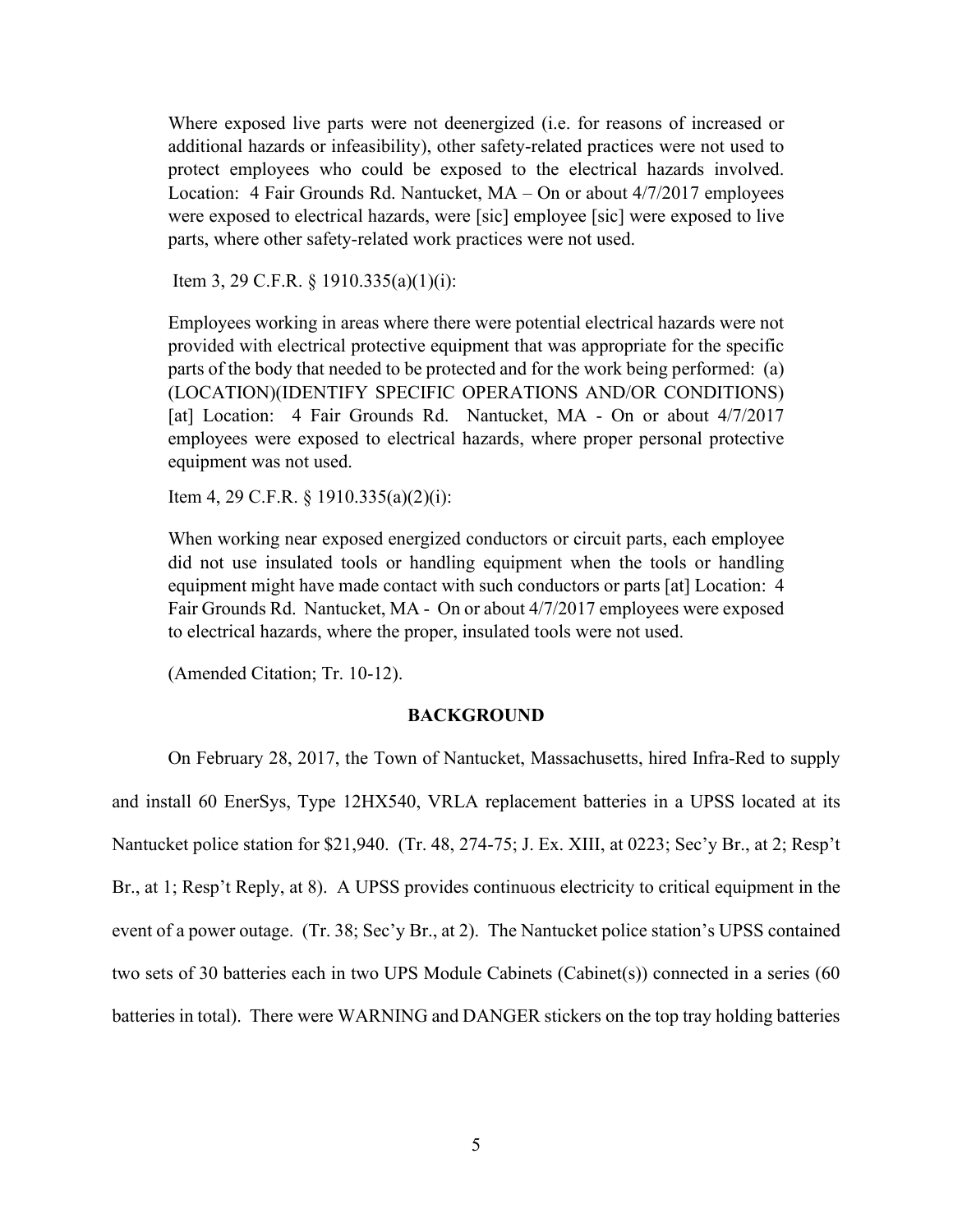Where exposed live parts were not deenergized (i.e. for reasons of increased or additional hazards or infeasibility), other safety-related practices were not used to protect employees who could be exposed to the electrical hazards involved. Location: 4 Fair Grounds Rd. Nantucket, MA – On or about 4/7/2017 employees were exposed to electrical hazards, were [sic] employee [sic] were exposed to live parts, where other safety-related work practices were not used.

Item 3, 29 C.F.R. § 1910.335(a)(1)(i):

Employees working in areas where there were potential electrical hazards were not provided with electrical protective equipment that was appropriate for the specific parts of the body that needed to be protected and for the work being performed: (a) (LOCATION)(IDENTIFY SPECIFIC OPERATIONS AND/OR CONDITIONS) [at] Location: 4 Fair Grounds Rd. Nantucket, MA - On or about 4/7/2017 employees were exposed to electrical hazards, where proper personal protective equipment was not used.

Item 4, 29 C.F.R. § 1910.335(a)(2)(i):

When working near exposed energized conductors or circuit parts, each employee did not use insulated tools or handling equipment when the tools or handling equipment might have made contact with such conductors or parts [at] Location: 4 Fair Grounds Rd. Nantucket, MA - On or about 4/7/2017 employees were exposed to electrical hazards, where the proper, insulated tools were not used.

(Amended Citation; Tr. 10-12).

## BACKGROUND

On February 28, 2017, the Town of Nantucket, Massachusetts, hired Infra-Red to supply and install 60 EnerSys, Type 12HX540, VRLA replacement batteries in a UPSS located at its Nantucket police station for $21,940. (Tr. 48, 274-75; J. Ex. XIII, at 0223; Sec'y Br., at 2; Resp't Br., at 1; Resp't Reply, at 8). A UPSS provides continuous electricity to critical equipment in the event of a power outage. (Tr. 38; Sec'y Br., at 2). The Nantucket police station's UPSS contained two sets of 30 batteries each in two UPS Module Cabinets (Cabinet(s)) connected in a series (60 batteries in total). There were WARNING and DANGER stickers on the top tray holding batteries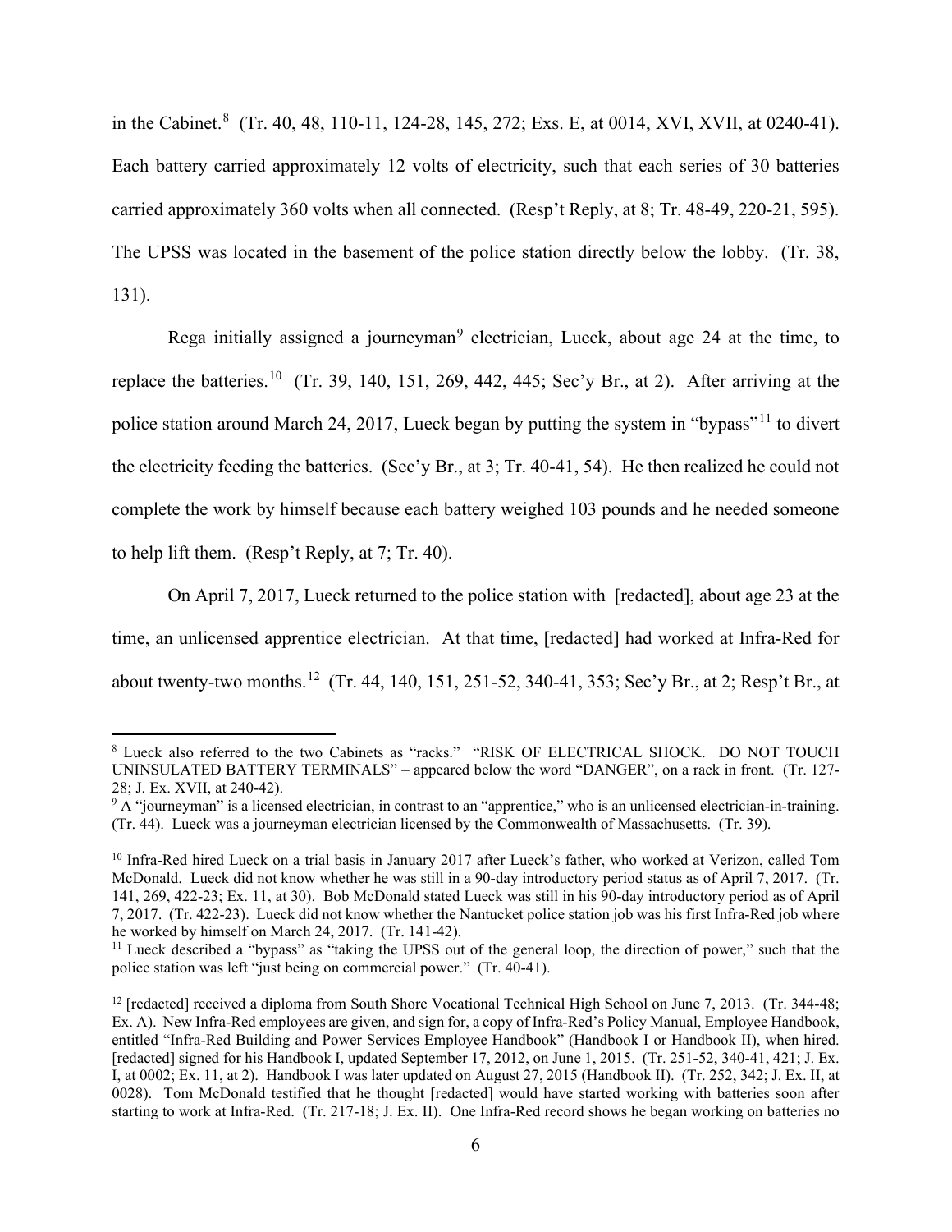in the Cabinet.[8] (Tr. 40, 48, 110-11, 124-28, 145, 272; Exs. E, at 0014, XVI, XVII, at 0240-41). Each battery carried approximately 12 volts of electricity, such that each series of 30 batteries carried approximately 360 volts when all connected. (Resp't Reply, at 8; Tr. 48-49, 220-21, 595). The UPSS was located in the basement of the police station directly below the lobby. (Tr. 38, 131).

Rega initially assigned a journeyman[9] electrician, Lueck, about age 24 at the time, to replace the batteries.[10] (Tr. 39, 140, 151, 269, 442, 445; Sec'y Br., at 2). After arriving at the police station around March 24, 2017, Lueck began by putting the system in "bypass"[11] to divert the electricity feeding the batteries. (Sec'y Br., at 3; Tr. 40-41, 54). He then realized he could not complete the work by himself because each battery weighed 103 pounds and he needed someone to help lift them. (Resp't Reply, at 7; Tr. 40).

On April 7, 2017, Lueck returned to the police station with [redacted], about age 23 at the time, an unlicensed apprentice electrician. At that time, [redacted] had worked at Infra-Red for about twenty-two months.[12] (Tr. 44, 140, 151, 251-52, 340-41, 353; Sec'y Br., at 2; Resp't Br., at

---

[8] Lueck also referred to the two Cabinets as "racks." "RISK OF ELECTRICAL SHOCK. DO NOT TOUCH UNINSULATED BATTERY TERMINALS" – appeared below the word "DANGER", on a rack in front. (Tr. 127-28; J. Ex. XVII, at 240-42).

[9] A "journeyman" is a licensed electrician, in contrast to an "apprentice," who is an unlicensed electrician-in-training. (Tr. 44). Lueck was a journeyman electrician licensed by the Commonwealth of Massachusetts. (Tr. 39).

[10] Infra-Red hired Lueck on a trial basis in January 2017 after Lueck's father, who worked at Verizon, called Tom McDonald. Lueck did not know whether he was still in a 90-day introductory period status as of April 7, 2017. (Tr. 141, 269, 422-23; Ex. 11, at 30). Bob McDonald stated Lueck was still in his 90-day introductory period as of April 7, 2017. (Tr. 422-23). Lueck did not know whether the Nantucket police station job was his first Infra-Red job where he worked by himself on March 24, 2017. (Tr. 141-42).

[11] Lueck described a "bypass" as "taking the UPSS out of the general loop, the direction of power," such that the police station was left "just being on commercial power." (Tr. 40-41).

[12] [redacted] received a diploma from South Shore Vocational Technical High School on June 7, 2013. (Tr. 344-48; Ex. A). New Infra-Red employees are given, and sign for, a copy of Infra-Red's Policy Manual, Employee Handbook, entitled "Infra-Red Building and Power Services Employee Handbook" (Handbook I or Handbook II), when hired. [redacted] signed for his Handbook I, updated September 17, 2012, on June 1, 2015. (Tr. 251-52, 340-41, 421; J. Ex. I, at 0002; Ex. 11, at 2). Handbook I was later updated on August 27, 2015 (Handbook II). (Tr. 252, 342; J. Ex. II, at 0028). Tom McDonald testified that he thought [redacted] would have started working with batteries soon after starting to work at Infra-Red. (Tr. 217-18; J. Ex. II). One Infra-Red record shows he began working on batteries no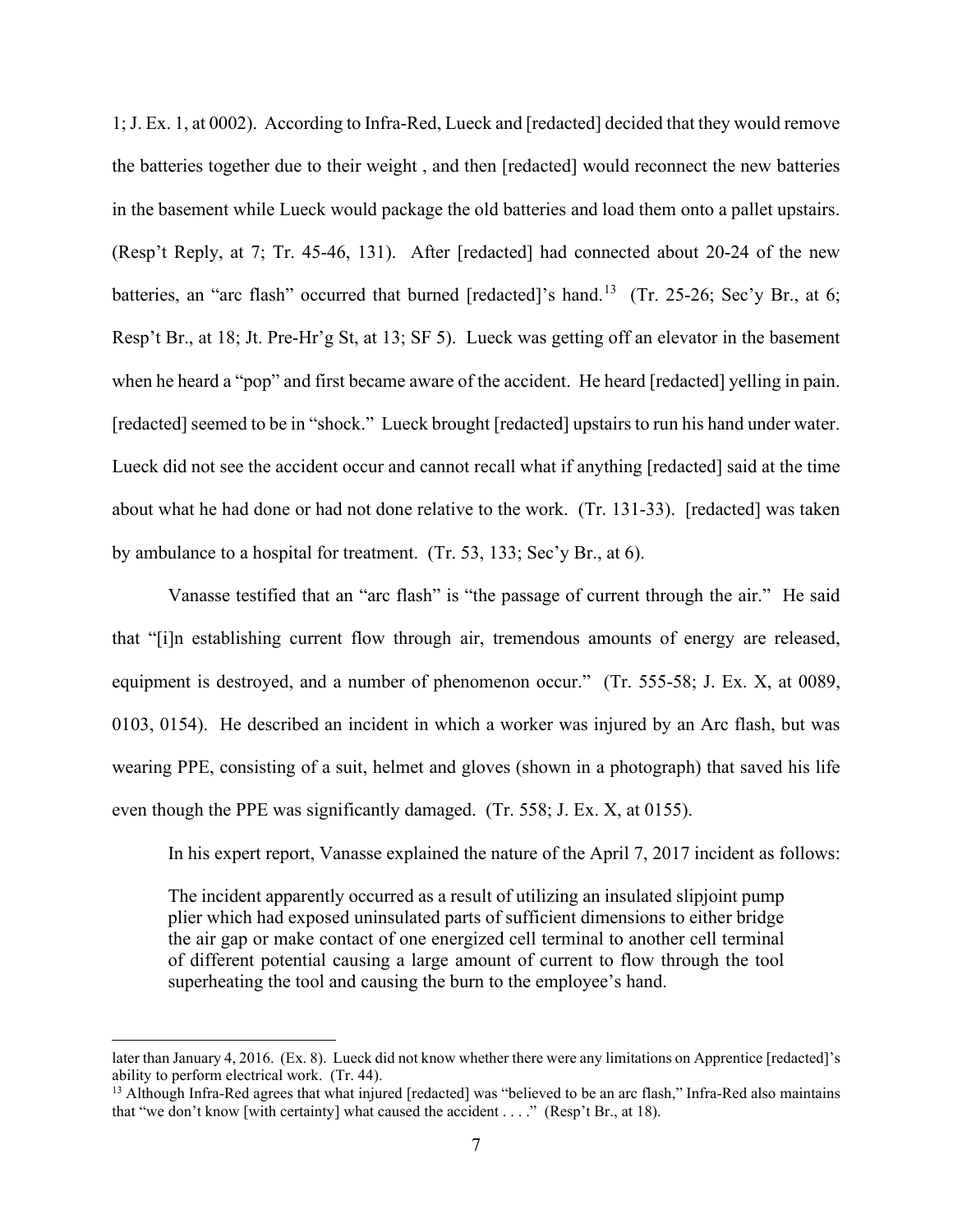1; J. Ex. 1, at 0002). According to Infra-Red, Lueck and [redacted] decided that they would remove the batteries together due to their weight , and then [redacted] would reconnect the new batteries in the basement while Lueck would package the old batteries and load them onto a pallet upstairs. (Resp't Reply, at 7; Tr. 45-46, 131). After [redacted] had connected about 20-24 of the new batteries, an "arc flash" occurred that burned [redacted]'s hand.[13] (Tr. 25-26; Sec'y Br., at 6; Resp't Br., at 18; Jt. Pre-Hr'g St, at 13; SF 5). Lueck was getting off an elevator in the basement when he heard a "pop" and first became aware of the accident. He heard [redacted] yelling in pain. [redacted] seemed to be in "shock." Lueck brought [redacted] upstairs to run his hand under water. Lueck did not see the accident occur and cannot recall what if anything [redacted] said at the time about what he had done or had not done relative to the work. (Tr. 131-33). [redacted] was taken by ambulance to a hospital for treatment. (Tr. 53, 133; Sec'y Br., at 6).

Vanasse testified that an "arc flash" is "the passage of current through the air." He said that "[i]n establishing current flow through air, tremendous amounts of energy are released, equipment is destroyed, and a number of phenomenon occur." (Tr. 555-58; J. Ex. X, at 0089, 0103, 0154). He described an incident in which a worker was injured by an Arc flash, but was wearing PPE, consisting of a suit, helmet and gloves (shown in a photograph) that saved his life even though the PPE was significantly damaged. (Tr. 558; J. Ex. X, at 0155).

In his expert report, Vanasse explained the nature of the April 7, 2017 incident as follows:

> The incident apparently occurred as a result of utilizing an insulated slipjoint pump plier which had exposed uninsulated parts of sufficient dimensions to either bridge the air gap or make contact of one energized cell terminal to another cell terminal of different potential causing a large amount of current to flow through the tool superheating the tool and causing the burn to the employee's hand.

---

later than January 4, 2016. (Ex. 8). Lueck did not know whether there were any limitations on Apprentice [redacted]'s ability to perform electrical work. (Tr. 44).

[13] Although Infra-Red agrees that what injured [redacted] was "believed to be an arc flash," Infra-Red also maintains that "we don't know [with certainty] what caused the accident . . . ." (Resp't Br., at 18).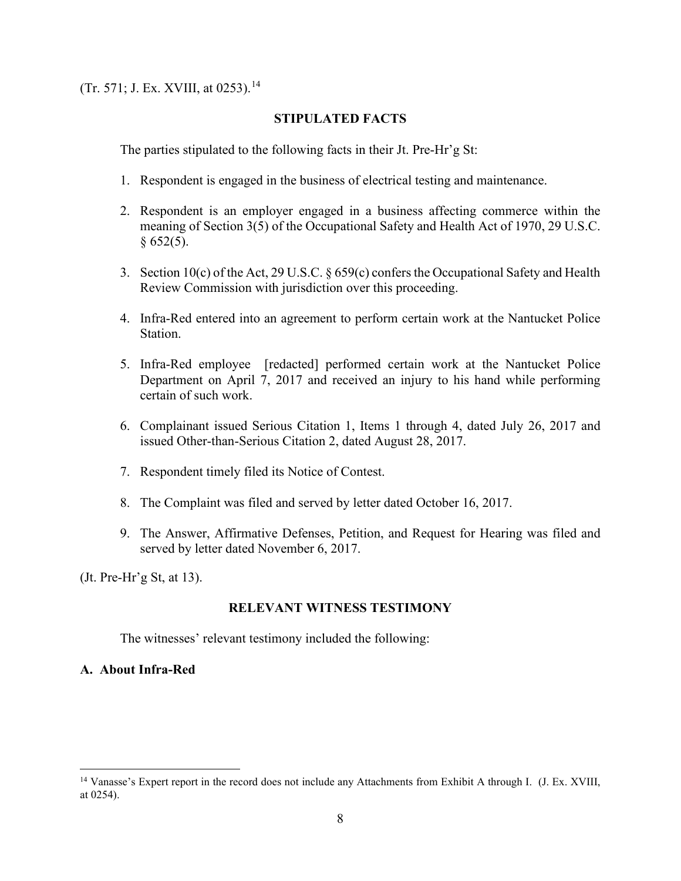(Tr. 571; J. Ex. XVIII, at 0253).[14]

## STIPULATED FACTS

The parties stipulated to the following facts in their Jt. Pre-Hr'g St:

1. Respondent is engaged in the business of electrical testing and maintenance.

2. Respondent is an employer engaged in a business affecting commerce within the meaning of Section 3(5) of the Occupational Safety and Health Act of 1970, 29 U.S.C. § 652(5).

3. Section 10(c) of the Act, 29 U.S.C. § 659(c) confers the Occupational Safety and Health Review Commission with jurisdiction over this proceeding.

4. Infra-Red entered into an agreement to perform certain work at the Nantucket Police Station.

5. Infra-Red employee [redacted] performed certain work at the Nantucket Police Department on April 7, 2017 and received an injury to his hand while performing certain of such work.

6. Complainant issued Serious Citation 1, Items 1 through 4, dated July 26, 2017 and issued Other-than-Serious Citation 2, dated August 28, 2017.

7. Respondent timely filed its Notice of Contest.

8. The Complaint was filed and served by letter dated October 16, 2017.

9. The Answer, Affirmative Defenses, Petition, and Request for Hearing was filed and served by letter dated November 6, 2017.

(Jt. Pre-Hr'g St, at 13).

## RELEVANT WITNESS TESTIMONY

The witnesses' relevant testimony included the following:

### A. About Infra-Red

---

[14] Vanasse's Expert report in the record does not include any Attachments from Exhibit A through I. (J. Ex. XVIII, at 0254).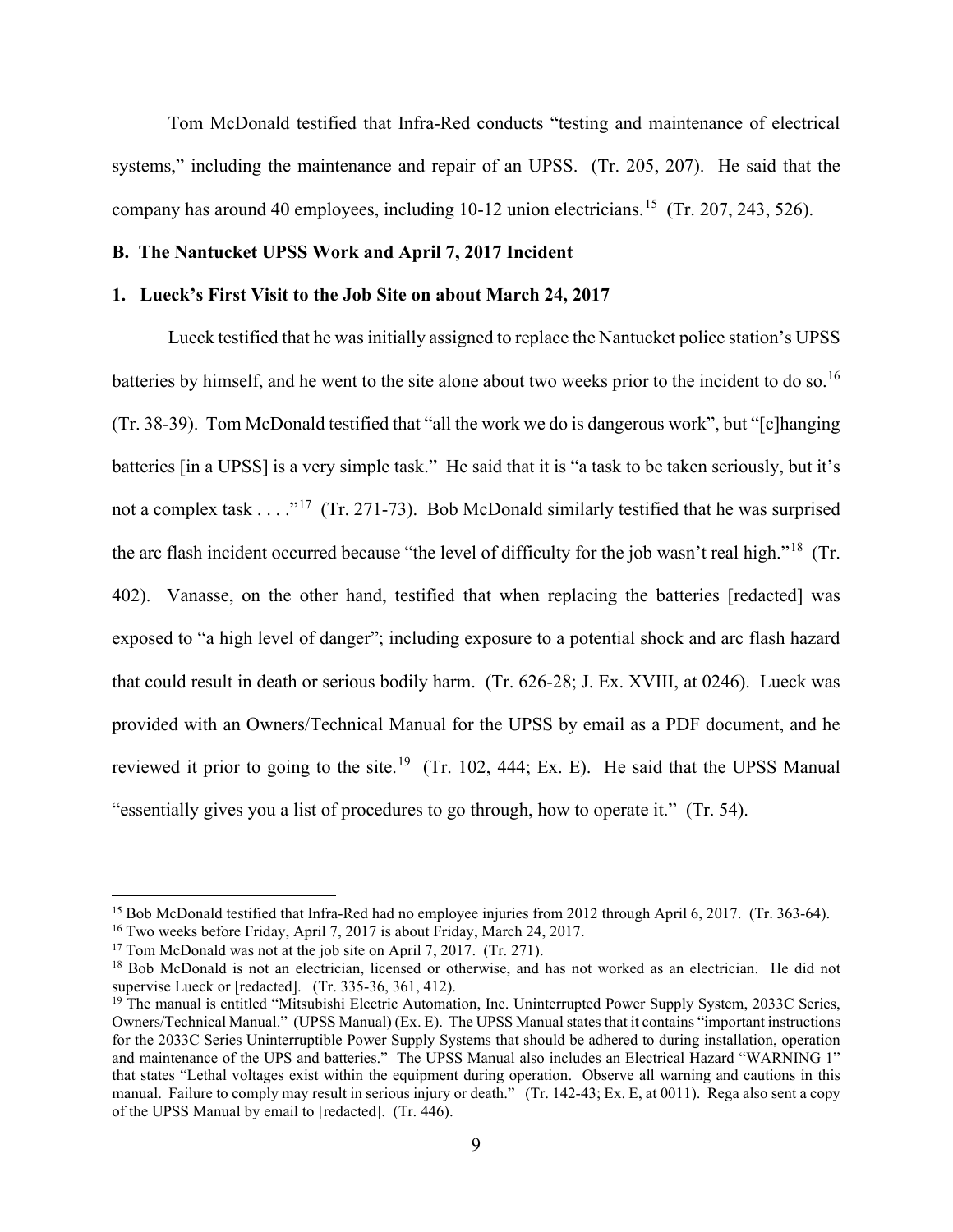Tom McDonald testified that Infra-Red conducts "testing and maintenance of electrical systems," including the maintenance and repair of an UPSS. (Tr. 205, 207). He said that the company has around 40 employees, including 10-12 union electricians.[15] (Tr. 207, 243, 526).

**B. The Nantucket UPSS Work and April 7, 2017 Incident**

**1. Lueck's First Visit to the Job Site on about March 24, 2017**

Lueck testified that he was initially assigned to replace the Nantucket police station's UPSS batteries by himself, and he went to the site alone about two weeks prior to the incident to do so.[16] (Tr. 38-39). Tom McDonald testified that "all the work we do is dangerous work", but "[c]hanging batteries [in a UPSS] is a very simple task." He said that it is "a task to be taken seriously, but it's not a complex task . . . ."[17] (Tr. 271-73). Bob McDonald similarly testified that he was surprised the arc flash incident occurred because "the level of difficulty for the job wasn't real high."[18] (Tr. 402). Vanasse, on the other hand, testified that when replacing the batteries [redacted] was exposed to "a high level of danger"; including exposure to a potential shock and arc flash hazard that could result in death or serious bodily harm. (Tr. 626-28; J. Ex. XVIII, at 0246). Lueck was provided with an Owners/Technical Manual for the UPSS by email as a PDF document, and he reviewed it prior to going to the site.[19] (Tr. 102, 444; Ex. E). He said that the UPSS Manual "essentially gives you a list of procedures to go through, how to operate it." (Tr. 54).

---

[15] Bob McDonald testified that Infra-Red had no employee injuries from 2012 through April 6, 2017. (Tr. 363-64).

[16] Two weeks before Friday, April 7, 2017 is about Friday, March 24, 2017.

[17] Tom McDonald was not at the job site on April 7, 2017. (Tr. 271).

[18] Bob McDonald is not an electrician, licensed or otherwise, and has not worked as an electrician. He did not supervise Lueck or [redacted]. (Tr. 335-36, 361, 412).

[19] The manual is entitled "Mitsubishi Electric Automation, Inc. Uninterrupted Power Supply System, 2033C Series, Owners/Technical Manual." (UPSS Manual) (Ex. E). The UPSS Manual states that it contains "important instructions for the 2033C Series Uninterruptible Power Supply Systems that should be adhered to during installation, operation and maintenance of the UPS and batteries." The UPSS Manual also includes an Electrical Hazard "WARNING 1" that states "Lethal voltages exist within the equipment during operation. Observe all warning and cautions in this manual. Failure to comply may result in serious injury or death." (Tr. 142-43; Ex. E, at 0011). Rega also sent a copy of the UPSS Manual by email to [redacted]. (Tr. 446).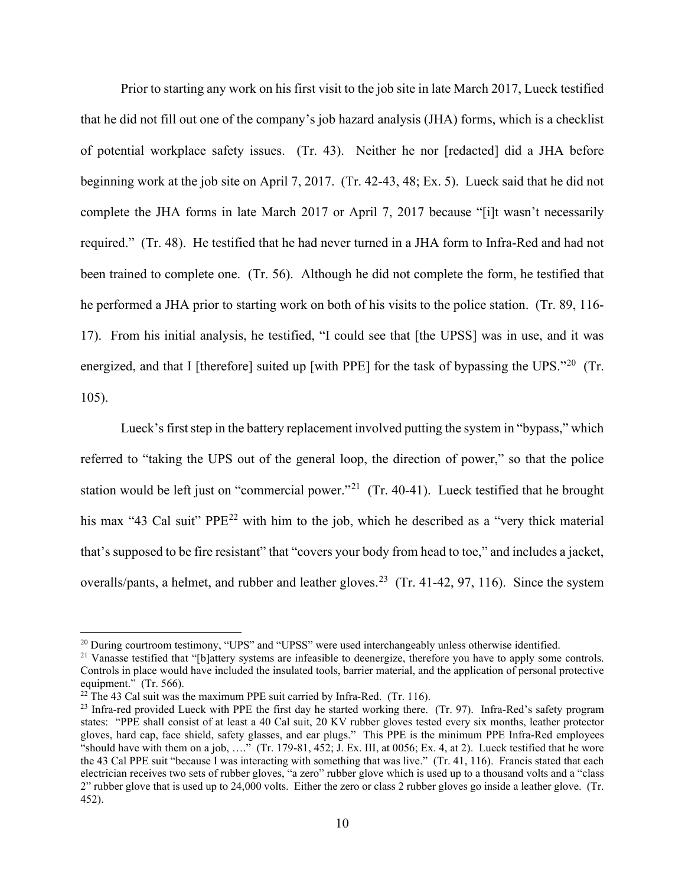Prior to starting any work on his first visit to the job site in late March 2017, Lueck testified that he did not fill out one of the company's job hazard analysis (JHA) forms, which is a checklist of potential workplace safety issues. (Tr. 43). Neither he nor [redacted] did a JHA before beginning work at the job site on April 7, 2017. (Tr. 42-43, 48; Ex. 5). Lueck said that he did not complete the JHA forms in late March 2017 or April 7, 2017 because "[i]t wasn't necessarily required." (Tr. 48). He testified that he had never turned in a JHA form to Infra-Red and had not been trained to complete one. (Tr. 56). Although he did not complete the form, he testified that he performed a JHA prior to starting work on both of his visits to the police station. (Tr. 89, 116-17). From his initial analysis, he testified, "I could see that [the UPSS] was in use, and it was energized, and that I [therefore] suited up [with PPE] for the task of bypassing the UPS."[20] (Tr. 105).

Lueck's first step in the battery replacement involved putting the system in "bypass," which referred to "taking the UPS out of the general loop, the direction of power," so that the police station would be left just on "commercial power."[21] (Tr. 40-41). Lueck testified that he brought his max "43 Cal suit" PPE[22] with him to the job, which he described as a "very thick material that's supposed to be fire resistant" that "covers your body from head to toe," and includes a jacket, overalls/pants, a helmet, and rubber and leather gloves.[23] (Tr. 41-42, 97, 116). Since the system

---

[20] During courtroom testimony, "UPS" and "UPSS" were used interchangeably unless otherwise identified.

[21] Vanasse testified that "[b]attery systems are infeasible to deenergize, therefore you have to apply some controls. Controls in place would have included the insulated tools, barrier material, and the application of personal protective equipment." (Tr. 566).

[22] The 43 Cal suit was the maximum PPE suit carried by Infra-Red. (Tr. 116).

[23] Infra-red provided Lueck with PPE the first day he started working there. (Tr. 97). Infra-Red's safety program states: "PPE shall consist of at least a 40 Cal suit, 20 KV rubber gloves tested every six months, leather protector gloves, hard cap, face shield, safety glasses, and ear plugs." This PPE is the minimum PPE Infra-Red employees "should have with them on a job, …." (Tr. 179-81, 452; J. Ex. III, at 0056; Ex. 4, at 2). Lueck testified that he wore the 43 Cal PPE suit "because I was interacting with something that was live." (Tr. 41, 116). Francis stated that each electrician receives two sets of rubber gloves, "a zero" rubber glove which is used up to a thousand volts and a "class 2" rubber glove that is used up to 24,000 volts. Either the zero or class 2 rubber gloves go inside a leather glove. (Tr. 452).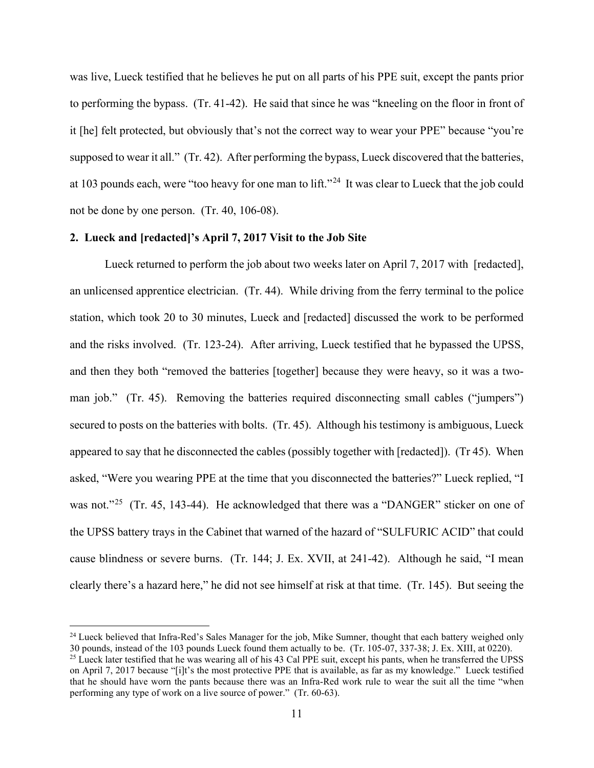was live, Lueck testified that he believes he put on all parts of his PPE suit, except the pants prior to performing the bypass. (Tr. 41-42). He said that since he was "kneeling on the floor in front of it [he] felt protected, but obviously that's not the correct way to wear your PPE" because "you're supposed to wear it all." (Tr. 42). After performing the bypass, Lueck discovered that the batteries, at 103 pounds each, were "too heavy for one man to lift."[24] It was clear to Lueck that the job could not be done by one person. (Tr. 40, 106-08).

**2. Lueck and [redacted]'s April 7, 2017 Visit to the Job Site**

Lueck returned to perform the job about two weeks later on April 7, 2017 with [redacted], an unlicensed apprentice electrician. (Tr. 44). While driving from the ferry terminal to the police station, which took 20 to 30 minutes, Lueck and [redacted] discussed the work to be performed and the risks involved. (Tr. 123-24). After arriving, Lueck testified that he bypassed the UPSS, and then they both "removed the batteries [together] because they were heavy, so it was a two-man job." (Tr. 45). Removing the batteries required disconnecting small cables ("jumpers") secured to posts on the batteries with bolts. (Tr. 45). Although his testimony is ambiguous, Lueck appeared to say that he disconnected the cables (possibly together with [redacted]). (Tr 45). When asked, "Were you wearing PPE at the time that you disconnected the batteries?" Lueck replied, "I was not."[25] (Tr. 45, 143-44). He acknowledged that there was a "DANGER" sticker on one of the UPSS battery trays in the Cabinet that warned of the hazard of "SULFURIC ACID" that could cause blindness or severe burns. (Tr. 144; J. Ex. XVII, at 241-42). Although he said, "I mean clearly there's a hazard here," he did not see himself at risk at that time. (Tr. 145). But seeing the

[24] Lueck believed that Infra-Red's Sales Manager for the job, Mike Sumner, thought that each battery weighed only 30 pounds, instead of the 103 pounds Lueck found them actually to be. (Tr. 105-07, 337-38; J. Ex. XIII, at 0220).

[25] Lueck later testified that he was wearing all of his 43 Cal PPE suit, except his pants, when he transferred the UPSS on April 7, 2017 because "[i]t's the most protective PPE that is available, as far as my knowledge." Lueck testified that he should have worn the pants because there was an Infra-Red work rule to wear the suit all the time "when performing any type of work on a live source of power." (Tr. 60-63).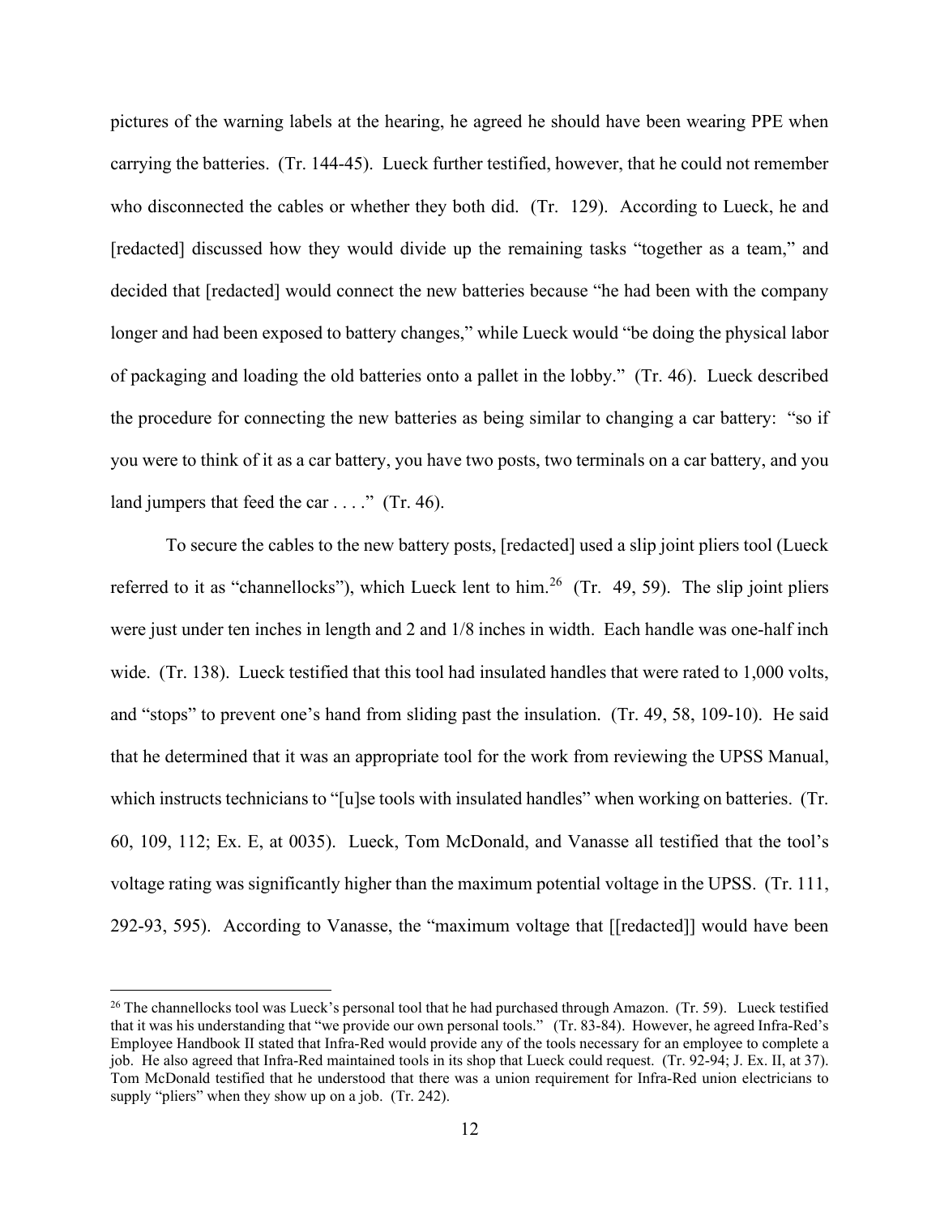pictures of the warning labels at the hearing, he agreed he should have been wearing PPE when carrying the batteries. (Tr. 144-45). Lueck further testified, however, that he could not remember who disconnected the cables or whether they both did. (Tr. 129). According to Lueck, he and [redacted] discussed how they would divide up the remaining tasks "together as a team," and decided that [redacted] would connect the new batteries because "he had been with the company longer and had been exposed to battery changes," while Lueck would "be doing the physical labor of packaging and loading the old batteries onto a pallet in the lobby." (Tr. 46). Lueck described the procedure for connecting the new batteries as being similar to changing a car battery: "so if you were to think of it as a car battery, you have two posts, two terminals on a car battery, and you land jumpers that feed the car . . . ." (Tr. 46).

To secure the cables to the new battery posts, [redacted] used a slip joint pliers tool (Lueck referred to it as "channellocks"), which Lueck lent to him.[26] (Tr. 49, 59). The slip joint pliers were just under ten inches in length and 2 and 1/8 inches in width. Each handle was one-half inch wide. (Tr. 138). Lueck testified that this tool had insulated handles that were rated to 1,000 volts, and "stops" to prevent one's hand from sliding past the insulation. (Tr. 49, 58, 109-10). He said that he determined that it was an appropriate tool for the work from reviewing the UPSS Manual, which instructs technicians to "[u]se tools with insulated handles" when working on batteries. (Tr. 60, 109, 112; Ex. E, at 0035). Lueck, Tom McDonald, and Vanasse all testified that the tool's voltage rating was significantly higher than the maximum potential voltage in the UPSS. (Tr. 111, 292-93, 595). According to Vanasse, the "maximum voltage that [[redacted]] would have been

[26] The channellocks tool was Lueck's personal tool that he had purchased through Amazon. (Tr. 59). Lueck testified that it was his understanding that "we provide our own personal tools." (Tr. 83-84). However, he agreed Infra-Red's Employee Handbook II stated that Infra-Red would provide any of the tools necessary for an employee to complete a job. He also agreed that Infra-Red maintained tools in its shop that Lueck could request. (Tr. 92-94; J. Ex. II, at 37). Tom McDonald testified that he understood that there was a union requirement for Infra-Red union electricians to supply "pliers" when they show up on a job. (Tr. 242).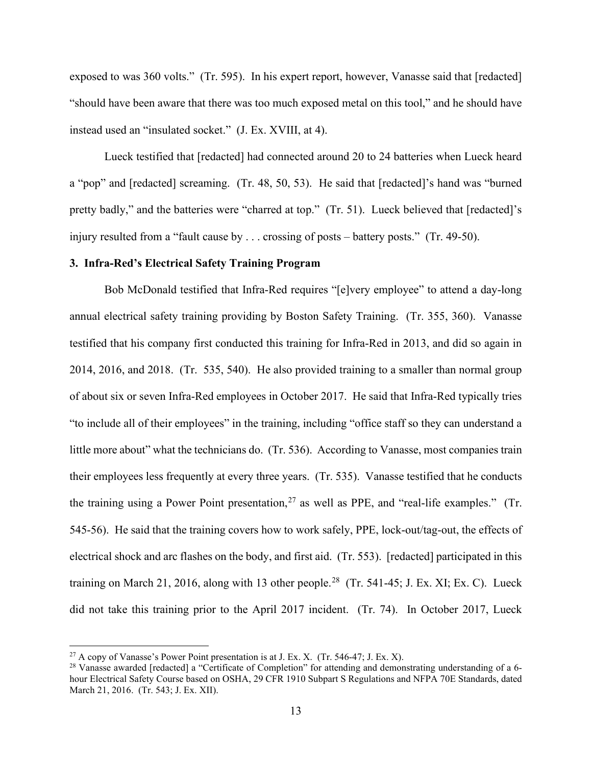exposed to was 360 volts." (Tr. 595). In his expert report, however, Vanasse said that [redacted] "should have been aware that there was too much exposed metal on this tool," and he should have instead used an "insulated socket." (J. Ex. XVIII, at 4).

Lueck testified that [redacted] had connected around 20 to 24 batteries when Lueck heard a "pop" and [redacted] screaming. (Tr. 48, 50, 53). He said that [redacted]'s hand was "burned pretty badly," and the batteries were "charred at top." (Tr. 51). Lueck believed that [redacted]'s injury resulted from a "fault cause by . . . crossing of posts – battery posts." (Tr. 49-50).

### 3. Infra-Red's Electrical Safety Training Program

Bob McDonald testified that Infra-Red requires "[e]very employee" to attend a day-long annual electrical safety training providing by Boston Safety Training. (Tr. 355, 360). Vanasse testified that his company first conducted this training for Infra-Red in 2013, and did so again in 2014, 2016, and 2018. (Tr. 535, 540). He also provided training to a smaller than normal group of about six or seven Infra-Red employees in October 2017. He said that Infra-Red typically tries "to include all of their employees" in the training, including "office staff so they can understand a little more about" what the technicians do. (Tr. 536). According to Vanasse, most companies train their employees less frequently at every three years. (Tr. 535). Vanasse testified that he conducts the training using a Power Point presentation,[27] as well as PPE, and "real-life examples." (Tr. 545-56). He said that the training covers how to work safely, PPE, lock-out/tag-out, the effects of electrical shock and arc flashes on the body, and first aid. (Tr. 553). [redacted] participated in this training on March 21, 2016, along with 13 other people.[28] (Tr. 541-45; J. Ex. XI; Ex. C). Lueck did not take this training prior to the April 2017 incident. (Tr. 74). In October 2017, Lueck

---

[27] A copy of Vanasse's Power Point presentation is at J. Ex. X. (Tr. 546-47; J. Ex. X).

[28] Vanasse awarded [redacted] a "Certificate of Completion" for attending and demonstrating understanding of a 6-hour Electrical Safety Course based on OSHA, 29 CFR 1910 Subpart S Regulations and NFPA 70E Standards, dated March 21, 2016. (Tr. 543; J. Ex. XII).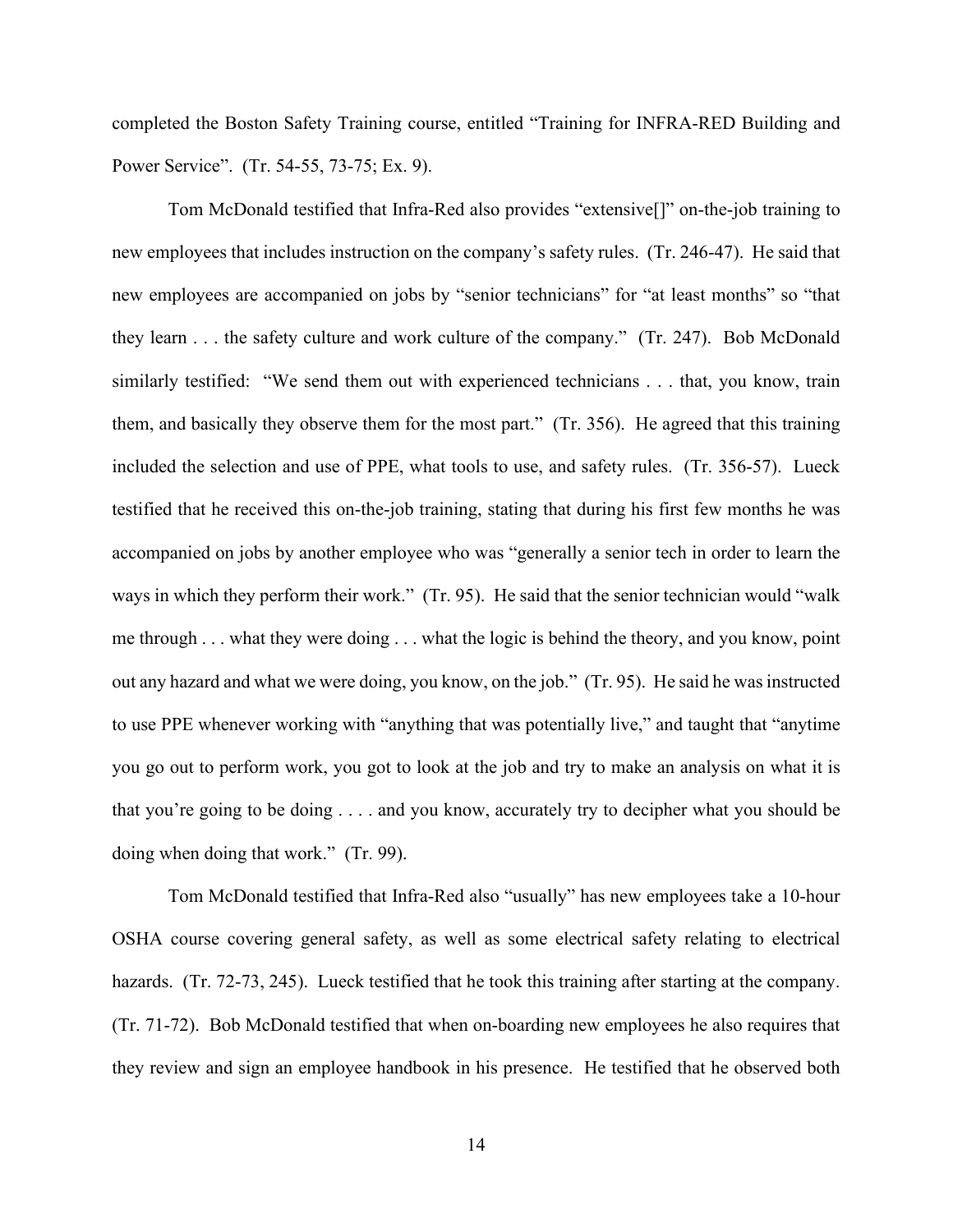completed the Boston Safety Training course, entitled "Training for INFRA-RED Building and Power Service". (Tr. 54-55, 73-75; Ex. 9).

Tom McDonald testified that Infra-Red also provides "extensive[]" on-the-job training to new employees that includes instruction on the company's safety rules. (Tr. 246-47). He said that new employees are accompanied on jobs by "senior technicians" for "at least months" so "that they learn . . . the safety culture and work culture of the company." (Tr. 247). Bob McDonald similarly testified: "We send them out with experienced technicians . . . that, you know, train them, and basically they observe them for the most part." (Tr. 356). He agreed that this training included the selection and use of PPE, what tools to use, and safety rules. (Tr. 356-57). Lueck testified that he received this on-the-job training, stating that during his first few months he was accompanied on jobs by another employee who was "generally a senior tech in order to learn the ways in which they perform their work." (Tr. 95). He said that the senior technician would "walk me through . . . what they were doing . . . what the logic is behind the theory, and you know, point out any hazard and what we were doing, you know, on the job." (Tr. 95). He said he was instructed to use PPE whenever working with "anything that was potentially live," and taught that "anytime you go out to perform work, you got to look at the job and try to make an analysis on what it is that you're going to be doing . . . . and you know, accurately try to decipher what you should be doing when doing that work." (Tr. 99).

Tom McDonald testified that Infra-Red also "usually" has new employees take a 10-hour OSHA course covering general safety, as well as some electrical safety relating to electrical hazards. (Tr. 72-73, 245). Lueck testified that he took this training after starting at the company. (Tr. 71-72). Bob McDonald testified that when on-boarding new employees he also requires that they review and sign an employee handbook in his presence. He testified that he observed both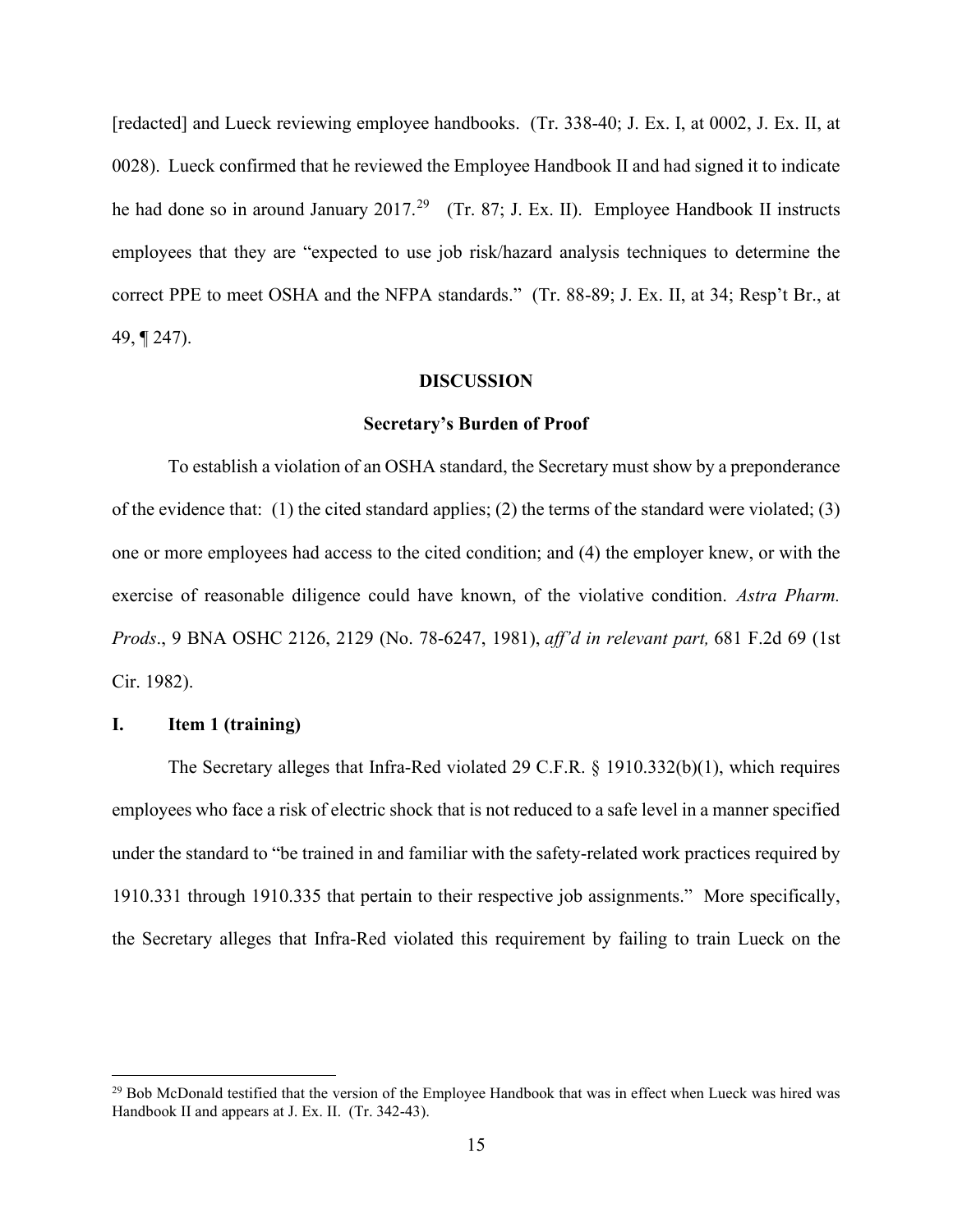[redacted] and Lueck reviewing employee handbooks. (Tr. 338-40; J. Ex. I, at 0002, J. Ex. II, at 0028). Lueck confirmed that he reviewed the Employee Handbook II and had signed it to indicate he had done so in around January 2017.[29] (Tr. 87; J. Ex. II). Employee Handbook II instructs employees that they are "expected to use job risk/hazard analysis techniques to determine the correct PPE to meet OSHA and the NFPA standards." (Tr. 88-89; J. Ex. II, at 34; Resp't Br., at 49, ¶ 247).

## DISCUSSION

### Secretary's Burden of Proof

To establish a violation of an OSHA standard, the Secretary must show by a preponderance of the evidence that: (1) the cited standard applies; (2) the terms of the standard were violated; (3) one or more employees had access to the cited condition; and (4) the employer knew, or with the exercise of reasonable diligence could have known, of the violative condition. *Astra Pharm. Prods*., 9 BNA OSHC 2126, 2129 (No. 78-6247, 1981), *aff'd in relevant part,* 681 F.2d 69 (1st Cir. 1982).

### I. Item 1 (training)

The Secretary alleges that Infra-Red violated 29 C.F.R. § 1910.332(b)(1), which requires employees who face a risk of electric shock that is not reduced to a safe level in a manner specified under the standard to "be trained in and familiar with the safety-related work practices required by 1910.331 through 1910.335 that pertain to their respective job assignments." More specifically, the Secretary alleges that Infra-Red violated this requirement by failing to train Lueck on the

[29] Bob McDonald testified that the version of the Employee Handbook that was in effect when Lueck was hired was Handbook II and appears at J. Ex. II. (Tr. 342-43).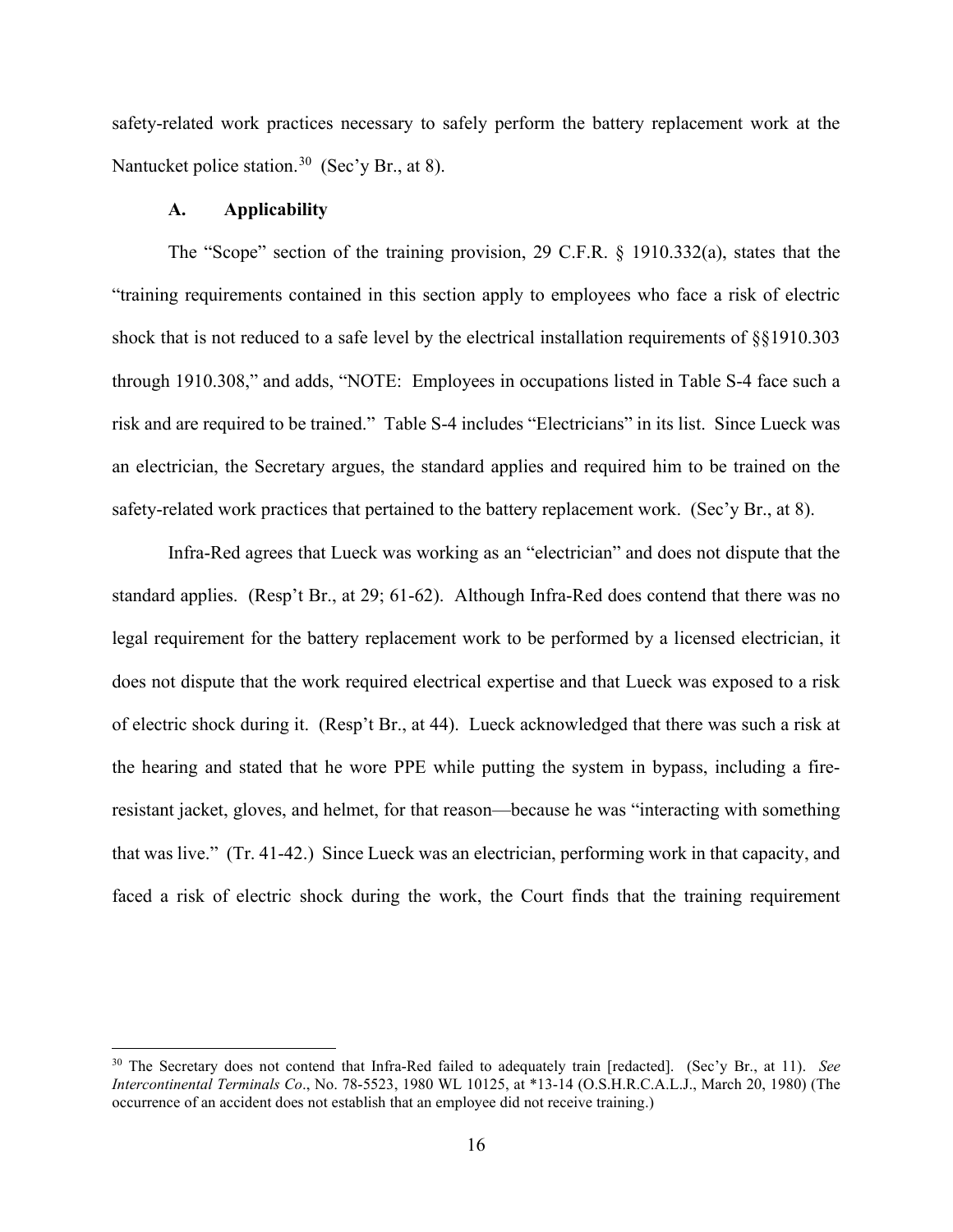safety-related work practices necessary to safely perform the battery replacement work at the Nantucket police station.[30] (Sec'y Br., at 8).

### A. Applicability

The "Scope" section of the training provision, 29 C.F.R. § 1910.332(a), states that the "training requirements contained in this section apply to employees who face a risk of electric shock that is not reduced to a safe level by the electrical installation requirements of §§1910.303 through 1910.308," and adds, "NOTE: Employees in occupations listed in Table S-4 face such a risk and are required to be trained." Table S-4 includes "Electricians" in its list. Since Lueck was an electrician, the Secretary argues, the standard applies and required him to be trained on the safety-related work practices that pertained to the battery replacement work. (Sec'y Br., at 8).

Infra-Red agrees that Lueck was working as an "electrician" and does not dispute that the standard applies. (Resp't Br., at 29; 61-62). Although Infra-Red does contend that there was no legal requirement for the battery replacement work to be performed by a licensed electrician, it does not dispute that the work required electrical expertise and that Lueck was exposed to a risk of electric shock during it. (Resp't Br., at 44). Lueck acknowledged that there was such a risk at the hearing and stated that he wore PPE while putting the system in bypass, including a fire-resistant jacket, gloves, and helmet, for that reason—because he was "interacting with something that was live." (Tr. 41-42.) Since Lueck was an electrician, performing work in that capacity, and faced a risk of electric shock during the work, the Court finds that the training requirement

---

[30] The Secretary does not contend that Infra-Red failed to adequately train [redacted]. (Sec'y Br., at 11). *See Intercontinental Terminals Co*., No. 78-5523, 1980 WL 10125, at *13-14 (O.S.H.R.C.A.L.J., March 20, 1980) (The occurrence of an accident does not establish that an employee did not receive training.)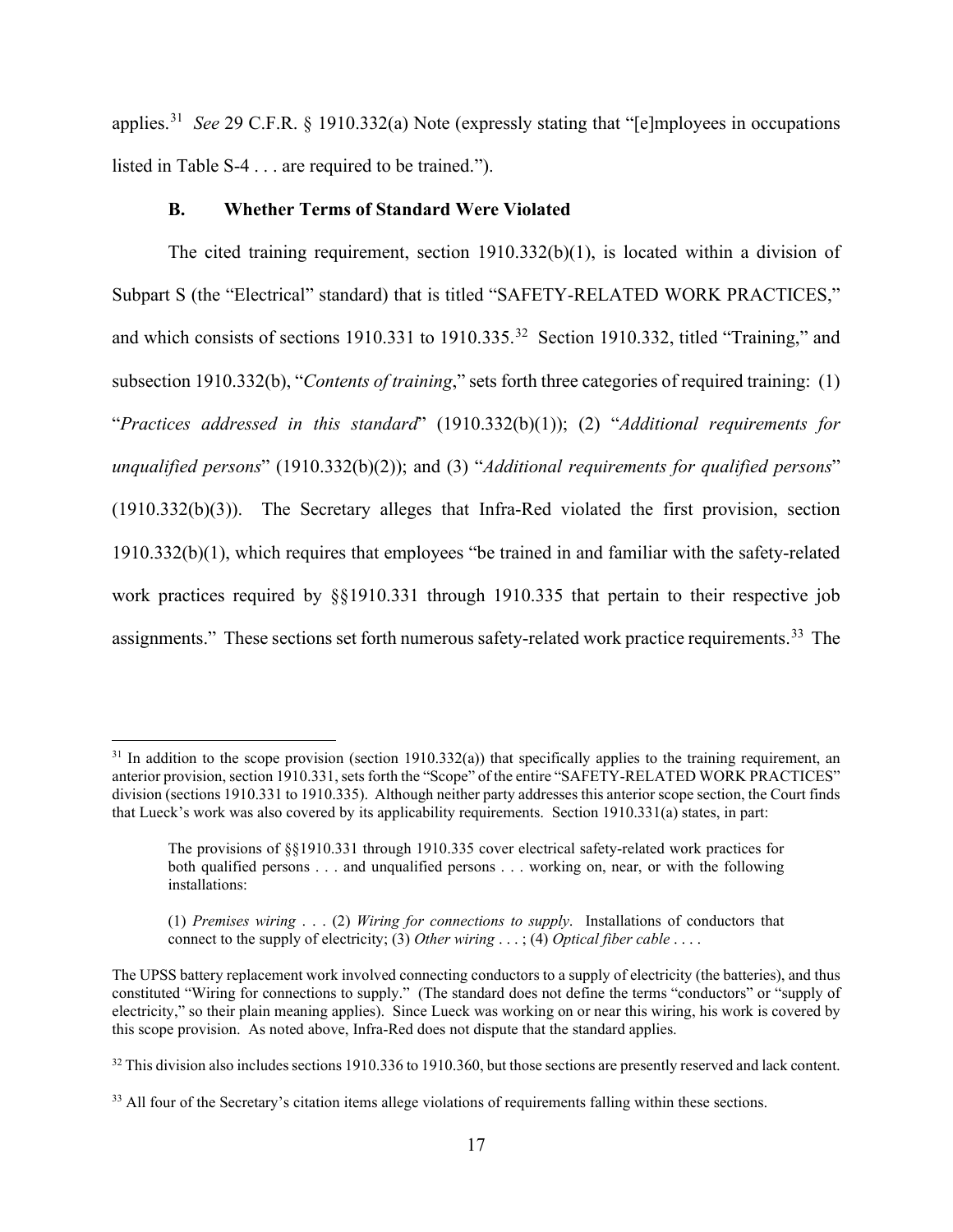applies.[31] *See* 29 C.F.R. § 1910.332(a) Note (expressly stating that "[e]mployees in occupations listed in Table S-4 . . . are required to be trained.").

### B. Whether Terms of Standard Were Violated

The cited training requirement, section 1910.332(b)(1), is located within a division of Subpart S (the "Electrical" standard) that is titled "SAFETY-RELATED WORK PRACTICES," and which consists of sections 1910.331 to 1910.335.[32] Section 1910.332, titled "Training," and subsection 1910.332(b), "*Contents of training*," sets forth three categories of required training: (1) "*Practices addressed in this standard*" (1910.332(b)(1)); (2) "*Additional requirements for unqualified persons*" (1910.332(b)(2)); and (3) "*Additional requirements for qualified persons*" (1910.332(b)(3)). The Secretary alleges that Infra-Red violated the first provision, section 1910.332(b)(1), which requires that employees "be trained in and familiar with the safety-related work practices required by §§1910.331 through 1910.335 that pertain to their respective job assignments." These sections set forth numerous safety-related work practice requirements.[33] The

---

[31] In addition to the scope provision (section 1910.332(a)) that specifically applies to the training requirement, an anterior provision, section 1910.331, sets forth the "Scope" of the entire "SAFETY-RELATED WORK PRACTICES" division (sections 1910.331 to 1910.335). Although neither party addresses this anterior scope section, the Court finds that Lueck's work was also covered by its applicability requirements. Section 1910.331(a) states, in part:

> The provisions of §§1910.331 through 1910.335 cover electrical safety-related work practices for both qualified persons . . . and unqualified persons . . . working on, near, or with the following installations:
>
> (1) *Premises wiring* . . . (2) *Wiring for connections to supply*. Installations of conductors that connect to the supply of electricity; (3) *Other wiring* . . . ; (4) *Optical fiber cable* . . . .

The UPSS battery replacement work involved connecting conductors to a supply of electricity (the batteries), and thus constituted "Wiring for connections to supply." (The standard does not define the terms "conductors" or "supply of electricity," so their plain meaning applies). Since Lueck was working on or near this wiring, his work is covered by this scope provision. As noted above, Infra-Red does not dispute that the standard applies.

[32] This division also includes sections 1910.336 to 1910.360, but those sections are presently reserved and lack content.

[33] All four of the Secretary's citation items allege violations of requirements falling within these sections.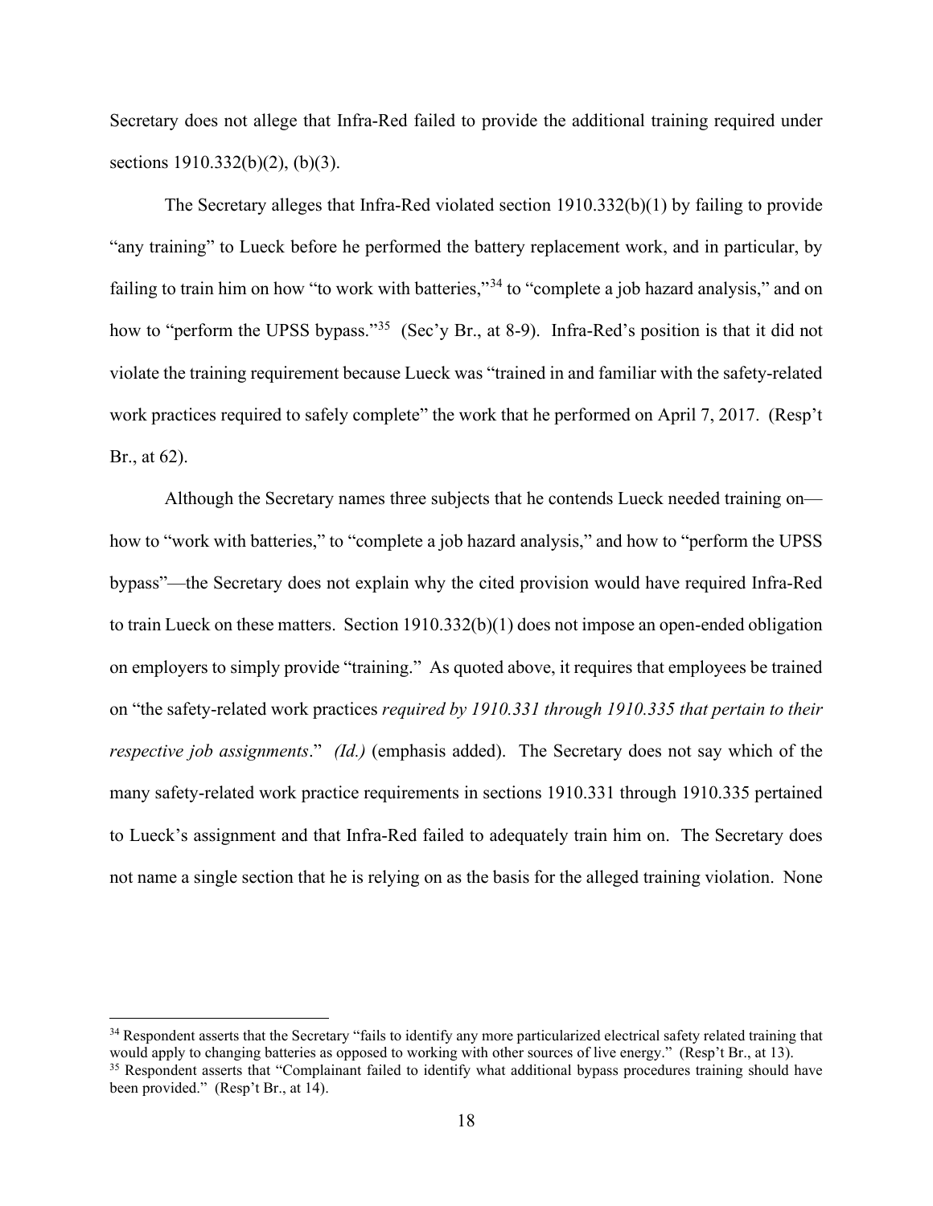Secretary does not allege that Infra-Red failed to provide the additional training required under sections 1910.332(b)(2), (b)(3).

The Secretary alleges that Infra-Red violated section 1910.332(b)(1) by failing to provide "any training" to Lueck before he performed the battery replacement work, and in particular, by failing to train him on how "to work with batteries,"[34] to "complete a job hazard analysis," and on how to "perform the UPSS bypass."[35] (Sec'y Br., at 8-9). Infra-Red's position is that it did not violate the training requirement because Lueck was "trained in and familiar with the safety-related work practices required to safely complete" the work that he performed on April 7, 2017. (Resp't Br., at 62).

Although the Secretary names three subjects that he contends Lueck needed training on—how to "work with batteries," to "complete a job hazard analysis," and how to "perform the UPSS bypass"—the Secretary does not explain why the cited provision would have required Infra-Red to train Lueck on these matters. Section 1910.332(b)(1) does not impose an open-ended obligation on employers to simply provide "training." As quoted above, it requires that employees be trained on "the safety-related work practices *required by 1910.331 through 1910.335 that pertain to their respective job assignments*." *(Id.)* (emphasis added). The Secretary does not say which of the many safety-related work practice requirements in sections 1910.331 through 1910.335 pertained to Lueck's assignment and that Infra-Red failed to adequately train him on. The Secretary does not name a single section that he is relying on as the basis for the alleged training violation. None

---

[34] Respondent asserts that the Secretary "fails to identify any more particularized electrical safety related training that would apply to changing batteries as opposed to working with other sources of live energy." (Resp't Br., at 13).

[35] Respondent asserts that "Complainant failed to identify what additional bypass procedures training should have been provided." (Resp't Br., at 14).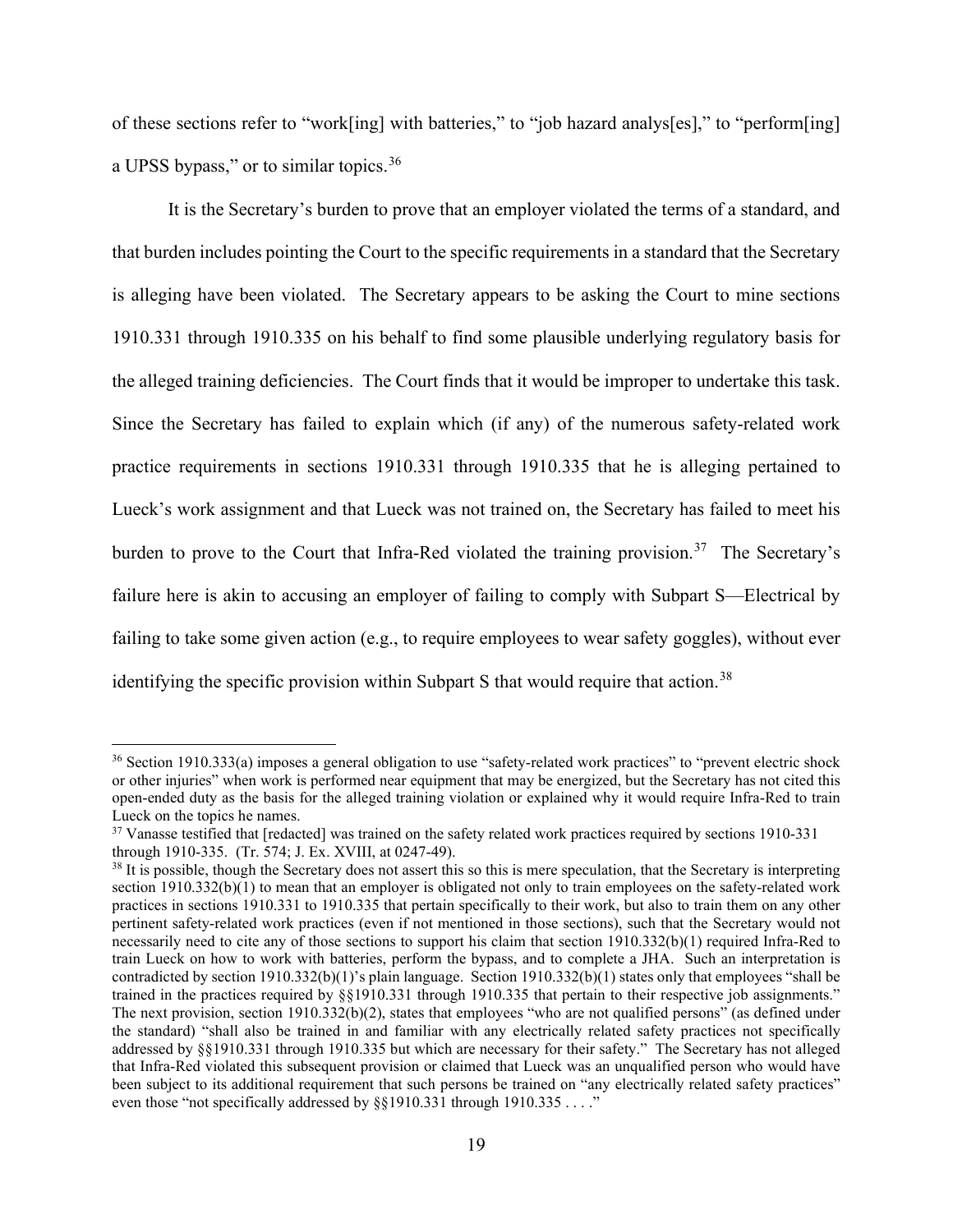of these sections refer to "work[ing] with batteries," to "job hazard analys[es]," to "perform[ing] a UPSS bypass," or to similar topics.[36]

It is the Secretary's burden to prove that an employer violated the terms of a standard, and that burden includes pointing the Court to the specific requirements in a standard that the Secretary is alleging have been violated. The Secretary appears to be asking the Court to mine sections 1910.331 through 1910.335 on his behalf to find some plausible underlying regulatory basis for the alleged training deficiencies. The Court finds that it would be improper to undertake this task. Since the Secretary has failed to explain which (if any) of the numerous safety-related work practice requirements in sections 1910.331 through 1910.335 that he is alleging pertained to Lueck's work assignment and that Lueck was not trained on, the Secretary has failed to meet his burden to prove to the Court that Infra-Red violated the training provision.[37] The Secretary's failure here is akin to accusing an employer of failing to comply with Subpart S—Electrical by failing to take some given action (e.g., to require employees to wear safety goggles), without ever identifying the specific provision within Subpart S that would require that action.[38]

---

[36] Section 1910.333(a) imposes a general obligation to use "safety-related work practices" to "prevent electric shock or other injuries" when work is performed near equipment that may be energized, but the Secretary has not cited this open-ended duty as the basis for the alleged training violation or explained why it would require Infra-Red to train Lueck on the topics he names.

[37] Vanasse testified that [redacted] was trained on the safety related work practices required by sections 1910-331 through 1910-335. (Tr. 574; J. Ex. XVIII, at 0247-49).

[38] It is possible, though the Secretary does not assert this so this is mere speculation, that the Secretary is interpreting section 1910.332(b)(1) to mean that an employer is obligated not only to train employees on the safety-related work practices in sections 1910.331 to 1910.335 that pertain specifically to their work, but also to train them on any other pertinent safety-related work practices (even if not mentioned in those sections), such that the Secretary would not necessarily need to cite any of those sections to support his claim that section 1910.332(b)(1) required Infra-Red to train Lueck on how to work with batteries, perform the bypass, and to complete a JHA. Such an interpretation is contradicted by section 1910.332(b)(1)'s plain language. Section 1910.332(b)(1) states only that employees "shall be trained in the practices required by §§1910.331 through 1910.335 that pertain to their respective job assignments." The next provision, section 1910.332(b)(2), states that employees "who are not qualified persons" (as defined under the standard) "shall also be trained in and familiar with any electrically related safety practices not specifically addressed by §§1910.331 through 1910.335 but which are necessary for their safety." The Secretary has not alleged that Infra-Red violated this subsequent provision or claimed that Lueck was an unqualified person who would have been subject to its additional requirement that such persons be trained on "any electrically related safety practices" even those "not specifically addressed by §§1910.331 through 1910.335 . . . ."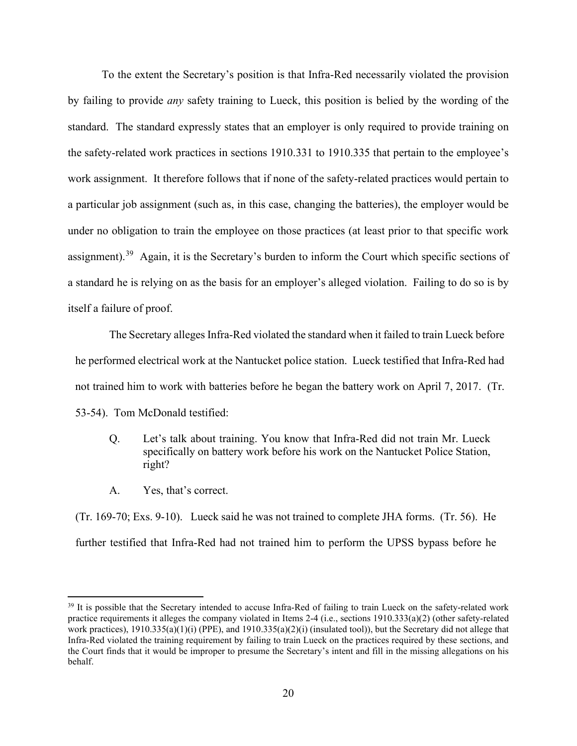To the extent the Secretary's position is that Infra-Red necessarily violated the provision by failing to provide *any* safety training to Lueck, this position is belied by the wording of the standard. The standard expressly states that an employer is only required to provide training on the safety-related work practices in sections 1910.331 to 1910.335 that pertain to the employee's work assignment. It therefore follows that if none of the safety-related practices would pertain to a particular job assignment (such as, in this case, changing the batteries), the employer would be under no obligation to train the employee on those practices (at least prior to that specific work assignment).[39] Again, it is the Secretary's burden to inform the Court which specific sections of a standard he is relying on as the basis for an employer's alleged violation. Failing to do so is by itself a failure of proof.

The Secretary alleges Infra-Red violated the standard when it failed to train Lueck before he performed electrical work at the Nantucket police station. Lueck testified that Infra-Red had not trained him to work with batteries before he began the battery work on April 7, 2017. (Tr. 53-54). Tom McDonald testified:

> Q. Let's talk about training. You know that Infra-Red did not train Mr. Lueck specifically on battery work before his work on the Nantucket Police Station, right?
>
> A. Yes, that's correct.

(Tr. 169-70; Exs. 9-10). Lueck said he was not trained to complete JHA forms. (Tr. 56). He further testified that Infra-Red had not trained him to perform the UPSS bypass before he

[39] It is possible that the Secretary intended to accuse Infra-Red of failing to train Lueck on the safety-related work practice requirements it alleges the company violated in Items 2-4 (i.e., sections 1910.333(a)(2) (other safety-related work practices), 1910.335(a)(1)(i) (PPE), and 1910.335(a)(2)(i) (insulated tool)), but the Secretary did not allege that Infra-Red violated the training requirement by failing to train Lueck on the practices required by these sections, and the Court finds that it would be improper to presume the Secretary's intent and fill in the missing allegations on his behalf.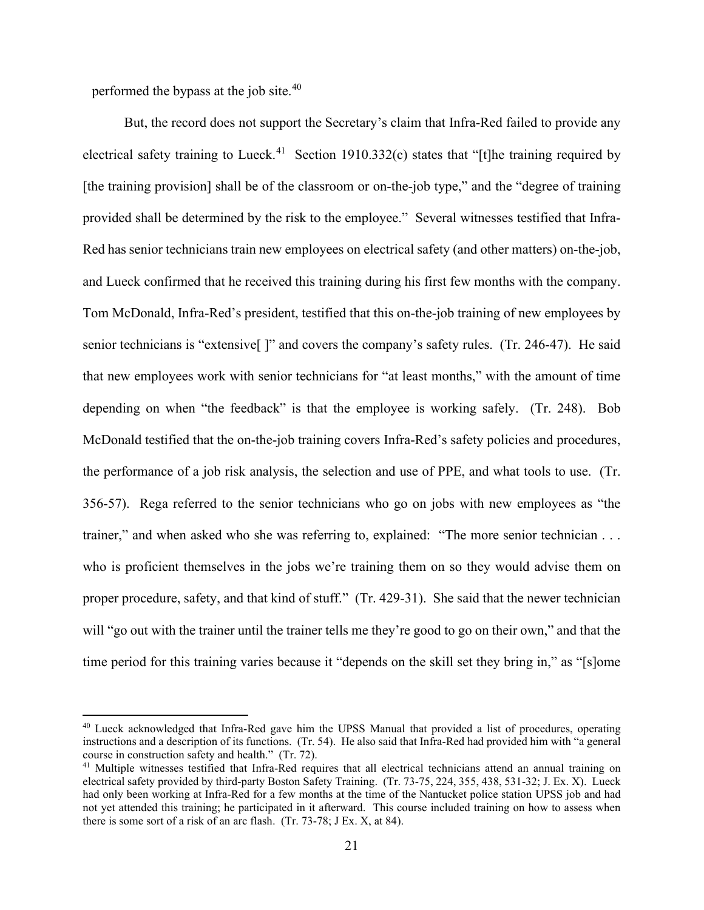performed the bypass at the job site.[40]

But, the record does not support the Secretary's claim that Infra-Red failed to provide any electrical safety training to Lueck.[41] Section 1910.332(c) states that "[t]he training required by [the training provision] shall be of the classroom or on-the-job type," and the "degree of training provided shall be determined by the risk to the employee." Several witnesses testified that Infra-Red has senior technicians train new employees on electrical safety (and other matters) on-the-job, and Lueck confirmed that he received this training during his first few months with the company. Tom McDonald, Infra-Red's president, testified that this on-the-job training of new employees by senior technicians is "extensive[ ]" and covers the company's safety rules. (Tr. 246-47). He said that new employees work with senior technicians for "at least months," with the amount of time depending on when "the feedback" is that the employee is working safely. (Tr. 248). Bob McDonald testified that the on-the-job training covers Infra-Red's safety policies and procedures, the performance of a job risk analysis, the selection and use of PPE, and what tools to use. (Tr. 356-57). Rega referred to the senior technicians who go on jobs with new employees as "the trainer," and when asked who she was referring to, explained: "The more senior technician . . . who is proficient themselves in the jobs we're training them on so they would advise them on proper procedure, safety, and that kind of stuff." (Tr. 429-31). She said that the newer technician will "go out with the trainer until the trainer tells me they're good to go on their own," and that the time period for this training varies because it "depends on the skill set they bring in," as "[s]ome

---

[40] Lueck acknowledged that Infra-Red gave him the UPSS Manual that provided a list of procedures, operating instructions and a description of its functions. (Tr. 54). He also said that Infra-Red had provided him with "a general course in construction safety and health." (Tr. 72).

[41] Multiple witnesses testified that Infra-Red requires that all electrical technicians attend an annual training on electrical safety provided by third-party Boston Safety Training. (Tr. 73-75, 224, 355, 438, 531-32; J. Ex. X). Lueck had only been working at Infra-Red for a few months at the time of the Nantucket police station UPSS job and had not yet attended this training; he participated in it afterward. This course included training on how to assess when there is some sort of a risk of an arc flash. (Tr. 73-78; J Ex. X, at 84).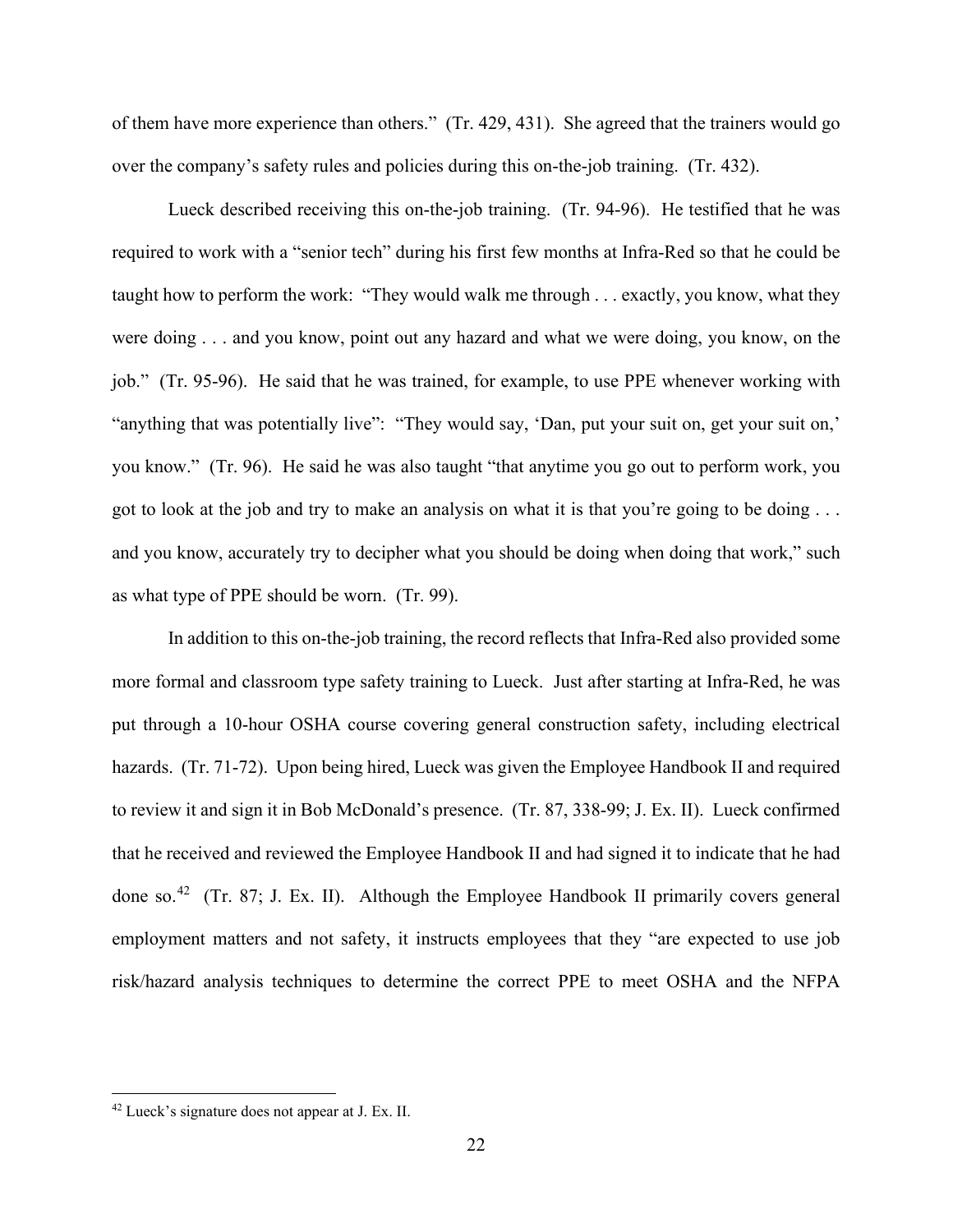of them have more experience than others." (Tr. 429, 431). She agreed that the trainers would go over the company's safety rules and policies during this on-the-job training. (Tr. 432).

Lueck described receiving this on-the-job training. (Tr. 94-96). He testified that he was required to work with a "senior tech" during his first few months at Infra-Red so that he could be taught how to perform the work: "They would walk me through . . . exactly, you know, what they were doing . . . and you know, point out any hazard and what we were doing, you know, on the job." (Tr. 95-96). He said that he was trained, for example, to use PPE whenever working with "anything that was potentially live": "They would say, 'Dan, put your suit on, get your suit on,' you know." (Tr. 96). He said he was also taught "that anytime you go out to perform work, you got to look at the job and try to make an analysis on what it is that you're going to be doing . . . and you know, accurately try to decipher what you should be doing when doing that work," such as what type of PPE should be worn. (Tr. 99).

In addition to this on-the-job training, the record reflects that Infra-Red also provided some more formal and classroom type safety training to Lueck. Just after starting at Infra-Red, he was put through a 10-hour OSHA course covering general construction safety, including electrical hazards. (Tr. 71-72). Upon being hired, Lueck was given the Employee Handbook II and required to review it and sign it in Bob McDonald's presence. (Tr. 87, 338-99; J. Ex. II). Lueck confirmed that he received and reviewed the Employee Handbook II and had signed it to indicate that he had done so.[42] (Tr. 87; J. Ex. II). Although the Employee Handbook II primarily covers general employment matters and not safety, it instructs employees that they "are expected to use job risk/hazard analysis techniques to determine the correct PPE to meet OSHA and the NFPA

[42] Lueck's signature does not appear at J. Ex. II.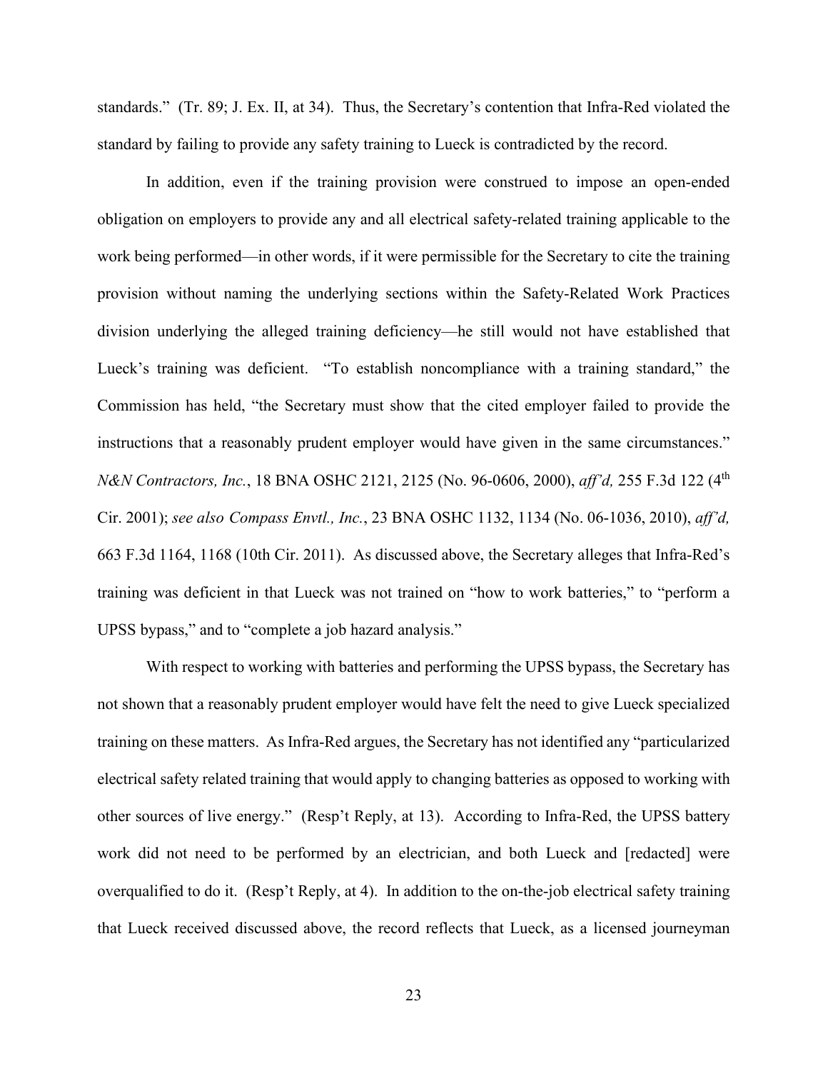standards." (Tr. 89; J. Ex. II, at 34). Thus, the Secretary's contention that Infra-Red violated the standard by failing to provide any safety training to Lueck is contradicted by the record.

In addition, even if the training provision were construed to impose an open-ended obligation on employers to provide any and all electrical safety-related training applicable to the work being performed—in other words, if it were permissible for the Secretary to cite the training provision without naming the underlying sections within the Safety-Related Work Practices division underlying the alleged training deficiency—he still would not have established that Lueck's training was deficient. "To establish noncompliance with a training standard," the Commission has held, "the Secretary must show that the cited employer failed to provide the instructions that a reasonably prudent employer would have given in the same circumstances." *N&N Contractors, Inc.*, 18 BNA OSHC 2121, 2125 (No. 96-0606, 2000), *aff'd,* 255 F.3d 122 (4th Cir. 2001); *see also Compass Envtl., Inc.*, 23 BNA OSHC 1132, 1134 (No. 06-1036, 2010), *aff'd,* 663 F.3d 1164, 1168 (10th Cir. 2011). As discussed above, the Secretary alleges that Infra-Red's training was deficient in that Lueck was not trained on "how to work batteries," to "perform a UPSS bypass," and to "complete a job hazard analysis."

With respect to working with batteries and performing the UPSS bypass, the Secretary has not shown that a reasonably prudent employer would have felt the need to give Lueck specialized training on these matters. As Infra-Red argues, the Secretary has not identified any "particularized electrical safety related training that would apply to changing batteries as opposed to working with other sources of live energy." (Resp't Reply, at 13). According to Infra-Red, the UPSS battery work did not need to be performed by an electrician, and both Lueck and [redacted] were overqualified to do it. (Resp't Reply, at 4). In addition to the on-the-job electrical safety training that Lueck received discussed above, the record reflects that Lueck, as a licensed journeyman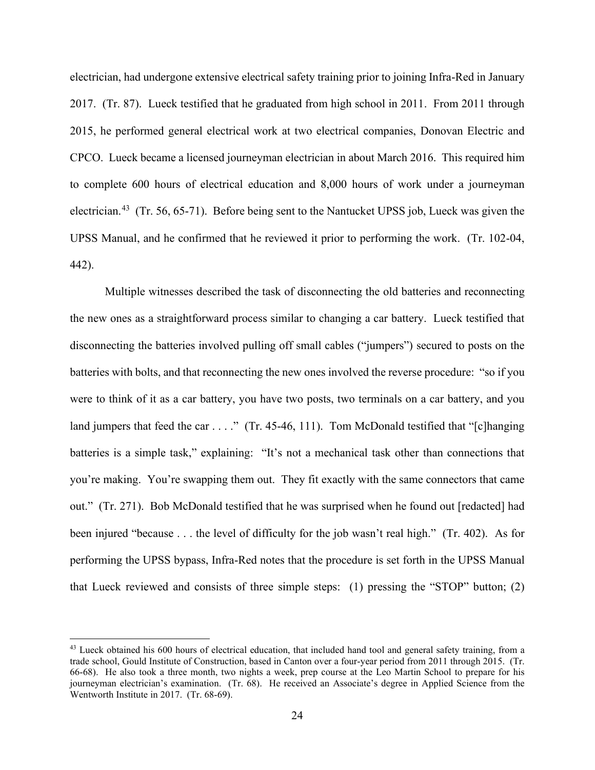electrician, had undergone extensive electrical safety training prior to joining Infra-Red in January 2017. (Tr. 87). Lueck testified that he graduated from high school in 2011. From 2011 through 2015, he performed general electrical work at two electrical companies, Donovan Electric and CPCO. Lueck became a licensed journeyman electrician in about March 2016. This required him to complete 600 hours of electrical education and 8,000 hours of work under a journeyman electrician.[43] (Tr. 56, 65-71). Before being sent to the Nantucket UPSS job, Lueck was given the UPSS Manual, and he confirmed that he reviewed it prior to performing the work. (Tr. 102-04, 442).

Multiple witnesses described the task of disconnecting the old batteries and reconnecting the new ones as a straightforward process similar to changing a car battery. Lueck testified that disconnecting the batteries involved pulling off small cables ("jumpers") secured to posts on the batteries with bolts, and that reconnecting the new ones involved the reverse procedure: "so if you were to think of it as a car battery, you have two posts, two terminals on a car battery, and you land jumpers that feed the car . . . ." (Tr. 45-46, 111). Tom McDonald testified that "[c]hanging batteries is a simple task," explaining: "It's not a mechanical task other than connections that you're making. You're swapping them out. They fit exactly with the same connectors that came out." (Tr. 271). Bob McDonald testified that he was surprised when he found out [redacted] had been injured "because . . . the level of difficulty for the job wasn't real high." (Tr. 402). As for performing the UPSS bypass, Infra-Red notes that the procedure is set forth in the UPSS Manual that Lueck reviewed and consists of three simple steps: (1) pressing the "STOP" button; (2)

---

[43] Lueck obtained his 600 hours of electrical education, that included hand tool and general safety training, from a trade school, Gould Institute of Construction, based in Canton over a four-year period from 2011 through 2015. (Tr. 66-68). He also took a three month, two nights a week, prep course at the Leo Martin School to prepare for his journeyman electrician's examination. (Tr. 68). He received an Associate's degree in Applied Science from the Wentworth Institute in 2017. (Tr. 68-69).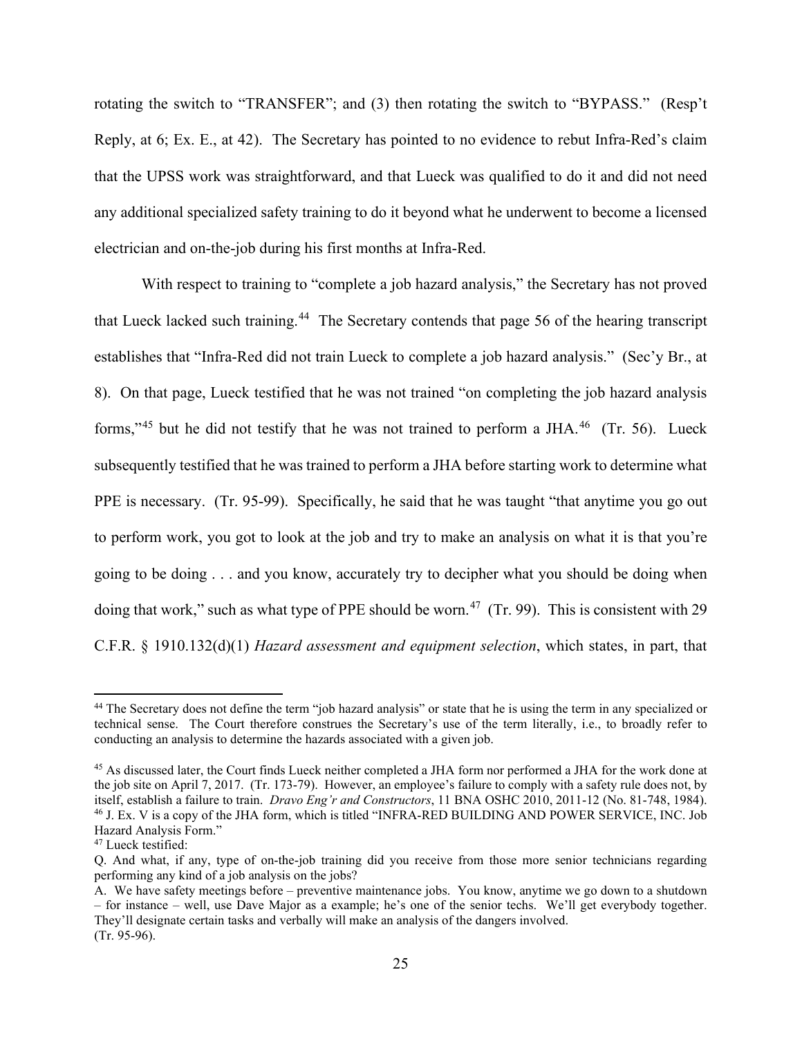rotating the switch to "TRANSFER"; and (3) then rotating the switch to "BYPASS." (Resp't Reply, at 6; Ex. E., at 42). The Secretary has pointed to no evidence to rebut Infra-Red's claim that the UPSS work was straightforward, and that Lueck was qualified to do it and did not need any additional specialized safety training to do it beyond what he underwent to become a licensed electrician and on-the-job during his first months at Infra-Red.

With respect to training to "complete a job hazard analysis," the Secretary has not proved that Lueck lacked such training.[44] The Secretary contends that page 56 of the hearing transcript establishes that "Infra-Red did not train Lueck to complete a job hazard analysis." (Sec'y Br., at 8). On that page, Lueck testified that he was not trained "on completing the job hazard analysis forms,"[45] but he did not testify that he was not trained to perform a JHA.[46] (Tr. 56). Lueck subsequently testified that he was trained to perform a JHA before starting work to determine what PPE is necessary. (Tr. 95-99). Specifically, he said that he was taught "that anytime you go out to perform work, you got to look at the job and try to make an analysis on what it is that you're going to be doing . . . and you know, accurately try to decipher what you should be doing when doing that work," such as what type of PPE should be worn.[47] (Tr. 99). This is consistent with 29 C.F.R. § 1910.132(d)(1) *Hazard assessment and equipment selection*, which states, in part, that

---

[44] The Secretary does not define the term "job hazard analysis" or state that he is using the term in any specialized or technical sense. The Court therefore construes the Secretary's use of the term literally, i.e., to broadly refer to conducting an analysis to determine the hazards associated with a given job.

[45] As discussed later, the Court finds Lueck neither completed a JHA form nor performed a JHA for the work done at the job site on April 7, 2017. (Tr. 173-79). However, an employee's failure to comply with a safety rule does not, by itself, establish a failure to train. *Dravo Eng'r and Constructors*, 11 BNA OSHC 2010, 2011-12 (No. 81-748, 1984).

[46] J. Ex. V is a copy of the JHA form, which is titled "INFRA-RED BUILDING AND POWER SERVICE, INC. Job Hazard Analysis Form."

[47] Lueck testified:

Q. And what, if any, type of on-the-job training did you receive from those more senior technicians regarding performing any kind of a job analysis on the jobs?

A. We have safety meetings before – preventive maintenance jobs. You know, anytime we go down to a shutdown – for instance – well, use Dave Major as a example; he's one of the senior techs. We'll get everybody together. They'll designate certain tasks and verbally will make an analysis of the dangers involved.

(Tr. 95-96).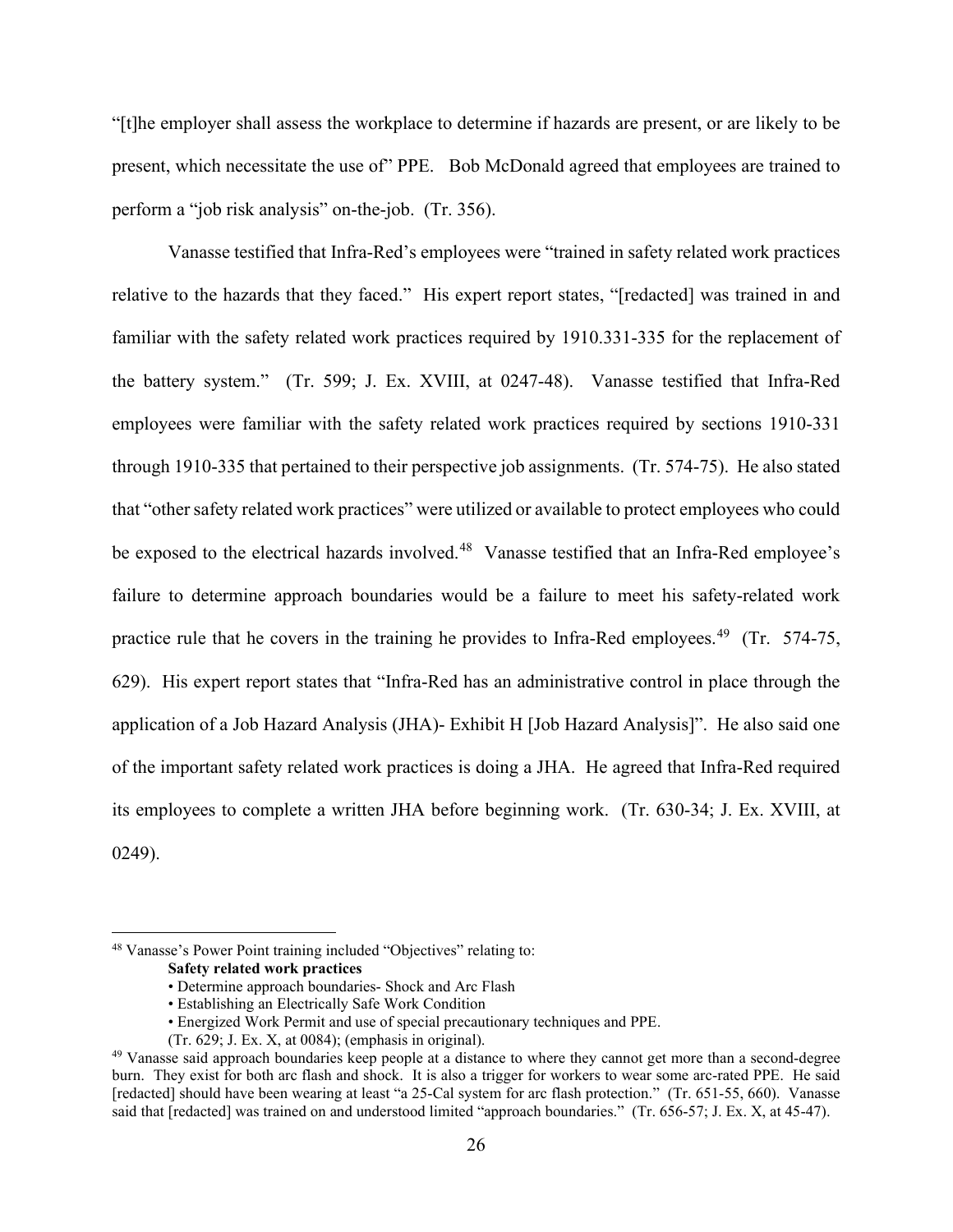"[t]he employer shall assess the workplace to determine if hazards are present, or are likely to be present, which necessitate the use of" PPE. Bob McDonald agreed that employees are trained to perform a "job risk analysis" on-the-job. (Tr. 356).

Vanasse testified that Infra-Red's employees were "trained in safety related work practices relative to the hazards that they faced." His expert report states, "[redacted] was trained in and familiar with the safety related work practices required by 1910.331-335 for the replacement of the battery system." (Tr. 599; J. Ex. XVIII, at 0247-48). Vanasse testified that Infra-Red employees were familiar with the safety related work practices required by sections 1910-331 through 1910-335 that pertained to their perspective job assignments. (Tr. 574-75). He also stated that "other safety related work practices" were utilized or available to protect employees who could be exposed to the electrical hazards involved.[48] Vanasse testified that an Infra-Red employee's failure to determine approach boundaries would be a failure to meet his safety-related work practice rule that he covers in the training he provides to Infra-Red employees.[49] (Tr. 574-75, 629). His expert report states that "Infra-Red has an administrative control in place through the application of a Job Hazard Analysis (JHA)- Exhibit H [Job Hazard Analysis]". He also said one of the important safety related work practices is doing a JHA. He agreed that Infra-Red required its employees to complete a written JHA before beginning work. (Tr. 630-34; J. Ex. XVIII, at 0249).

---

[48] Vanasse's Power Point training included "Objectives" relating to:

**Safety related work practices**

- Determine approach boundaries- Shock and Arc Flash
- Establishing an Electrically Safe Work Condition
- Energized Work Permit and use of special precautionary techniques and PPE.

(Tr. 629; J. Ex. X, at 0084); (emphasis in original).

[49] Vanasse said approach boundaries keep people at a distance to where they cannot get more than a second-degree burn. They exist for both arc flash and shock. It is also a trigger for workers to wear some arc-rated PPE. He said [redacted] should have been wearing at least "a 25-Cal system for arc flash protection." (Tr. 651-55, 660). Vanasse said that [redacted] was trained on and understood limited "approach boundaries." (Tr. 656-57; J. Ex. X, at 45-47).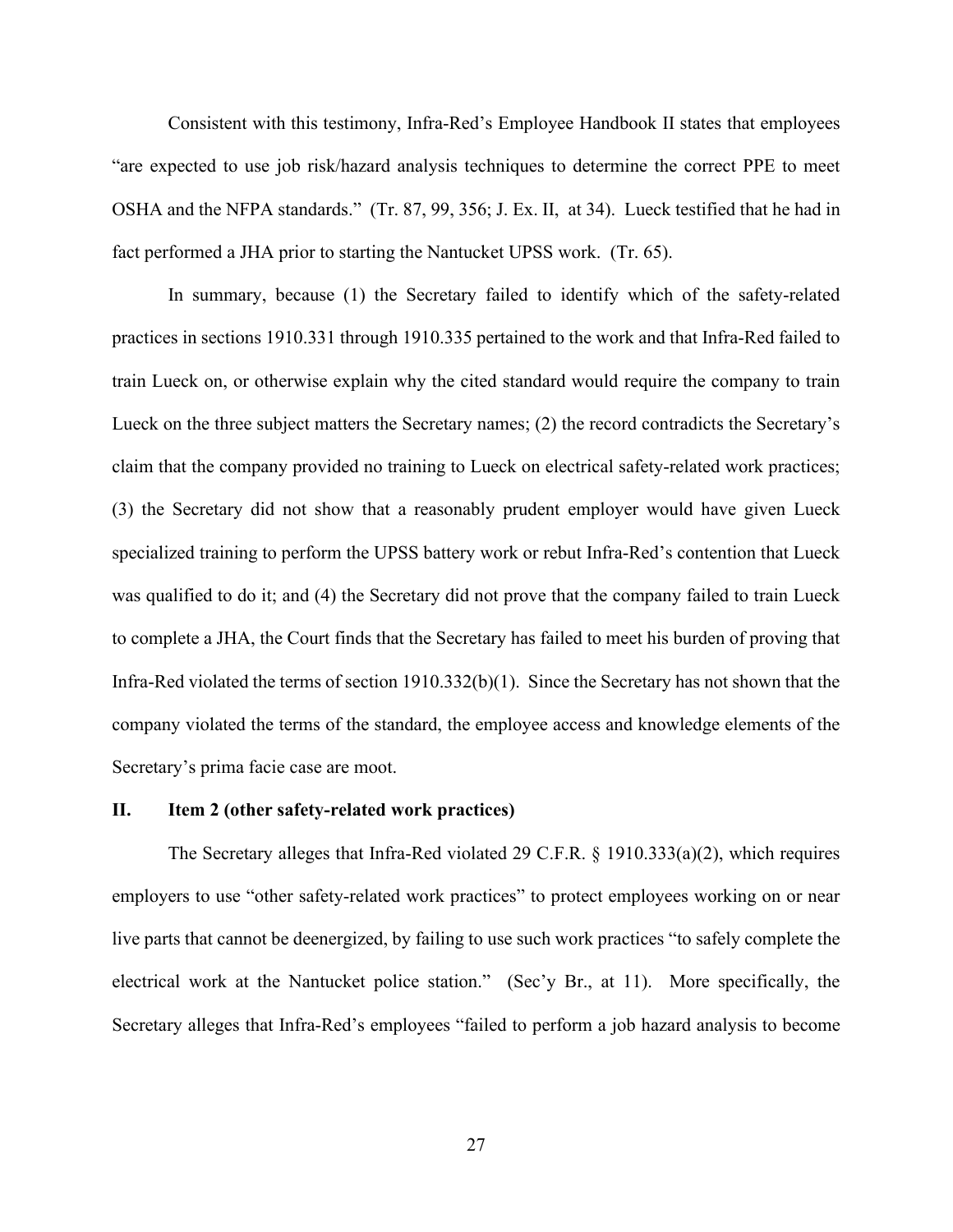Consistent with this testimony, Infra-Red's Employee Handbook II states that employees "are expected to use job risk/hazard analysis techniques to determine the correct PPE to meet OSHA and the NFPA standards." (Tr. 87, 99, 356; J. Ex. II, at 34). Lueck testified that he had in fact performed a JHA prior to starting the Nantucket UPSS work. (Tr. 65).

In summary, because (1) the Secretary failed to identify which of the safety-related practices in sections 1910.331 through 1910.335 pertained to the work and that Infra-Red failed to train Lueck on, or otherwise explain why the cited standard would require the company to train Lueck on the three subject matters the Secretary names; (2) the record contradicts the Secretary's claim that the company provided no training to Lueck on electrical safety-related work practices; (3) the Secretary did not show that a reasonably prudent employer would have given Lueck specialized training to perform the UPSS battery work or rebut Infra-Red's contention that Lueck was qualified to do it; and (4) the Secretary did not prove that the company failed to train Lueck to complete a JHA, the Court finds that the Secretary has failed to meet his burden of proving that Infra-Red violated the terms of section 1910.332(b)(1). Since the Secretary has not shown that the company violated the terms of the standard, the employee access and knowledge elements of the Secretary's prima facie case are moot.

## II. Item 2 (other safety-related work practices)

The Secretary alleges that Infra-Red violated 29 C.F.R. § 1910.333(a)(2), which requires employers to use "other safety-related work practices" to protect employees working on or near live parts that cannot be deenergized, by failing to use such work practices "to safely complete the electrical work at the Nantucket police station." (Sec'y Br., at 11). More specifically, the Secretary alleges that Infra-Red's employees "failed to perform a job hazard analysis to become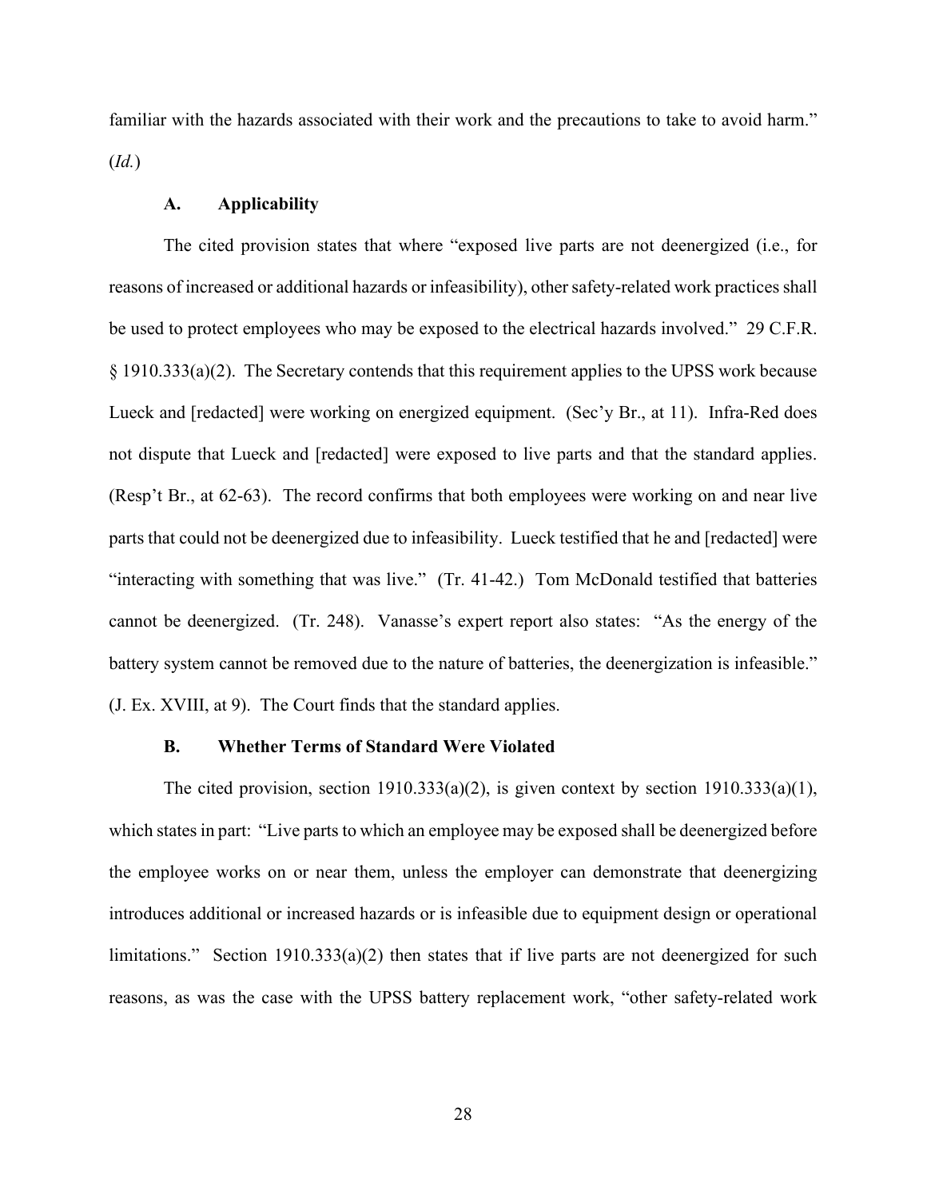familiar with the hazards associated with their work and the precautions to take to avoid harm." (*Id.*)

### A. Applicability

The cited provision states that where "exposed live parts are not deenergized (i.e., for reasons of increased or additional hazards or infeasibility), other safety-related work practices shall be used to protect employees who may be exposed to the electrical hazards involved." 29 C.F.R. § 1910.333(a)(2). The Secretary contends that this requirement applies to the UPSS work because Lueck and [redacted] were working on energized equipment. (Sec'y Br., at 11). Infra-Red does not dispute that Lueck and [redacted] were exposed to live parts and that the standard applies. (Resp't Br., at 62-63). The record confirms that both employees were working on and near live parts that could not be deenergized due to infeasibility. Lueck testified that he and [redacted] were "interacting with something that was live." (Tr. 41-42.) Tom McDonald testified that batteries cannot be deenergized. (Tr. 248). Vanasse's expert report also states: "As the energy of the battery system cannot be removed due to the nature of batteries, the deenergization is infeasible." (J. Ex. XVIII, at 9). The Court finds that the standard applies.

### B. Whether Terms of Standard Were Violated

The cited provision, section 1910.333(a)(2), is given context by section 1910.333(a)(1), which states in part: "Live parts to which an employee may be exposed shall be deenergized before the employee works on or near them, unless the employer can demonstrate that deenergizing introduces additional or increased hazards or is infeasible due to equipment design or operational limitations." Section 1910.333(a)(2) then states that if live parts are not deenergized for such reasons, as was the case with the UPSS battery replacement work, "other safety-related work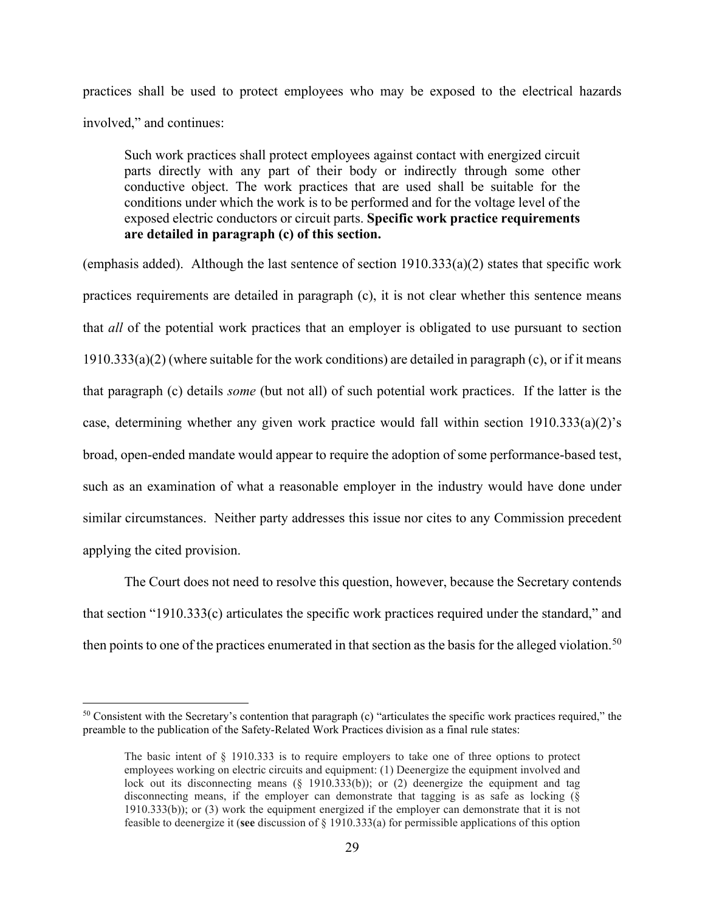practices shall be used to protect employees who may be exposed to the electrical hazards involved," and continues:

> Such work practices shall protect employees against contact with energized circuit parts directly with any part of their body or indirectly through some other conductive object. The work practices that are used shall be suitable for the conditions under which the work is to be performed and for the voltage level of the exposed electric conductors or circuit parts. **Specific work practice requirements are detailed in paragraph (c) of this section.**

(emphasis added). Although the last sentence of section 1910.333(a)(2) states that specific work practices requirements are detailed in paragraph (c), it is not clear whether this sentence means that *all* of the potential work practices that an employer is obligated to use pursuant to section 1910.333(a)(2) (where suitable for the work conditions) are detailed in paragraph (c), or if it means that paragraph (c) details *some* (but not all) of such potential work practices. If the latter is the case, determining whether any given work practice would fall within section 1910.333(a)(2)'s broad, open-ended mandate would appear to require the adoption of some performance-based test, such as an examination of what a reasonable employer in the industry would have done under similar circumstances. Neither party addresses this issue nor cites to any Commission precedent applying the cited provision.

The Court does not need to resolve this question, however, because the Secretary contends that section "1910.333(c) articulates the specific work practices required under the standard," and then points to one of the practices enumerated in that section as the basis for the alleged violation.[50]

---

[50] Consistent with the Secretary's contention that paragraph (c) "articulates the specific work practices required," the preamble to the publication of the Safety-Related Work Practices division as a final rule states:

> The basic intent of § 1910.333 is to require employers to take one of three options to protect employees working on electric circuits and equipment: (1) Deenergize the equipment involved and lock out its disconnecting means (§ 1910.333(b)); or (2) deenergize the equipment and tag disconnecting means, if the employer can demonstrate that tagging is as safe as locking (§ 1910.333(b)); or (3) work the equipment energized if the employer can demonstrate that it is not feasible to deenergize it (**see** discussion of § 1910.333(a) for permissible applications of this option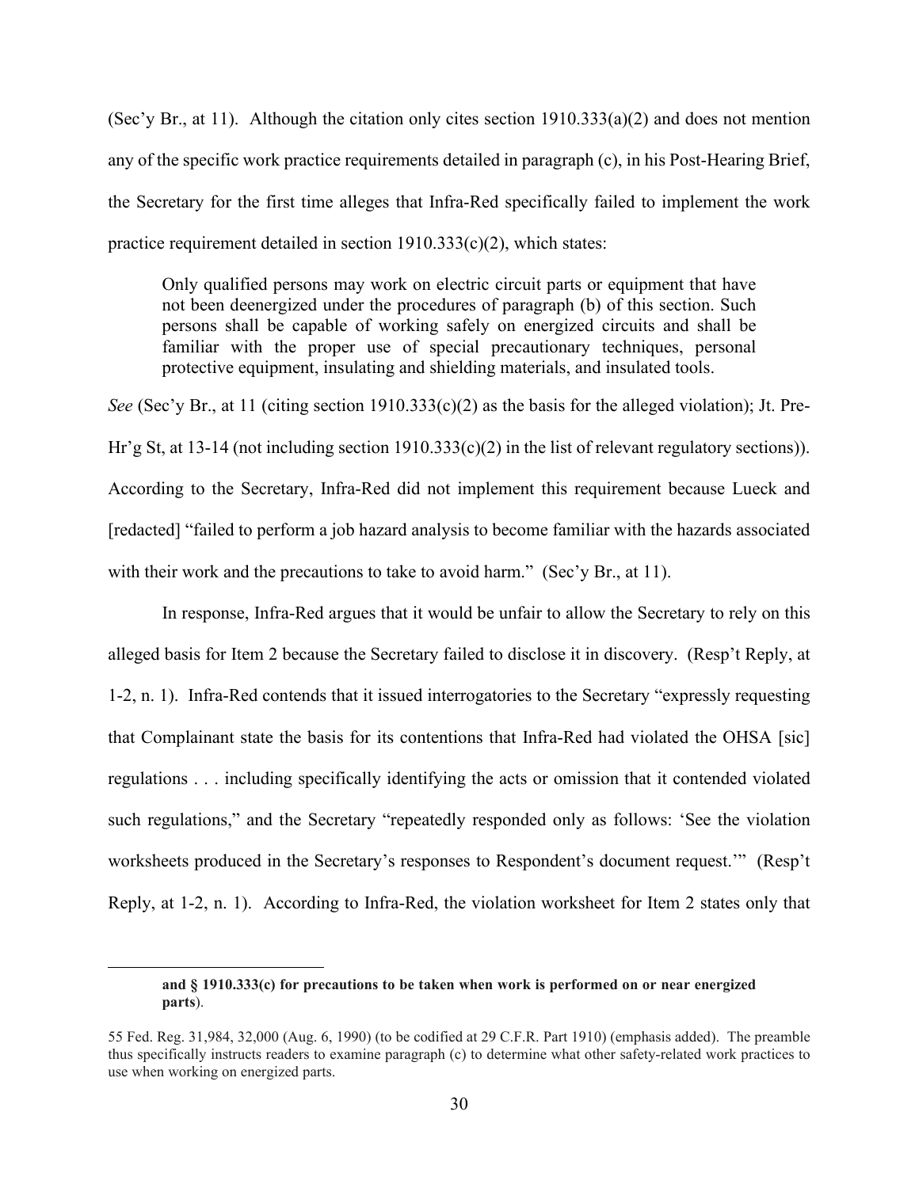(Sec'y Br., at 11). Although the citation only cites section 1910.333(a)(2) and does not mention any of the specific work practice requirements detailed in paragraph (c), in his Post-Hearing Brief, the Secretary for the first time alleges that Infra-Red specifically failed to implement the work practice requirement detailed in section 1910.333(c)(2), which states:

> Only qualified persons may work on electric circuit parts or equipment that have not been deenergized under the procedures of paragraph (b) of this section. Such persons shall be capable of working safely on energized circuits and shall be familiar with the proper use of special precautionary techniques, personal protective equipment, insulating and shielding materials, and insulated tools.

*See* (Sec'y Br., at 11 (citing section 1910.333(c)(2) as the basis for the alleged violation); Jt. Pre-Hr'g St, at 13-14 (not including section 1910.333(c)(2) in the list of relevant regulatory sections)). According to the Secretary, Infra-Red did not implement this requirement because Lueck and [redacted] "failed to perform a job hazard analysis to become familiar with the hazards associated with their work and the precautions to take to avoid harm." (Sec'y Br., at 11).

In response, Infra-Red argues that it would be unfair to allow the Secretary to rely on this alleged basis for Item 2 because the Secretary failed to disclose it in discovery. (Resp't Reply, at 1-2, n. 1). Infra-Red contends that it issued interrogatories to the Secretary "expressly requesting that Complainant state the basis for its contentions that Infra-Red had violated the OHSA [sic] regulations . . . including specifically identifying the acts or omission that it contended violated such regulations," and the Secretary "repeatedly responded only as follows: 'See the violation worksheets produced in the Secretary's responses to Respondent's document request.'" (Resp't Reply, at 1-2, n. 1). According to Infra-Red, the violation worksheet for Item 2 states only that

---

> **and § 1910.333(c) for precautions to be taken when work is performed on or near energized parts**).

55 Fed. Reg. 31,984, 32,000 (Aug. 6, 1990) (to be codified at 29 C.F.R. Part 1910) (emphasis added). The preamble thus specifically instructs readers to examine paragraph (c) to determine what other safety-related work practices to use when working on energized parts.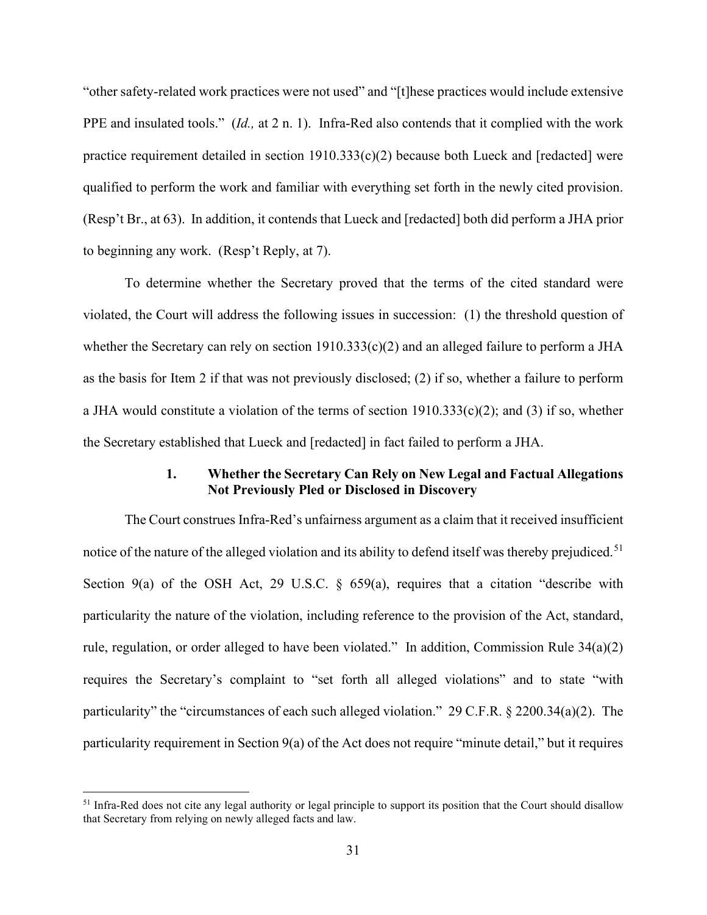"other safety-related work practices were not used" and "[t]hese practices would include extensive PPE and insulated tools." (*Id.,* at 2 n. 1). Infra-Red also contends that it complied with the work practice requirement detailed in section 1910.333(c)(2) because both Lueck and [redacted] were qualified to perform the work and familiar with everything set forth in the newly cited provision. (Resp't Br., at 63). In addition, it contends that Lueck and [redacted] both did perform a JHA prior to beginning any work. (Resp't Reply, at 7).

To determine whether the Secretary proved that the terms of the cited standard were violated, the Court will address the following issues in succession: (1) the threshold question of whether the Secretary can rely on section 1910.333(c)(2) and an alleged failure to perform a JHA as the basis for Item 2 if that was not previously disclosed; (2) if so, whether a failure to perform a JHA would constitute a violation of the terms of section 1910.333(c)(2); and (3) if so, whether the Secretary established that Lueck and [redacted] in fact failed to perform a JHA.

### 1. Whether the Secretary Can Rely on New Legal and Factual Allegations Not Previously Pled or Disclosed in Discovery

The Court construes Infra-Red's unfairness argument as a claim that it received insufficient notice of the nature of the alleged violation and its ability to defend itself was thereby prejudiced.[51] Section 9(a) of the OSH Act, 29 U.S.C. § 659(a), requires that a citation "describe with particularity the nature of the violation, including reference to the provision of the Act, standard, rule, regulation, or order alleged to have been violated." In addition, Commission Rule 34(a)(2) requires the Secretary's complaint to "set forth all alleged violations" and to state "with particularity" the "circumstances of each such alleged violation." 29 C.F.R. § 2200.34(a)(2). The particularity requirement in Section 9(a) of the Act does not require "minute detail," but it requires

[51] Infra-Red does not cite any legal authority or legal principle to support its position that the Court should disallow that Secretary from relying on newly alleged facts and law.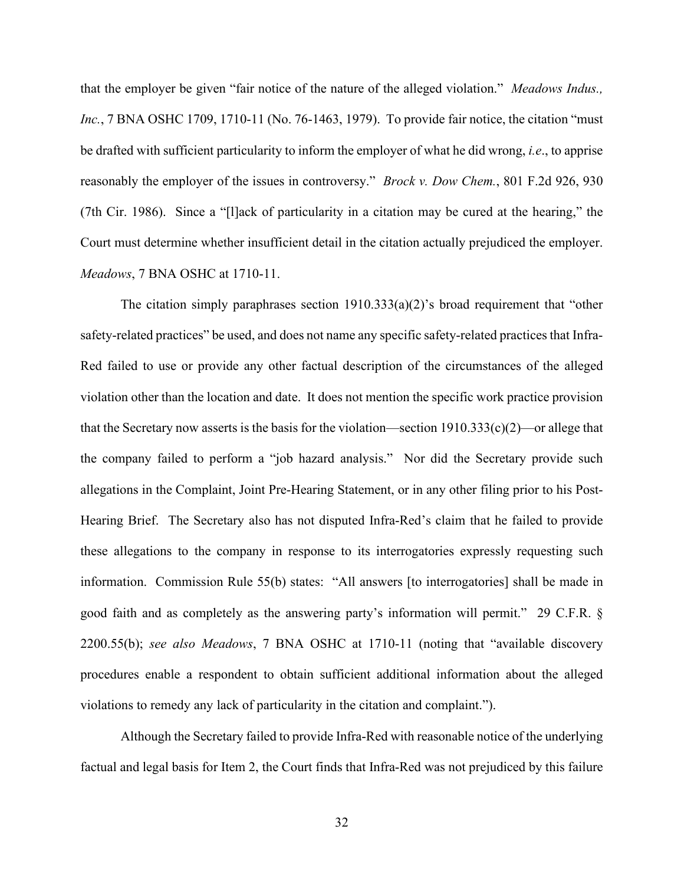that the employer be given "fair notice of the nature of the alleged violation." *Meadows Indus., Inc.*, 7 BNA OSHC 1709, 1710-11 (No. 76-1463, 1979). To provide fair notice, the citation "must be drafted with sufficient particularity to inform the employer of what he did wrong, *i.e*., to apprise reasonably the employer of the issues in controversy." *Brock v. Dow Chem.*, 801 F.2d 926, 930 (7th Cir. 1986). Since a "[l]ack of particularity in a citation may be cured at the hearing," the Court must determine whether insufficient detail in the citation actually prejudiced the employer. *Meadows*, 7 BNA OSHC at 1710-11.

The citation simply paraphrases section 1910.333(a)(2)'s broad requirement that "other safety-related practices" be used, and does not name any specific safety-related practices that Infra-Red failed to use or provide any other factual description of the circumstances of the alleged violation other than the location and date. It does not mention the specific work practice provision that the Secretary now asserts is the basis for the violation—section 1910.333(c)(2)—or allege that the company failed to perform a "job hazard analysis." Nor did the Secretary provide such allegations in the Complaint, Joint Pre-Hearing Statement, or in any other filing prior to his Post-Hearing Brief. The Secretary also has not disputed Infra-Red's claim that he failed to provide these allegations to the company in response to its interrogatories expressly requesting such information. Commission Rule 55(b) states: "All answers [to interrogatories] shall be made in good faith and as completely as the answering party's information will permit." 29 C.F.R. § 2200.55(b); *see also Meadows*, 7 BNA OSHC at 1710-11 (noting that "available discovery procedures enable a respondent to obtain sufficient additional information about the alleged violations to remedy any lack of particularity in the citation and complaint.").

Although the Secretary failed to provide Infra-Red with reasonable notice of the underlying factual and legal basis for Item 2, the Court finds that Infra-Red was not prejudiced by this failure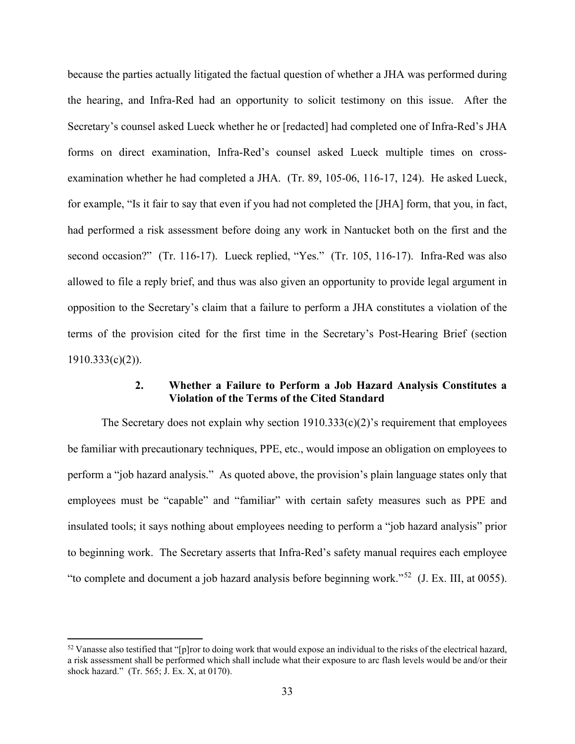because the parties actually litigated the factual question of whether a JHA was performed during the hearing, and Infra-Red had an opportunity to solicit testimony on this issue. After the Secretary's counsel asked Lueck whether he or [redacted] had completed one of Infra-Red's JHA forms on direct examination, Infra-Red's counsel asked Lueck multiple times on cross-examination whether he had completed a JHA. (Tr. 89, 105-06, 116-17, 124). He asked Lueck, for example, "Is it fair to say that even if you had not completed the [JHA] form, that you, in fact, had performed a risk assessment before doing any work in Nantucket both on the first and the second occasion?" (Tr. 116-17). Lueck replied, "Yes." (Tr. 105, 116-17). Infra-Red was also allowed to file a reply brief, and thus was also given an opportunity to provide legal argument in opposition to the Secretary's claim that a failure to perform a JHA constitutes a violation of the terms of the provision cited for the first time in the Secretary's Post-Hearing Brief (section 1910.333(c)(2)).

### 2. Whether a Failure to Perform a Job Hazard Analysis Constitutes a Violation of the Terms of the Cited Standard

The Secretary does not explain why section 1910.333(c)(2)'s requirement that employees be familiar with precautionary techniques, PPE, etc., would impose an obligation on employees to perform a "job hazard analysis." As quoted above, the provision's plain language states only that employees must be "capable" and "familiar" with certain safety measures such as PPE and insulated tools; it says nothing about employees needing to perform a "job hazard analysis" prior to beginning work. The Secretary asserts that Infra-Red's safety manual requires each employee "to complete and document a job hazard analysis before beginning work."[52] (J. Ex. III, at 0055).

[52] Vanasse also testified that "[p]ror to doing work that would expose an individual to the risks of the electrical hazard, a risk assessment shall be performed which shall include what their exposure to arc flash levels would be and/or their shock hazard." (Tr. 565; J. Ex. X, at 0170).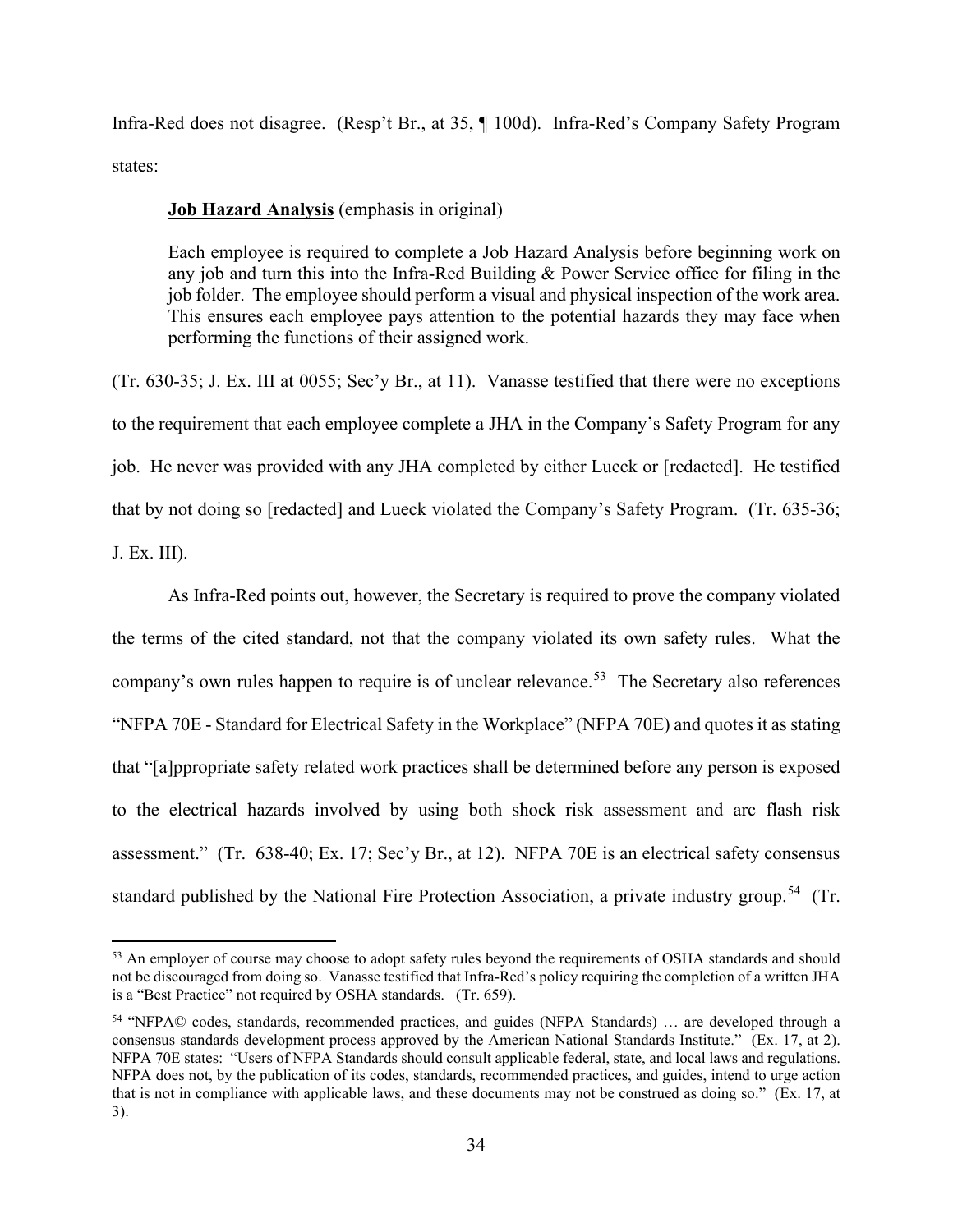Infra-Red does not disagree. (Resp't Br., at 35, ¶ 100d). Infra-Red's Company Safety Program states:

> **Job Hazard Analysis** (emphasis in original)
>
> Each employee is required to complete a Job Hazard Analysis before beginning work on any job and turn this into the Infra-Red Building & Power Service office for filing in the job folder. The employee should perform a visual and physical inspection of the work area. This ensures each employee pays attention to the potential hazards they may face when performing the functions of their assigned work.

(Tr. 630-35; J. Ex. III at 0055; Sec'y Br., at 11). Vanasse testified that there were no exceptions to the requirement that each employee complete a JHA in the Company's Safety Program for any job. He never was provided with any JHA completed by either Lueck or [redacted]. He testified that by not doing so [redacted] and Lueck violated the Company's Safety Program. (Tr. 635-36; J. Ex. III).

As Infra-Red points out, however, the Secretary is required to prove the company violated the terms of the cited standard, not that the company violated its own safety rules. What the company's own rules happen to require is of unclear relevance.[53] The Secretary also references "NFPA 70E - Standard for Electrical Safety in the Workplace" (NFPA 70E) and quotes it as stating that "[a]ppropriate safety related work practices shall be determined before any person is exposed to the electrical hazards involved by using both shock risk assessment and arc flash risk assessment." (Tr. 638-40; Ex. 17; Sec'y Br., at 12). NFPA 70E is an electrical safety consensus standard published by the National Fire Protection Association, a private industry group.[54] (Tr.

---

[53] An employer of course may choose to adopt safety rules beyond the requirements of OSHA standards and should not be discouraged from doing so. Vanasse testified that Infra-Red's policy requiring the completion of a written JHA is a "Best Practice" not required by OSHA standards. (Tr. 659).

[54] "NFPA© codes, standards, recommended practices, and guides (NFPA Standards) … are developed through a consensus standards development process approved by the American National Standards Institute." (Ex. 17, at 2). NFPA 70E states: "Users of NFPA Standards should consult applicable federal, state, and local laws and regulations. NFPA does not, by the publication of its codes, standards, recommended practices, and guides, intend to urge action that is not in compliance with applicable laws, and these documents may not be construed as doing so." (Ex. 17, at 3).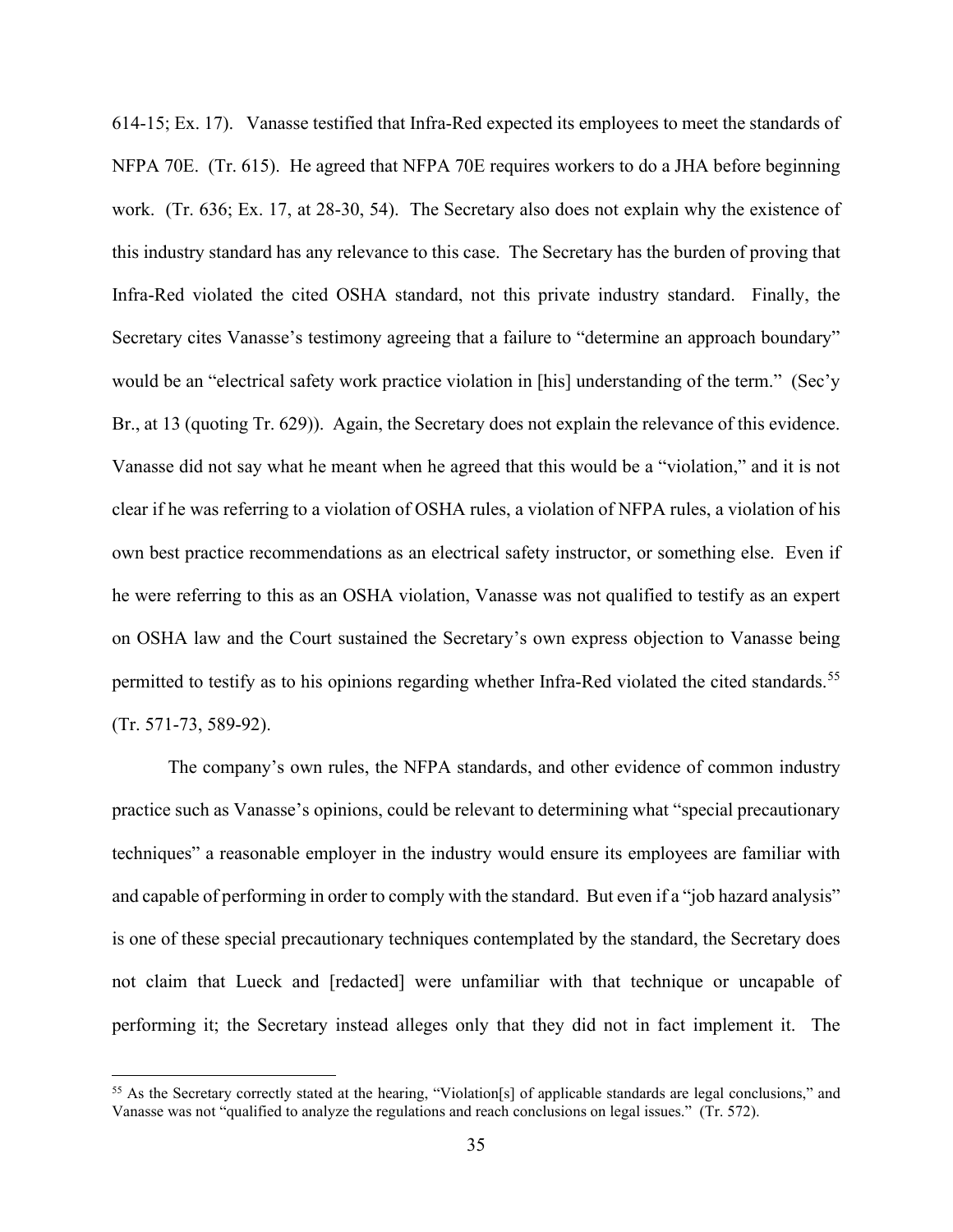614-15; Ex. 17). Vanasse testified that Infra-Red expected its employees to meet the standards of NFPA 70E. (Tr. 615). He agreed that NFPA 70E requires workers to do a JHA before beginning work. (Tr. 636; Ex. 17, at 28-30, 54). The Secretary also does not explain why the existence of this industry standard has any relevance to this case. The Secretary has the burden of proving that Infra-Red violated the cited OSHA standard, not this private industry standard. Finally, the Secretary cites Vanasse's testimony agreeing that a failure to "determine an approach boundary" would be an "electrical safety work practice violation in [his] understanding of the term." (Sec'y Br., at 13 (quoting Tr. 629)). Again, the Secretary does not explain the relevance of this evidence. Vanasse did not say what he meant when he agreed that this would be a "violation," and it is not clear if he was referring to a violation of OSHA rules, a violation of NFPA rules, a violation of his own best practice recommendations as an electrical safety instructor, or something else. Even if he were referring to this as an OSHA violation, Vanasse was not qualified to testify as an expert on OSHA law and the Court sustained the Secretary's own express objection to Vanasse being permitted to testify as to his opinions regarding whether Infra-Red violated the cited standards.[55] (Tr. 571-73, 589-92).

The company's own rules, the NFPA standards, and other evidence of common industry practice such as Vanasse's opinions, could be relevant to determining what "special precautionary techniques" a reasonable employer in the industry would ensure its employees are familiar with and capable of performing in order to comply with the standard. But even if a "job hazard analysis" is one of these special precautionary techniques contemplated by the standard, the Secretary does not claim that Lueck and [redacted] were unfamiliar with that technique or uncapable of performing it; the Secretary instead alleges only that they did not in fact implement it. The

[55] As the Secretary correctly stated at the hearing, "Violation[s] of applicable standards are legal conclusions," and Vanasse was not "qualified to analyze the regulations and reach conclusions on legal issues." (Tr. 572).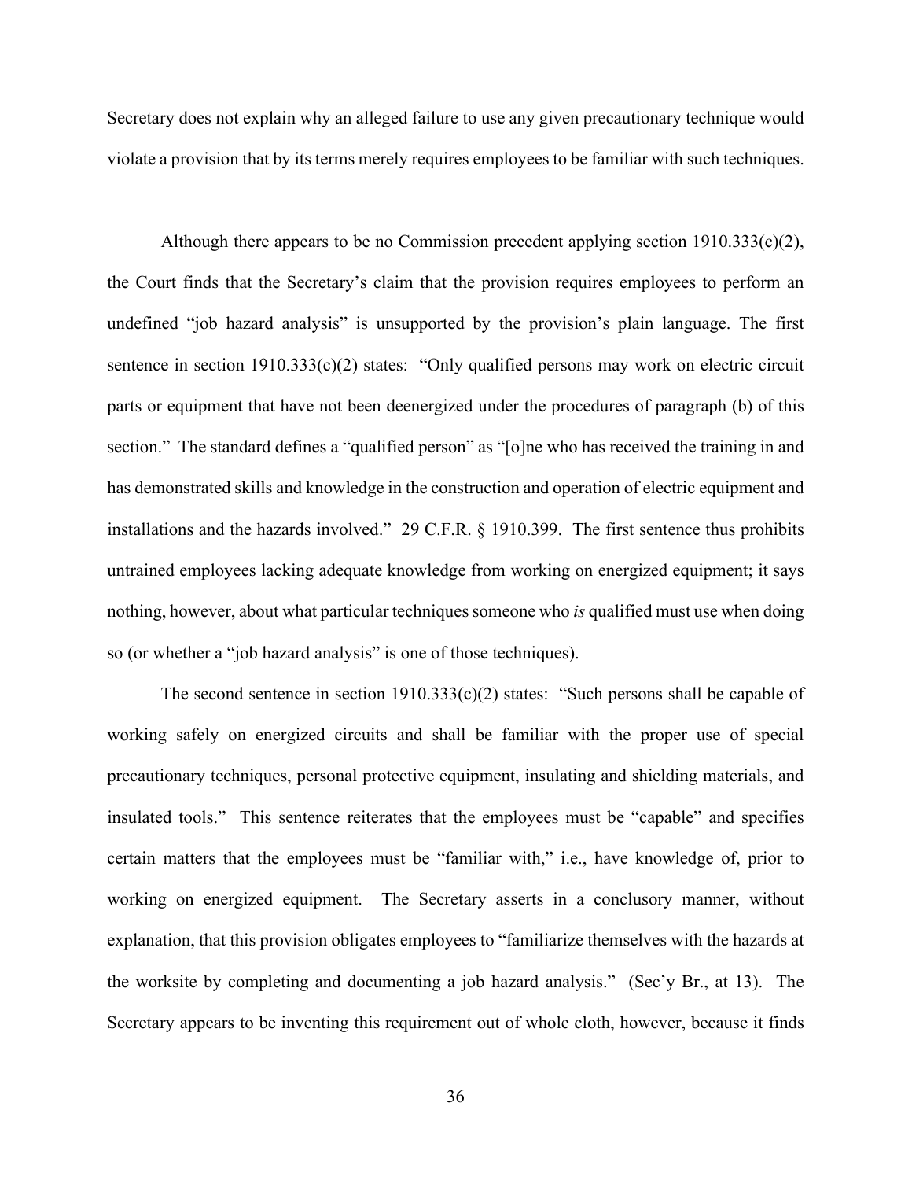Secretary does not explain why an alleged failure to use any given precautionary technique would violate a provision that by its terms merely requires employees to be familiar with such techniques.

Although there appears to be no Commission precedent applying section 1910.333(c)(2), the Court finds that the Secretary's claim that the provision requires employees to perform an undefined "job hazard analysis" is unsupported by the provision's plain language. The first sentence in section 1910.333(c)(2) states: "Only qualified persons may work on electric circuit parts or equipment that have not been deenergized under the procedures of paragraph (b) of this section." The standard defines a "qualified person" as "[o]ne who has received the training in and has demonstrated skills and knowledge in the construction and operation of electric equipment and installations and the hazards involved." 29 C.F.R. § 1910.399. The first sentence thus prohibits untrained employees lacking adequate knowledge from working on energized equipment; it says nothing, however, about what particular techniques someone who *is* qualified must use when doing so (or whether a "job hazard analysis" is one of those techniques).

The second sentence in section 1910.333(c)(2) states: "Such persons shall be capable of working safely on energized circuits and shall be familiar with the proper use of special precautionary techniques, personal protective equipment, insulating and shielding materials, and insulated tools." This sentence reiterates that the employees must be "capable" and specifies certain matters that the employees must be "familiar with," i.e., have knowledge of, prior to working on energized equipment. The Secretary asserts in a conclusory manner, without explanation, that this provision obligates employees to "familiarize themselves with the hazards at the worksite by completing and documenting a job hazard analysis." (Sec'y Br., at 13). The Secretary appears to be inventing this requirement out of whole cloth, however, because it finds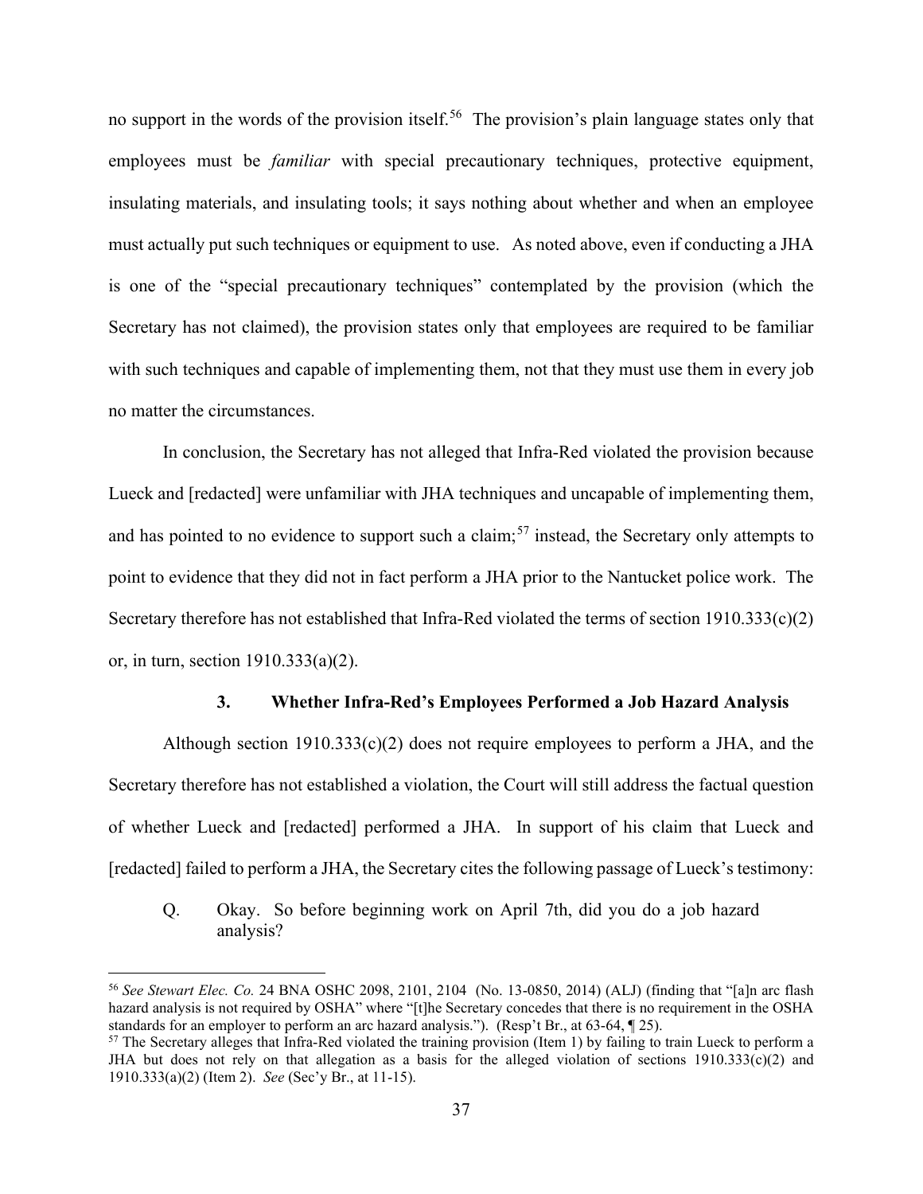no support in the words of the provision itself.[56] The provision's plain language states only that employees must be *familiar* with special precautionary techniques, protective equipment, insulating materials, and insulating tools; it says nothing about whether and when an employee must actually put such techniques or equipment to use. As noted above, even if conducting a JHA is one of the "special precautionary techniques" contemplated by the provision (which the Secretary has not claimed), the provision states only that employees are required to be familiar with such techniques and capable of implementing them, not that they must use them in every job no matter the circumstances.

In conclusion, the Secretary has not alleged that Infra-Red violated the provision because Lueck and [redacted] were unfamiliar with JHA techniques and uncapable of implementing them, and has pointed to no evidence to support such a claim;[57] instead, the Secretary only attempts to point to evidence that they did not in fact perform a JHA prior to the Nantucket police work. The Secretary therefore has not established that Infra-Red violated the terms of section 1910.333(c)(2) or, in turn, section 1910.333(a)(2).

### 3. Whether Infra-Red's Employees Performed a Job Hazard Analysis

Although section 1910.333(c)(2) does not require employees to perform a JHA, and the Secretary therefore has not established a violation, the Court will still address the factual question of whether Lueck and [redacted] performed a JHA. In support of his claim that Lueck and [redacted] failed to perform a JHA, the Secretary cites the following passage of Lueck's testimony:

> Q. Okay. So before beginning work on April 7th, did you do a job hazard analysis?

---

[56] *See Stewart Elec. Co.* 24 BNA OSHC 2098, 2101, 2104 (No. 13-0850, 2014) (ALJ) (finding that "[a]n arc flash hazard analysis is not required by OSHA" where "[t]he Secretary concedes that there is no requirement in the OSHA standards for an employer to perform an arc hazard analysis."). (Resp't Br., at 63-64, ¶ 25).

[57] The Secretary alleges that Infra-Red violated the training provision (Item 1) by failing to train Lueck to perform a JHA but does not rely on that allegation as a basis for the alleged violation of sections 1910.333(c)(2) and 1910.333(a)(2) (Item 2). *See* (Sec'y Br., at 11-15).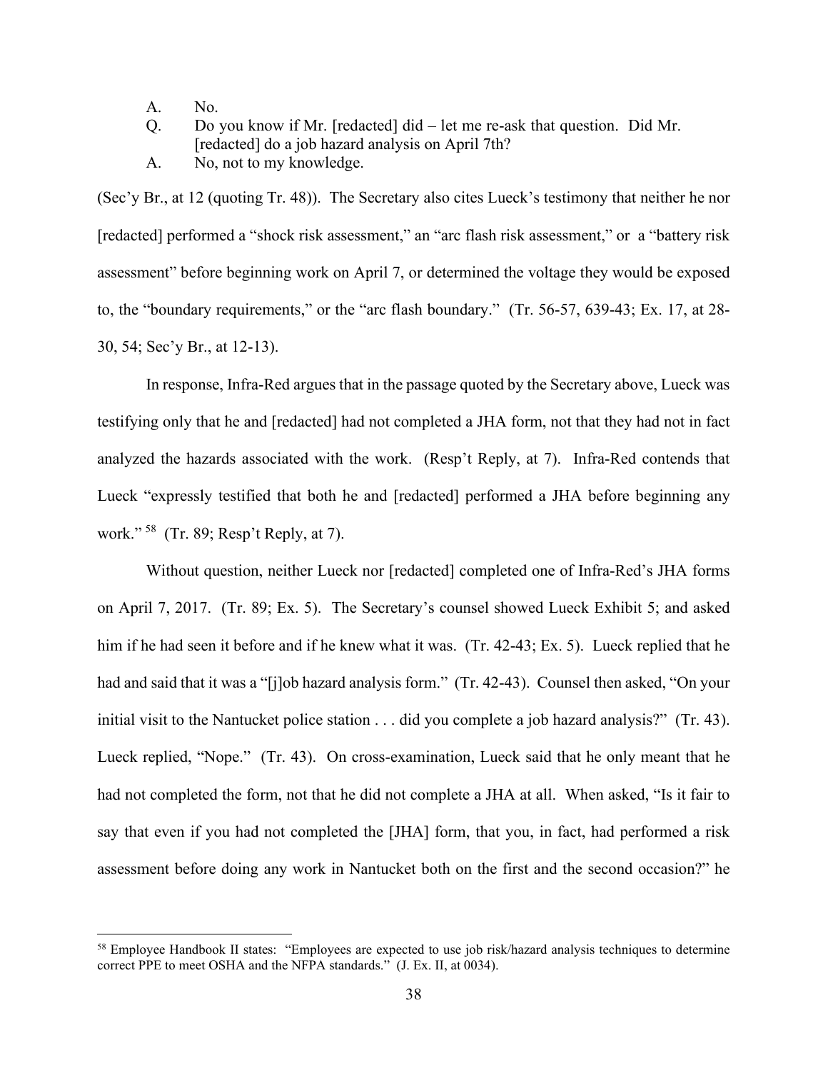A. No.

Q. Do you know if Mr. [redacted] did – let me re-ask that question. Did Mr. [redacted] do a job hazard analysis on April 7th?

A. No, not to my knowledge.

(Sec'y Br., at 12 (quoting Tr. 48)). The Secretary also cites Lueck's testimony that neither he nor [redacted] performed a "shock risk assessment," an "arc flash risk assessment," or a "battery risk assessment" before beginning work on April 7, or determined the voltage they would be exposed to, the "boundary requirements," or the "arc flash boundary." (Tr. 56-57, 639-43; Ex. 17, at 28-30, 54; Sec'y Br., at 12-13).

In response, Infra-Red argues that in the passage quoted by the Secretary above, Lueck was testifying only that he and [redacted] had not completed a JHA form, not that they had not in fact analyzed the hazards associated with the work. (Resp't Reply, at 7). Infra-Red contends that Lueck "expressly testified that both he and [redacted] performed a JHA before beginning any work."[58] (Tr. 89; Resp't Reply, at 7).

Without question, neither Lueck nor [redacted] completed one of Infra-Red's JHA forms on April 7, 2017. (Tr. 89; Ex. 5). The Secretary's counsel showed Lueck Exhibit 5; and asked him if he had seen it before and if he knew what it was. (Tr. 42-43; Ex. 5). Lueck replied that he had and said that it was a "[j]ob hazard analysis form." (Tr. 42-43). Counsel then asked, "On your initial visit to the Nantucket police station . . . did you complete a job hazard analysis?" (Tr. 43). Lueck replied, "Nope." (Tr. 43). On cross-examination, Lueck said that he only meant that he had not completed the form, not that he did not complete a JHA at all. When asked, "Is it fair to say that even if you had not completed the [JHA] form, that you, in fact, had performed a risk assessment before doing any work in Nantucket both on the first and the second occasion?" he

---

[58] Employee Handbook II states: "Employees are expected to use job risk/hazard analysis techniques to determine correct PPE to meet OSHA and the NFPA standards." (J. Ex. II, at 0034).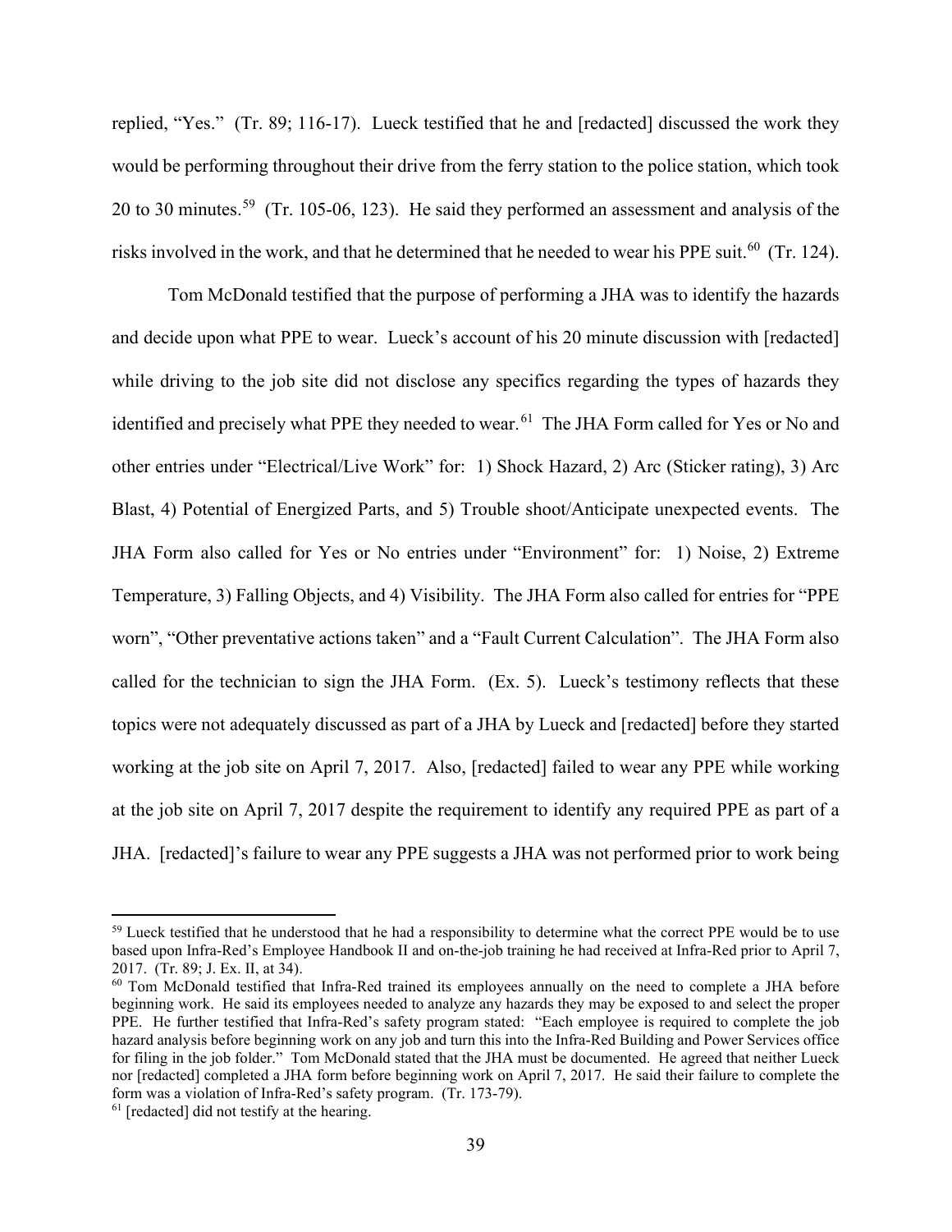replied, "Yes." (Tr. 89; 116-17). Lueck testified that he and [redacted] discussed the work they would be performing throughout their drive from the ferry station to the police station, which took 20 to 30 minutes.[59] (Tr. 105-06, 123). He said they performed an assessment and analysis of the risks involved in the work, and that he determined that he needed to wear his PPE suit.[60] (Tr. 124).

Tom McDonald testified that the purpose of performing a JHA was to identify the hazards and decide upon what PPE to wear. Lueck's account of his 20 minute discussion with [redacted] while driving to the job site did not disclose any specifics regarding the types of hazards they identified and precisely what PPE they needed to wear.[61] The JHA Form called for Yes or No and other entries under "Electrical/Live Work" for: 1) Shock Hazard, 2) Arc (Sticker rating), 3) Arc Blast, 4) Potential of Energized Parts, and 5) Trouble shoot/Anticipate unexpected events. The JHA Form also called for Yes or No entries under "Environment" for: 1) Noise, 2) Extreme Temperature, 3) Falling Objects, and 4) Visibility. The JHA Form also called for entries for "PPE worn", "Other preventative actions taken" and a "Fault Current Calculation". The JHA Form also called for the technician to sign the JHA Form. (Ex. 5). Lueck's testimony reflects that these topics were not adequately discussed as part of a JHA by Lueck and [redacted] before they started working at the job site on April 7, 2017. Also, [redacted] failed to wear any PPE while working at the job site on April 7, 2017 despite the requirement to identify any required PPE as part of a JHA. [redacted]'s failure to wear any PPE suggests a JHA was not performed prior to work being

---

[59] Lueck testified that he understood that he had a responsibility to determine what the correct PPE would be to use based upon Infra-Red's Employee Handbook II and on-the-job training he had received at Infra-Red prior to April 7, 2017. (Tr. 89; J. Ex. II, at 34).

[60] Tom McDonald testified that Infra-Red trained its employees annually on the need to complete a JHA before beginning work. He said its employees needed to analyze any hazards they may be exposed to and select the proper PPE. He further testified that Infra-Red's safety program stated: "Each employee is required to complete the job hazard analysis before beginning work on any job and turn this into the Infra-Red Building and Power Services office for filing in the job folder." Tom McDonald stated that the JHA must be documented. He agreed that neither Lueck nor [redacted] completed a JHA form before beginning work on April 7, 2017. He said their failure to complete the form was a violation of Infra-Red's safety program. (Tr. 173-79).

[61] [redacted] did not testify at the hearing.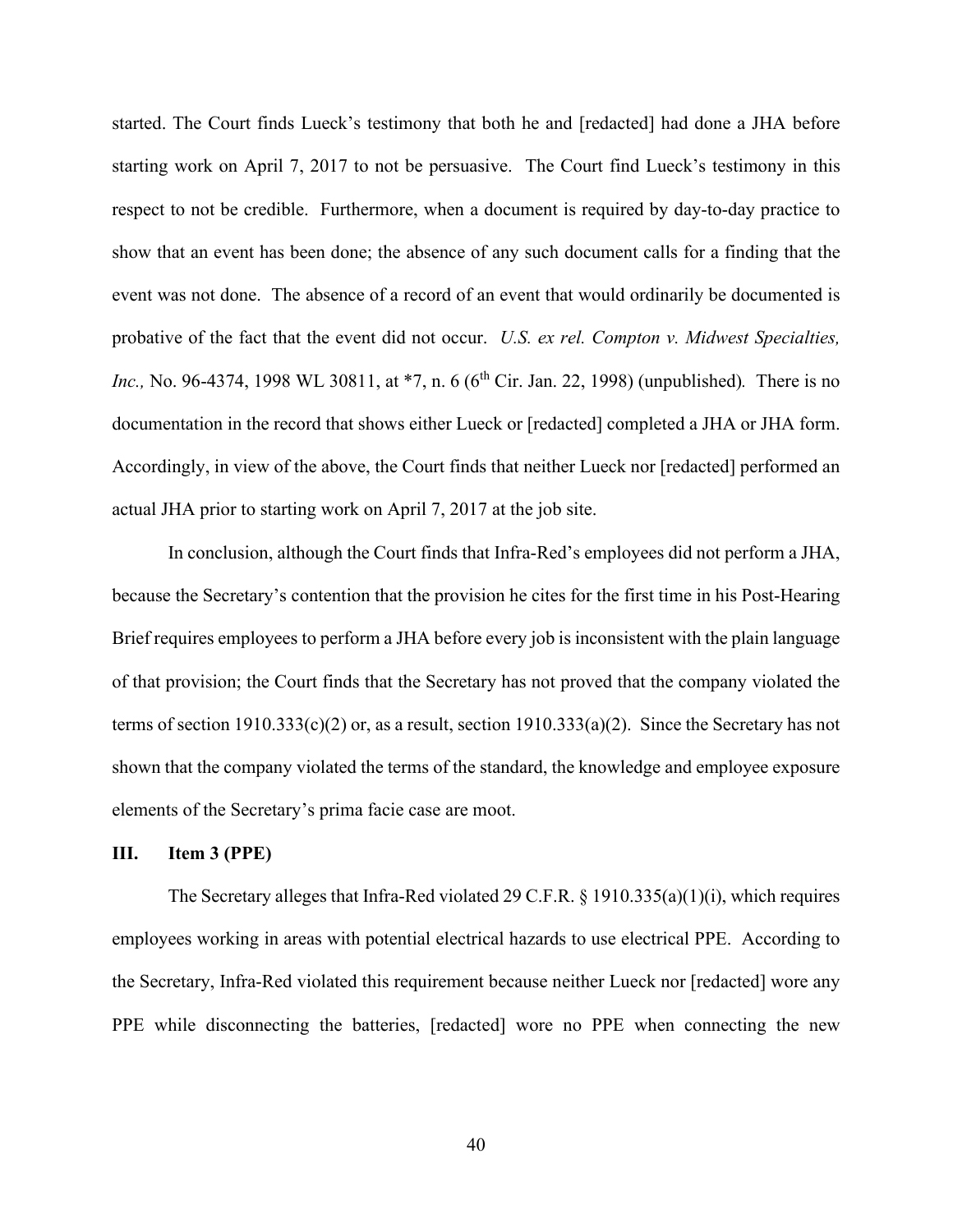started. The Court finds Lueck's testimony that both he and [redacted] had done a JHA before starting work on April 7, 2017 to not be persuasive. The Court find Lueck's testimony in this respect to not be credible. Furthermore, when a document is required by day-to-day practice to show that an event has been done; the absence of any such document calls for a finding that the event was not done. The absence of a record of an event that would ordinarily be documented is probative of the fact that the event did not occur. *U.S. ex rel. Compton v. Midwest Specialties, Inc.,* No. 96-4374, 1998 WL 30811, at *7, n. 6 (6th Cir. Jan. 22, 1998) (unpublished). There is no documentation in the record that shows either Lueck or [redacted] completed a JHA or JHA form. Accordingly, in view of the above, the Court finds that neither Lueck nor [redacted] performed an actual JHA prior to starting work on April 7, 2017 at the job site.

In conclusion, although the Court finds that Infra-Red's employees did not perform a JHA, because the Secretary's contention that the provision he cites for the first time in his Post-Hearing Brief requires employees to perform a JHA before every job is inconsistent with the plain language of that provision; the Court finds that the Secretary has not proved that the company violated the terms of section 1910.333(c)(2) or, as a result, section 1910.333(a)(2). Since the Secretary has not shown that the company violated the terms of the standard, the knowledge and employee exposure elements of the Secretary's prima facie case are moot.

### III. Item 3 (PPE)

The Secretary alleges that Infra-Red violated 29 C.F.R. § 1910.335(a)(1)(i), which requires employees working in areas with potential electrical hazards to use electrical PPE. According to the Secretary, Infra-Red violated this requirement because neither Lueck nor [redacted] wore any PPE while disconnecting the batteries, [redacted] wore no PPE when connecting the new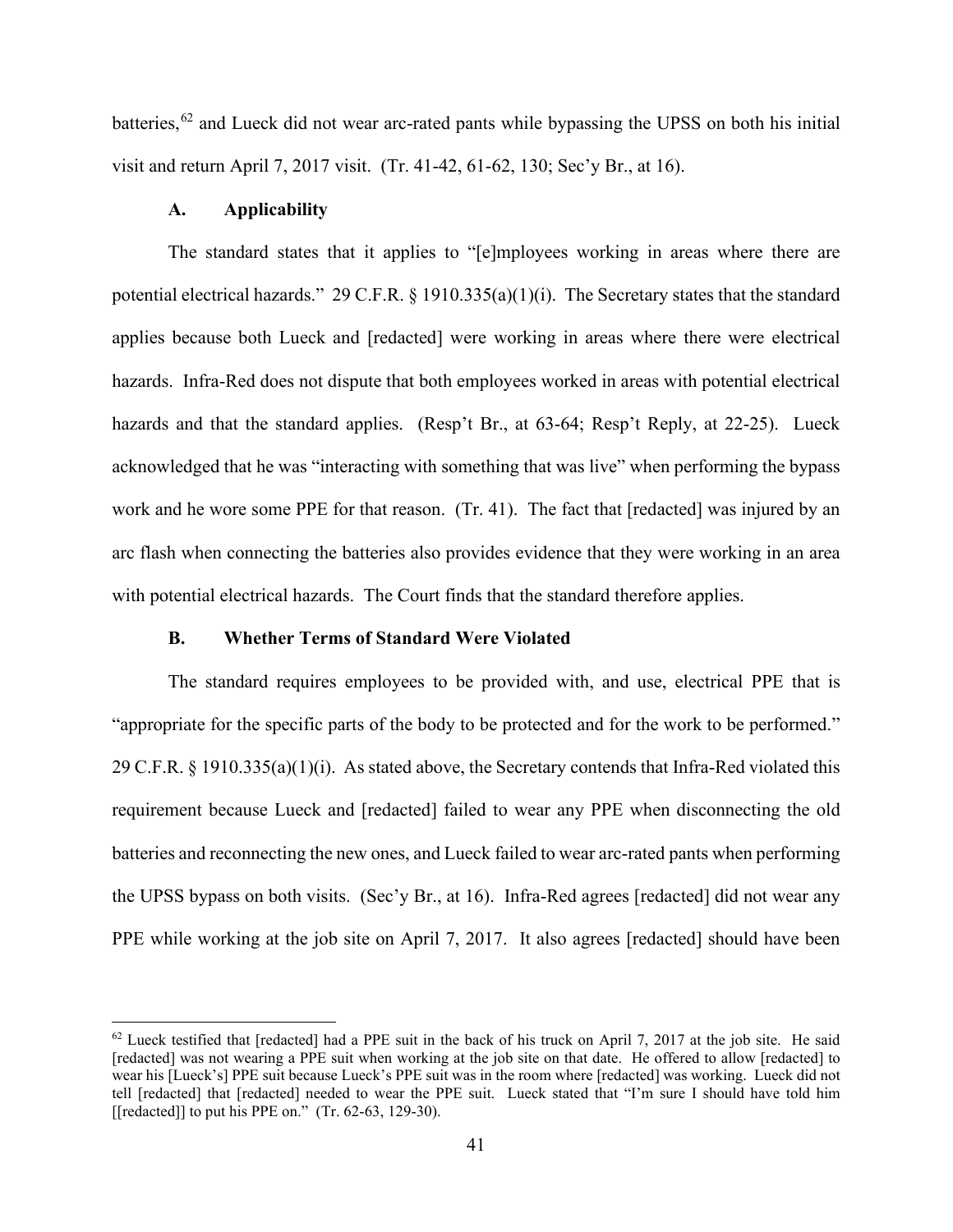batteries,[62] and Lueck did not wear arc-rated pants while bypassing the UPSS on both his initial visit and return April 7, 2017 visit. (Tr. 41-42, 61-62, 130; Sec'y Br., at 16).

### A. Applicability

The standard states that it applies to "[e]mployees working in areas where there are potential electrical hazards." 29 C.F.R. § 1910.335(a)(1)(i). The Secretary states that the standard applies because both Lueck and [redacted] were working in areas where there were electrical hazards. Infra-Red does not dispute that both employees worked in areas with potential electrical hazards and that the standard applies. (Resp't Br., at 63-64; Resp't Reply, at 22-25). Lueck acknowledged that he was "interacting with something that was live" when performing the bypass work and he wore some PPE for that reason. (Tr. 41). The fact that [redacted] was injured by an arc flash when connecting the batteries also provides evidence that they were working in an area with potential electrical hazards. The Court finds that the standard therefore applies.

### B. Whether Terms of Standard Were Violated

The standard requires employees to be provided with, and use, electrical PPE that is "appropriate for the specific parts of the body to be protected and for the work to be performed." 29 C.F.R. § 1910.335(a)(1)(i). As stated above, the Secretary contends that Infra-Red violated this requirement because Lueck and [redacted] failed to wear any PPE when disconnecting the old batteries and reconnecting the new ones, and Lueck failed to wear arc-rated pants when performing the UPSS bypass on both visits. (Sec'y Br., at 16). Infra-Red agrees [redacted] did not wear any PPE while working at the job site on April 7, 2017. It also agrees [redacted] should have been

---

[62] Lueck testified that [redacted] had a PPE suit in the back of his truck on April 7, 2017 at the job site. He said [redacted] was not wearing a PPE suit when working at the job site on that date. He offered to allow [redacted] to wear his [Lueck's] PPE suit because Lueck's PPE suit was in the room where [redacted] was working. Lueck did not tell [redacted] that [redacted] needed to wear the PPE suit. Lueck stated that "I'm sure I should have told him [[redacted]] to put his PPE on." (Tr. 62-63, 129-30).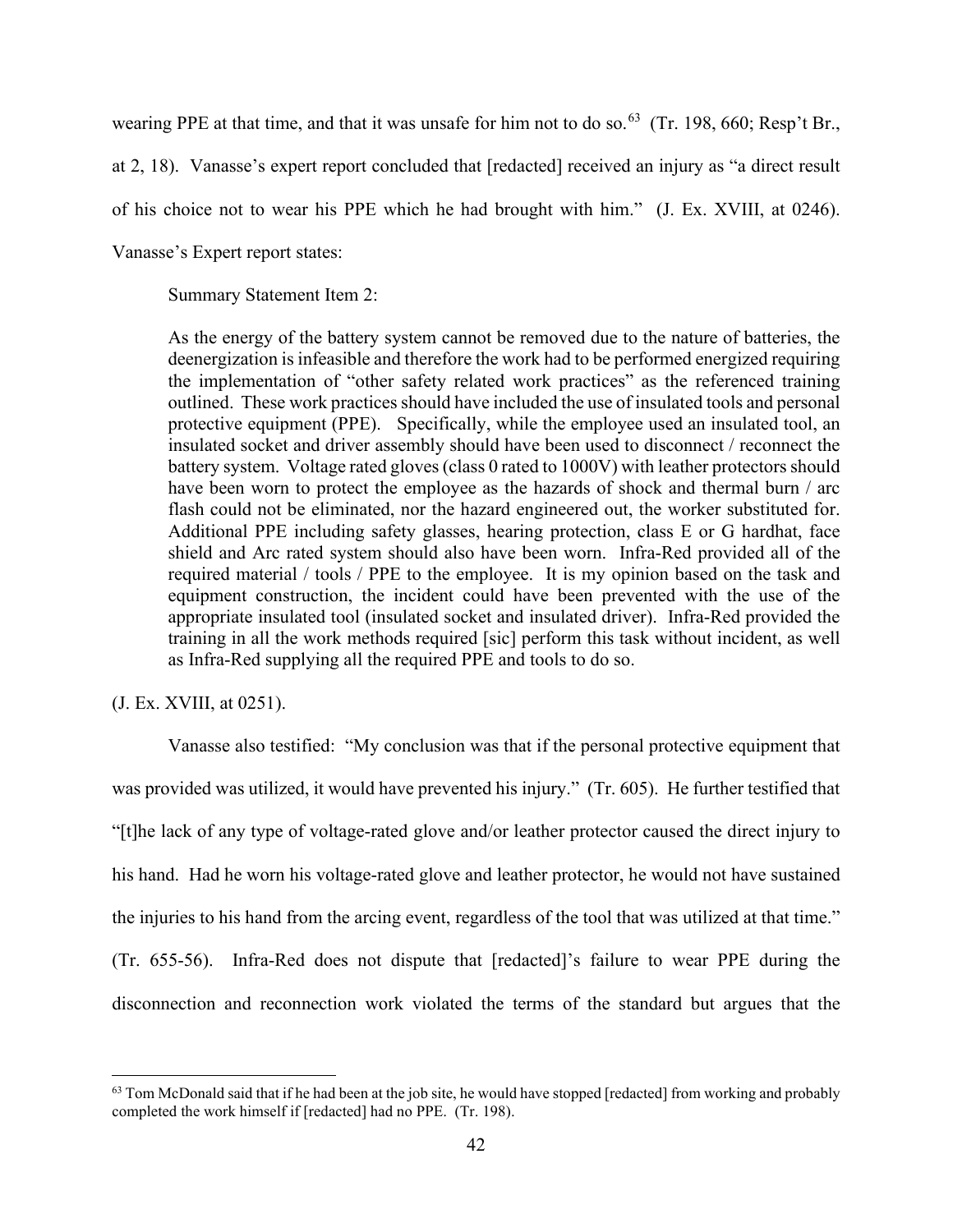wearing PPE at that time, and that it was unsafe for him not to do so.[63] (Tr. 198, 660; Resp't Br., at 2, 18). Vanasse's expert report concluded that [redacted] received an injury as "a direct result of his choice not to wear his PPE which he had brought with him." (J. Ex. XVIII, at 0246). Vanasse's Expert report states:

> Summary Statement Item 2:
>
> As the energy of the battery system cannot be removed due to the nature of batteries, the deenergization is infeasible and therefore the work had to be performed energized requiring the implementation of "other safety related work practices" as the referenced training outlined. These work practices should have included the use of insulated tools and personal protective equipment (PPE). Specifically, while the employee used an insulated tool, an insulated socket and driver assembly should have been used to disconnect / reconnect the battery system. Voltage rated gloves (class 0 rated to 1000V) with leather protectors should have been worn to protect the employee as the hazards of shock and thermal burn / arc flash could not be eliminated, nor the hazard engineered out, the worker substituted for. Additional PPE including safety glasses, hearing protection, class E or G hardhat, face shield and Arc rated system should also have been worn. Infra-Red provided all of the required material / tools / PPE to the employee. It is my opinion based on the task and equipment construction, the incident could have been prevented with the use of the appropriate insulated tool (insulated socket and insulated driver). Infra-Red provided the training in all the work methods required [sic] perform this task without incident, as well as Infra-Red supplying all the required PPE and tools to do so.

(J. Ex. XVIII, at 0251).

Vanasse also testified: "My conclusion was that if the personal protective equipment that was provided was utilized, it would have prevented his injury." (Tr. 605). He further testified that "[t]he lack of any type of voltage-rated glove and/or leather protector caused the direct injury to his hand. Had he worn his voltage-rated glove and leather protector, he would not have sustained the injuries to his hand from the arcing event, regardless of the tool that was utilized at that time." (Tr. 655-56). Infra-Red does not dispute that [redacted]'s failure to wear PPE during the disconnection and reconnection work violated the terms of the standard but argues that the

---

[63] Tom McDonald said that if he had been at the job site, he would have stopped [redacted] from working and probably completed the work himself if [redacted] had no PPE. (Tr. 198).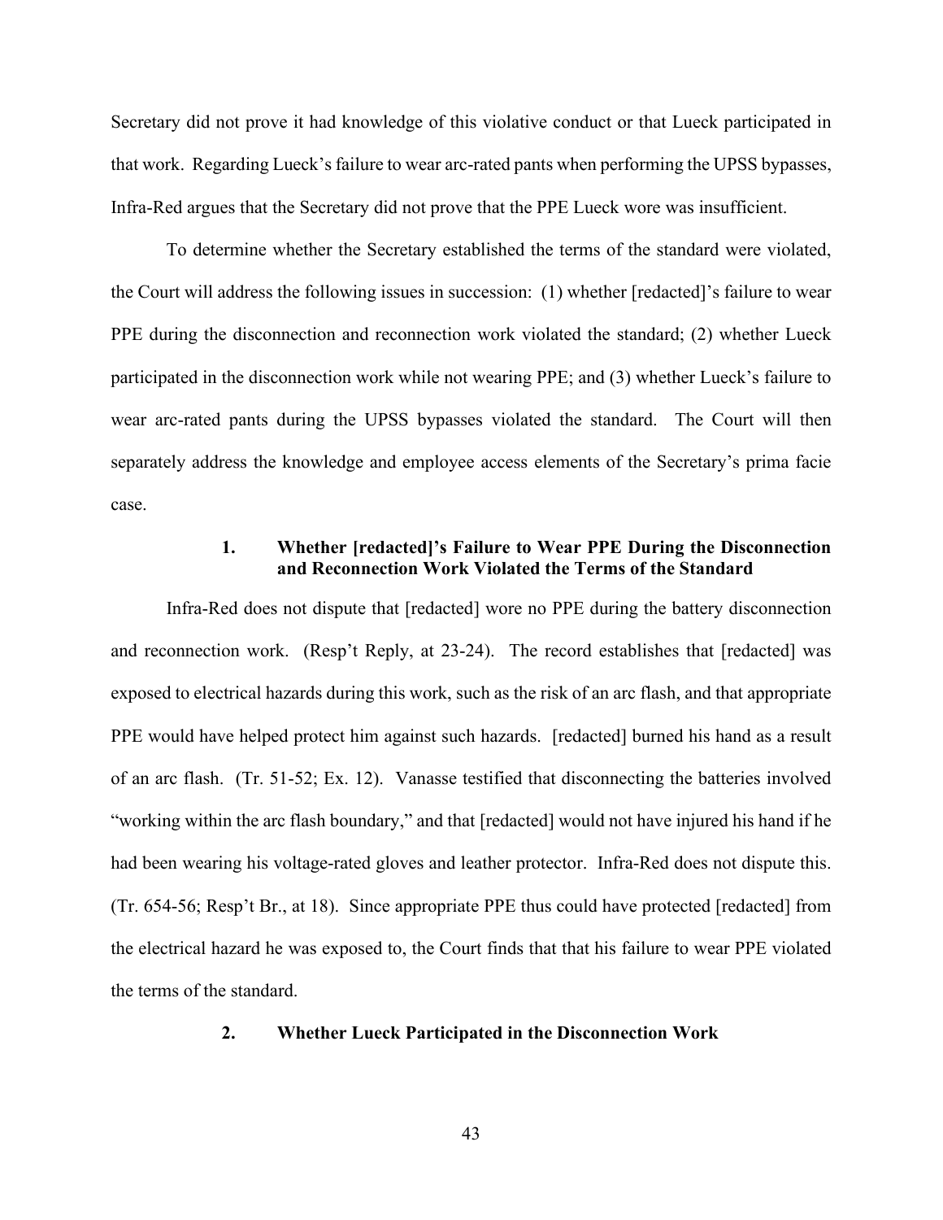Secretary did not prove it had knowledge of this violative conduct or that Lueck participated in that work. Regarding Lueck's failure to wear arc-rated pants when performing the UPSS bypasses, Infra-Red argues that the Secretary did not prove that the PPE Lueck wore was insufficient.

To determine whether the Secretary established the terms of the standard were violated, the Court will address the following issues in succession: (1) whether [redacted]'s failure to wear PPE during the disconnection and reconnection work violated the standard; (2) whether Lueck participated in the disconnection work while not wearing PPE; and (3) whether Lueck's failure to wear arc-rated pants during the UPSS bypasses violated the standard. The Court will then separately address the knowledge and employee access elements of the Secretary's prima facie case.

### 1. Whether [redacted]'s Failure to Wear PPE During the Disconnection and Reconnection Work Violated the Terms of the Standard

Infra-Red does not dispute that [redacted] wore no PPE during the battery disconnection and reconnection work. (Resp't Reply, at 23-24). The record establishes that [redacted] was exposed to electrical hazards during this work, such as the risk of an arc flash, and that appropriate PPE would have helped protect him against such hazards. [redacted] burned his hand as a result of an arc flash. (Tr. 51-52; Ex. 12). Vanasse testified that disconnecting the batteries involved "working within the arc flash boundary," and that [redacted] would not have injured his hand if he had been wearing his voltage-rated gloves and leather protector. Infra-Red does not dispute this. (Tr. 654-56; Resp't Br., at 18). Since appropriate PPE thus could have protected [redacted] from the electrical hazard he was exposed to, the Court finds that that his failure to wear PPE violated the terms of the standard.

### 2. Whether Lueck Participated in the Disconnection Work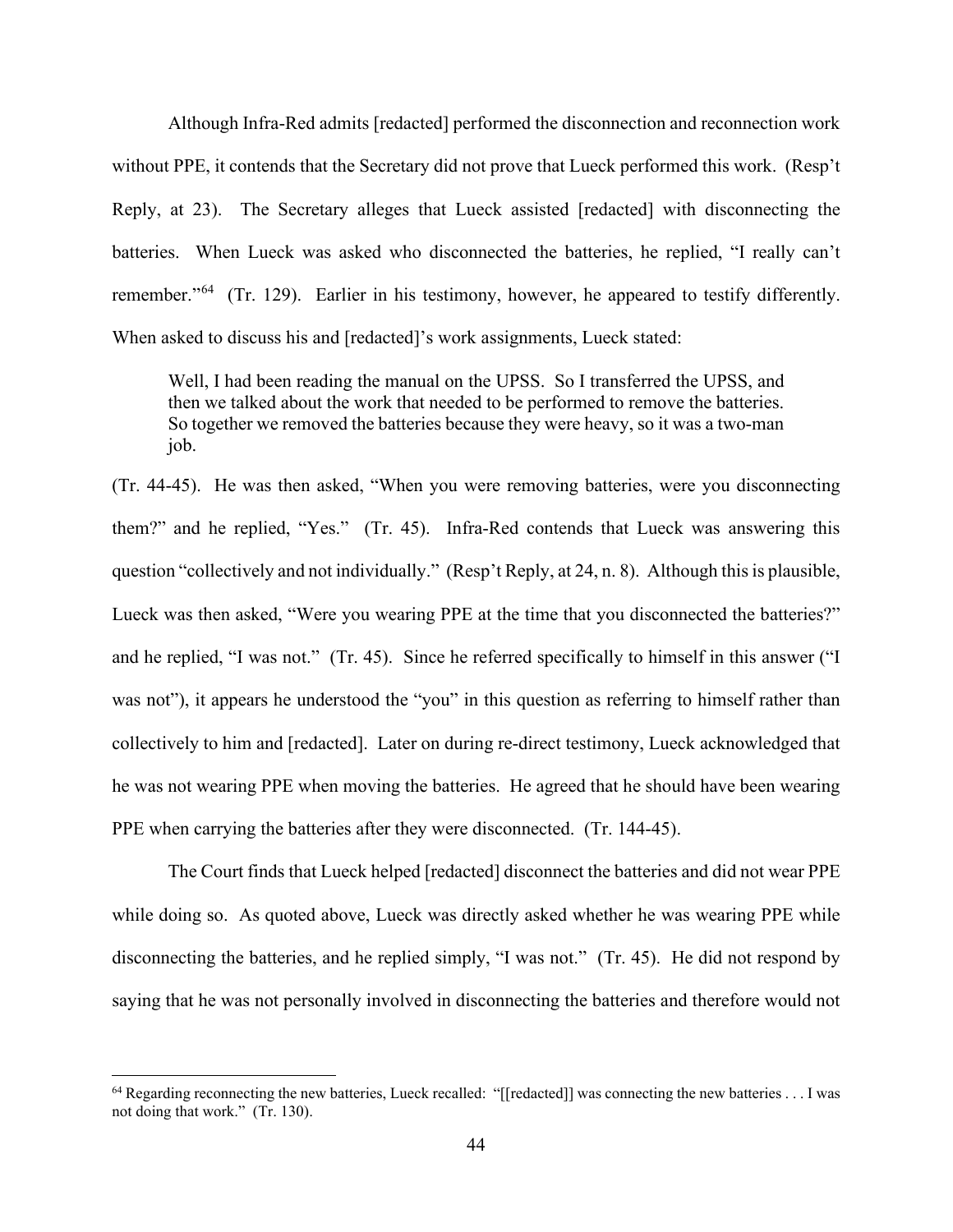Although Infra-Red admits [redacted] performed the disconnection and reconnection work without PPE, it contends that the Secretary did not prove that Lueck performed this work. (Resp't Reply, at 23). The Secretary alleges that Lueck assisted [redacted] with disconnecting the batteries. When Lueck was asked who disconnected the batteries, he replied, "I really can't remember."[64] (Tr. 129). Earlier in his testimony, however, he appeared to testify differently. When asked to discuss his and [redacted]'s work assignments, Lueck stated:

> Well, I had been reading the manual on the UPSS. So I transferred the UPSS, and then we talked about the work that needed to be performed to remove the batteries. So together we removed the batteries because they were heavy, so it was a two-man job.

(Tr. 44-45). He was then asked, "When you were removing batteries, were you disconnecting them?" and he replied, "Yes." (Tr. 45). Infra-Red contends that Lueck was answering this question "collectively and not individually." (Resp't Reply, at 24, n. 8). Although this is plausible, Lueck was then asked, "Were you wearing PPE at the time that you disconnected the batteries?" and he replied, "I was not." (Tr. 45). Since he referred specifically to himself in this answer ("I was not"), it appears he understood the "you" in this question as referring to himself rather than collectively to him and [redacted]. Later on during re-direct testimony, Lueck acknowledged that he was not wearing PPE when moving the batteries. He agreed that he should have been wearing PPE when carrying the batteries after they were disconnected. (Tr. 144-45).

The Court finds that Lueck helped [redacted] disconnect the batteries and did not wear PPE while doing so. As quoted above, Lueck was directly asked whether he was wearing PPE while disconnecting the batteries, and he replied simply, "I was not." (Tr. 45). He did not respond by saying that he was not personally involved in disconnecting the batteries and therefore would not

[64] Regarding reconnecting the new batteries, Lueck recalled: "[[redacted]] was connecting the new batteries . . . I was not doing that work." (Tr. 130).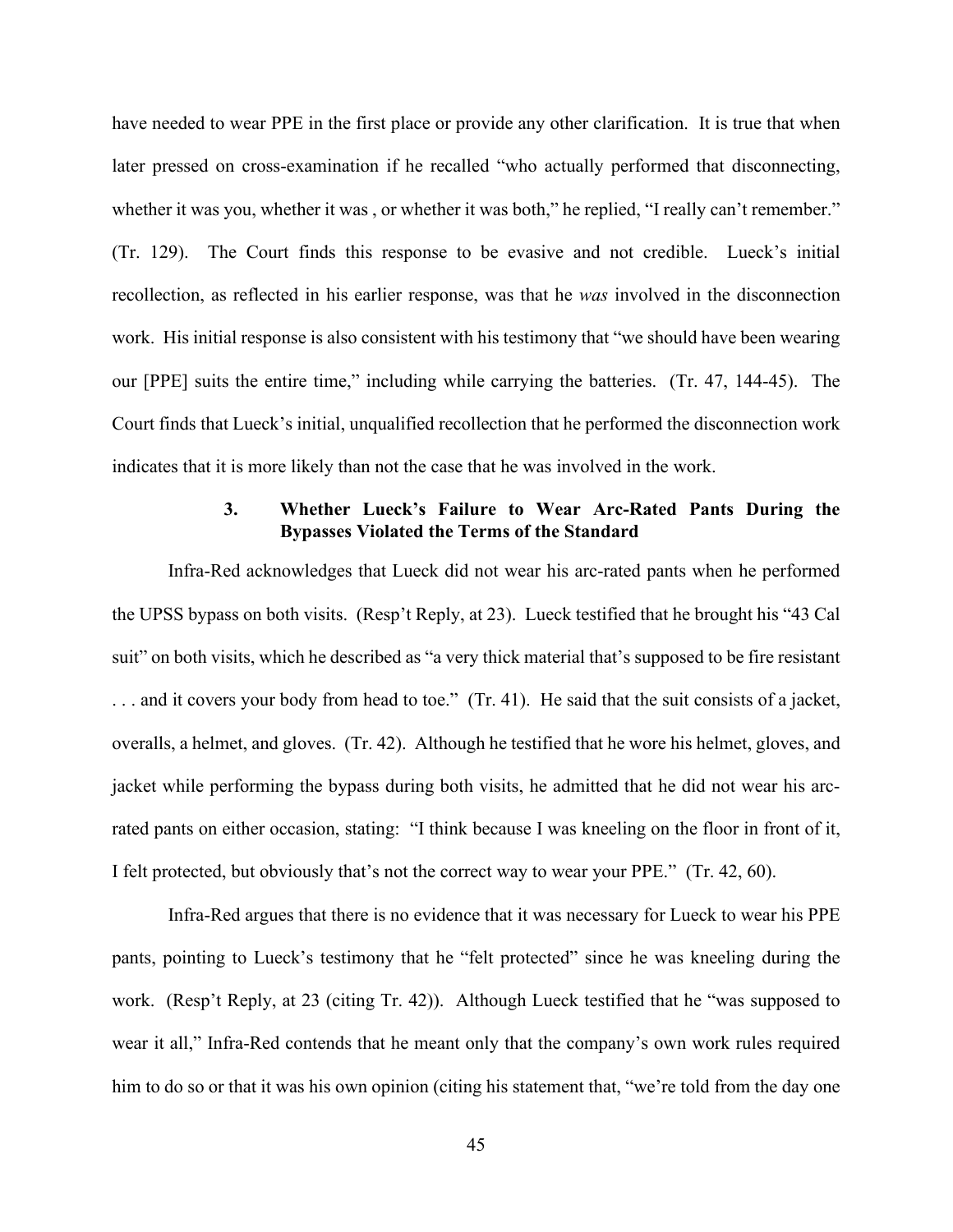have needed to wear PPE in the first place or provide any other clarification. It is true that when later pressed on cross-examination if he recalled "who actually performed that disconnecting, whether it was you, whether it was , or whether it was both," he replied, "I really can't remember." (Tr. 129). The Court finds this response to be evasive and not credible. Lueck's initial recollection, as reflected in his earlier response, was that he *was* involved in the disconnection work. His initial response is also consistent with his testimony that "we should have been wearing our [PPE] suits the entire time," including while carrying the batteries. (Tr. 47, 144-45). The Court finds that Lueck's initial, unqualified recollection that he performed the disconnection work indicates that it is more likely than not the case that he was involved in the work.

### 3. Whether Lueck's Failure to Wear Arc-Rated Pants During the Bypasses Violated the Terms of the Standard

Infra-Red acknowledges that Lueck did not wear his arc-rated pants when he performed the UPSS bypass on both visits. (Resp't Reply, at 23). Lueck testified that he brought his "43 Cal suit" on both visits, which he described as "a very thick material that's supposed to be fire resistant . . . and it covers your body from head to toe." (Tr. 41). He said that the suit consists of a jacket, overalls, a helmet, and gloves. (Tr. 42). Although he testified that he wore his helmet, gloves, and jacket while performing the bypass during both visits, he admitted that he did not wear his arc-rated pants on either occasion, stating: "I think because I was kneeling on the floor in front of it, I felt protected, but obviously that's not the correct way to wear your PPE." (Tr. 42, 60).

Infra-Red argues that there is no evidence that it was necessary for Lueck to wear his PPE pants, pointing to Lueck's testimony that he "felt protected" since he was kneeling during the work. (Resp't Reply, at 23 (citing Tr. 42)). Although Lueck testified that he "was supposed to wear it all," Infra-Red contends that he meant only that the company's own work rules required him to do so or that it was his own opinion (citing his statement that, "we're told from the day one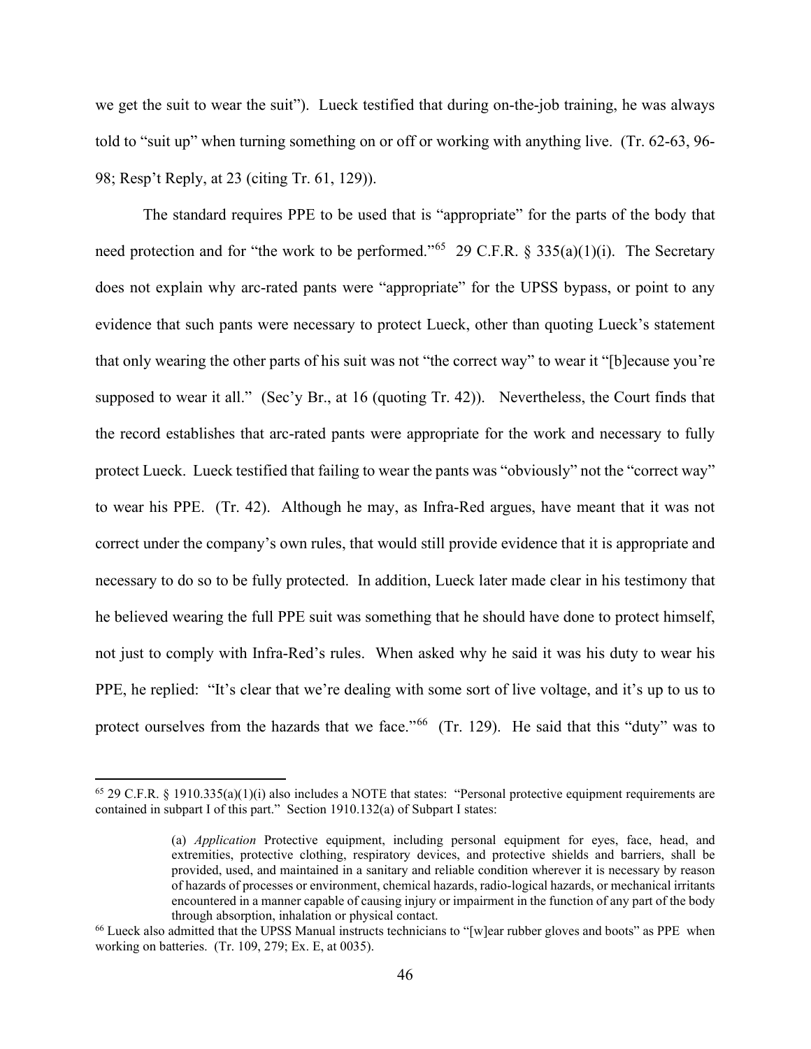we get the suit to wear the suit"). Lueck testified that during on-the-job training, he was always told to "suit up" when turning something on or off or working with anything live. (Tr. 62-63, 96-98; Resp't Reply, at 23 (citing Tr. 61, 129)).

The standard requires PPE to be used that is "appropriate" for the parts of the body that need protection and for "the work to be performed."[65] 29 C.F.R. § 335(a)(1)(i). The Secretary does not explain why arc-rated pants were "appropriate" for the UPSS bypass, or point to any evidence that such pants were necessary to protect Lueck, other than quoting Lueck's statement that only wearing the other parts of his suit was not "the correct way" to wear it "[b]ecause you're supposed to wear it all." (Sec'y Br., at 16 (quoting Tr. 42)). Nevertheless, the Court finds that the record establishes that arc-rated pants were appropriate for the work and necessary to fully protect Lueck. Lueck testified that failing to wear the pants was "obviously" not the "correct way" to wear his PPE. (Tr. 42). Although he may, as Infra-Red argues, have meant that it was not correct under the company's own rules, that would still provide evidence that it is appropriate and necessary to do so to be fully protected. In addition, Lueck later made clear in his testimony that he believed wearing the full PPE suit was something that he should have done to protect himself, not just to comply with Infra-Red's rules. When asked why he said it was his duty to wear his PPE, he replied: "It's clear that we're dealing with some sort of live voltage, and it's up to us to protect ourselves from the hazards that we face."[66] (Tr. 129). He said that this "duty" was to

---

[65] 29 C.F.R. § 1910.335(a)(1)(i) also includes a NOTE that states: "Personal protective equipment requirements are contained in subpart I of this part." Section 1910.132(a) of Subpart I states:

> (a) *Application* Protective equipment, including personal equipment for eyes, face, head, and extremities, protective clothing, respiratory devices, and protective shields and barriers, shall be provided, used, and maintained in a sanitary and reliable condition wherever it is necessary by reason of hazards of processes or environment, chemical hazards, radio-logical hazards, or mechanical irritants encountered in a manner capable of causing injury or impairment in the function of any part of the body through absorption, inhalation or physical contact.

[66] Lueck also admitted that the UPSS Manual instructs technicians to "[w]ear rubber gloves and boots" as PPE when working on batteries. (Tr. 109, 279; Ex. E, at 0035).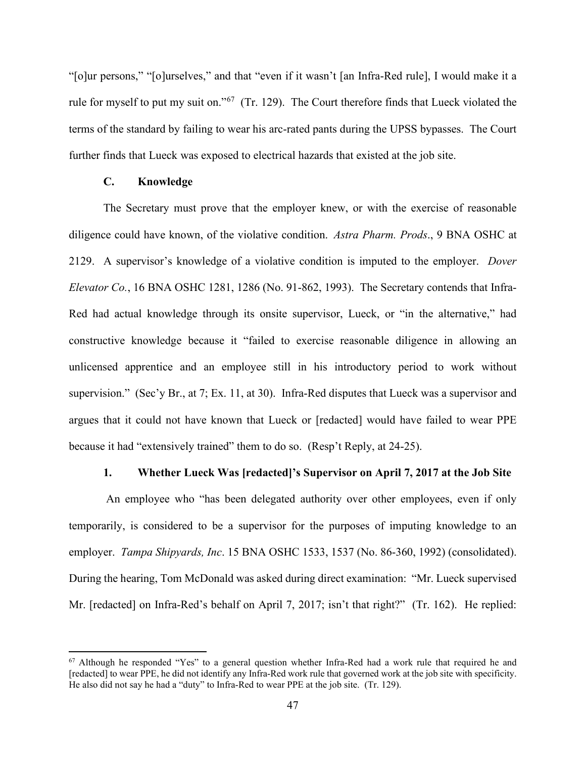"[o]ur persons," "[o]urselves," and that "even if it wasn't [an Infra-Red rule], I would make it a rule for myself to put my suit on."[67] (Tr. 129). The Court therefore finds that Lueck violated the terms of the standard by failing to wear his arc-rated pants during the UPSS bypasses. The Court further finds that Lueck was exposed to electrical hazards that existed at the job site.

### C. Knowledge

The Secretary must prove that the employer knew, or with the exercise of reasonable diligence could have known, of the violative condition. *Astra Pharm. Prods*., 9 BNA OSHC at 2129. A supervisor's knowledge of a violative condition is imputed to the employer. *Dover Elevator Co.*, 16 BNA OSHC 1281, 1286 (No. 91-862, 1993). The Secretary contends that Infra-Red had actual knowledge through its onsite supervisor, Lueck, or "in the alternative," had constructive knowledge because it "failed to exercise reasonable diligence in allowing an unlicensed apprentice and an employee still in his introductory period to work without supervision." (Sec'y Br., at 7; Ex. 11, at 30). Infra-Red disputes that Lueck was a supervisor and argues that it could not have known that Lueck or [redacted] would have failed to wear PPE because it had "extensively trained" them to do so. (Resp't Reply, at 24-25).

#### 1. Whether Lueck Was [redacted]'s Supervisor on April 7, 2017 at the Job Site

An employee who "has been delegated authority over other employees, even if only temporarily, is considered to be a supervisor for the purposes of imputing knowledge to an employer. *Tampa Shipyards, Inc*. 15 BNA OSHC 1533, 1537 (No. 86-360, 1992) (consolidated). During the hearing, Tom McDonald was asked during direct examination: "Mr. Lueck supervised Mr. [redacted] on Infra-Red's behalf on April 7, 2017; isn't that right?" (Tr. 162). He replied:

---

[67] Although he responded "Yes" to a general question whether Infra-Red had a work rule that required he and [redacted] to wear PPE, he did not identify any Infra-Red work rule that governed work at the job site with specificity. He also did not say he had a "duty" to Infra-Red to wear PPE at the job site. (Tr. 129).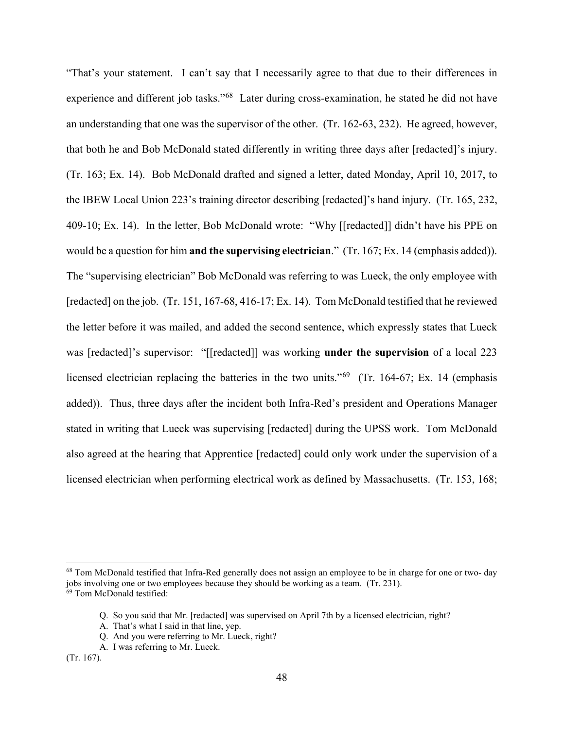"That's your statement. I can't say that I necessarily agree to that due to their differences in experience and different job tasks."[68] Later during cross-examination, he stated he did not have an understanding that one was the supervisor of the other. (Tr. 162-63, 232). He agreed, however, that both he and Bob McDonald stated differently in writing three days after [redacted]'s injury. (Tr. 163; Ex. 14). Bob McDonald drafted and signed a letter, dated Monday, April 10, 2017, to the IBEW Local Union 223's training director describing [redacted]'s hand injury. (Tr. 165, 232, 409-10; Ex. 14). In the letter, Bob McDonald wrote: "Why [[redacted]] didn't have his PPE on would be a question for him **and the supervising electrician**." (Tr. 167; Ex. 14 (emphasis added)). The "supervising electrician" Bob McDonald was referring to was Lueck, the only employee with [redacted] on the job. (Tr. 151, 167-68, 416-17; Ex. 14). Tom McDonald testified that he reviewed the letter before it was mailed, and added the second sentence, which expressly states that Lueck was [redacted]'s supervisor: "[[redacted]] was working **under the supervision** of a local 223 licensed electrician replacing the batteries in the two units."[69] (Tr. 164-67; Ex. 14 (emphasis added)). Thus, three days after the incident both Infra-Red's president and Operations Manager stated in writing that Lueck was supervising [redacted] during the UPSS work. Tom McDonald also agreed at the hearing that Apprentice [redacted] could only work under the supervision of a licensed electrician when performing electrical work as defined by Massachusetts. (Tr. 153, 168;

---

[68] Tom McDonald testified that Infra-Red generally does not assign an employee to be in charge for one or two- day jobs involving one or two employees because they should be working as a team. (Tr. 231).

[69] Tom McDonald testified:

> Q. So you said that Mr. [redacted] was supervised on April 7th by a licensed electrician, right?
> A. That's what I said in that line, yep.
> Q. And you were referring to Mr. Lueck, right?
> A. I was referring to Mr. Lueck.

(Tr. 167).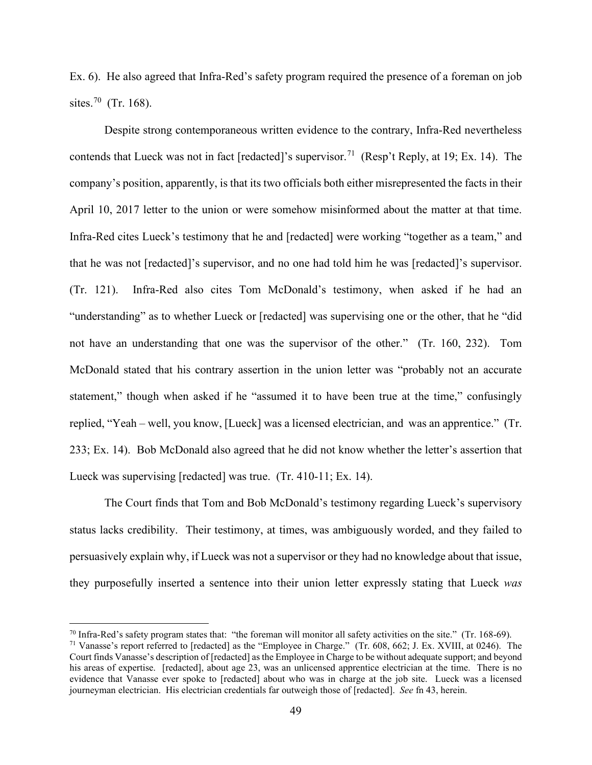Ex. 6). He also agreed that Infra-Red's safety program required the presence of a foreman on job sites.[70] (Tr. 168).

Despite strong contemporaneous written evidence to the contrary, Infra-Red nevertheless contends that Lueck was not in fact [redacted]'s supervisor.[71] (Resp't Reply, at 19; Ex. 14). The company's position, apparently, is that its two officials both either misrepresented the facts in their April 10, 2017 letter to the union or were somehow misinformed about the matter at that time. Infra-Red cites Lueck's testimony that he and [redacted] were working "together as a team," and that he was not [redacted]'s supervisor, and no one had told him he was [redacted]'s supervisor. (Tr. 121). Infra-Red also cites Tom McDonald's testimony, when asked if he had an "understanding" as to whether Lueck or [redacted] was supervising one or the other, that he "did not have an understanding that one was the supervisor of the other." (Tr. 160, 232). Tom McDonald stated that his contrary assertion in the union letter was "probably not an accurate statement," though when asked if he "assumed it to have been true at the time," confusingly replied, "Yeah – well, you know, [Lueck] was a licensed electrician, and was an apprentice." (Tr. 233; Ex. 14). Bob McDonald also agreed that he did not know whether the letter's assertion that Lueck was supervising [redacted] was true. (Tr. 410-11; Ex. 14).

The Court finds that Tom and Bob McDonald's testimony regarding Lueck's supervisory status lacks credibility. Their testimony, at times, was ambiguously worded, and they failed to persuasively explain why, if Lueck was not a supervisor or they had no knowledge about that issue, they purposefully inserted a sentence into their union letter expressly stating that Lueck *was*

[70] Infra-Red's safety program states that: "the foreman will monitor all safety activities on the site." (Tr. 168-69).

[71] Vanasse's report referred to [redacted] as the "Employee in Charge." (Tr. 608, 662; J. Ex. XVIII, at 0246). The Court finds Vanasse's description of [redacted] as the Employee in Charge to be without adequate support; and beyond his areas of expertise. [redacted], about age 23, was an unlicensed apprentice electrician at the time. There is no evidence that Vanasse ever spoke to [redacted] about who was in charge at the job site. Lueck was a licensed journeyman electrician. His electrician credentials far outweigh those of [redacted]. *See* fn 43, herein.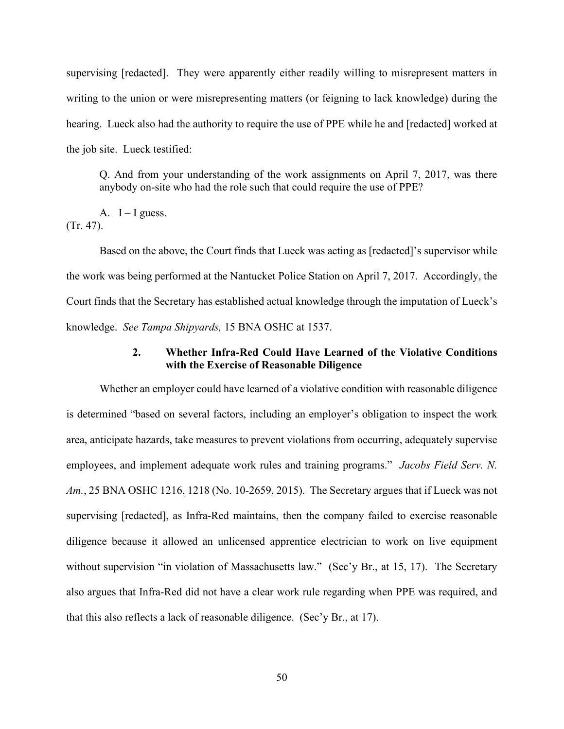supervising [redacted]. They were apparently either readily willing to misrepresent matters in writing to the union or were misrepresenting matters (or feigning to lack knowledge) during the hearing. Lueck also had the authority to require the use of PPE while he and [redacted] worked at the job site. Lueck testified:

> Q. And from your understanding of the work assignments on April 7, 2017, was there anybody on-site who had the role such that could require the use of PPE?
>
> A. I – I guess.

(Tr. 47).

Based on the above, the Court finds that Lueck was acting as [redacted]'s supervisor while the work was being performed at the Nantucket Police Station on April 7, 2017. Accordingly, the Court finds that the Secretary has established actual knowledge through the imputation of Lueck's knowledge. *See Tampa Shipyards,* 15 BNA OSHC at 1537.

### 2. Whether Infra-Red Could Have Learned of the Violative Conditions with the Exercise of Reasonable Diligence

Whether an employer could have learned of a violative condition with reasonable diligence is determined "based on several factors, including an employer's obligation to inspect the work area, anticipate hazards, take measures to prevent violations from occurring, adequately supervise employees, and implement adequate work rules and training programs." *Jacobs Field Serv. N. Am.*, 25 BNA OSHC 1216, 1218 (No. 10-2659, 2015). The Secretary argues that if Lueck was not supervising [redacted], as Infra-Red maintains, then the company failed to exercise reasonable diligence because it allowed an unlicensed apprentice electrician to work on live equipment without supervision "in violation of Massachusetts law." (Sec'y Br., at 15, 17). The Secretary also argues that Infra-Red did not have a clear work rule regarding when PPE was required, and that this also reflects a lack of reasonable diligence. (Sec'y Br., at 17).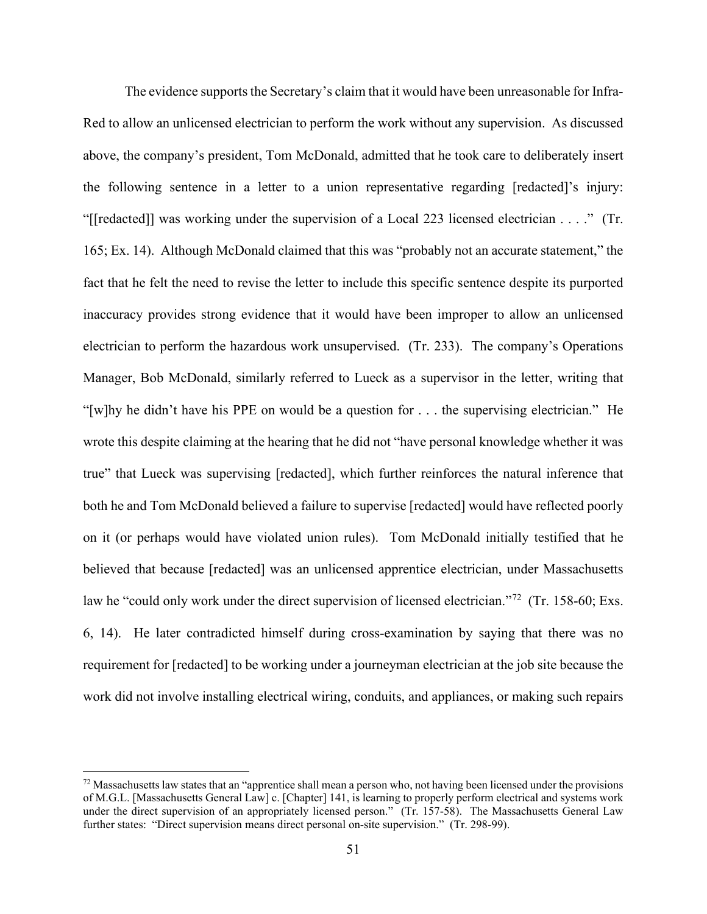The evidence supports the Secretary's claim that it would have been unreasonable for Infra-Red to allow an unlicensed electrician to perform the work without any supervision. As discussed above, the company's president, Tom McDonald, admitted that he took care to deliberately insert the following sentence in a letter to a union representative regarding [redacted]'s injury: "[[redacted]] was working under the supervision of a Local 223 licensed electrician . . . ." (Tr. 165; Ex. 14). Although McDonald claimed that this was "probably not an accurate statement," the fact that he felt the need to revise the letter to include this specific sentence despite its purported inaccuracy provides strong evidence that it would have been improper to allow an unlicensed electrician to perform the hazardous work unsupervised. (Tr. 233). The company's Operations Manager, Bob McDonald, similarly referred to Lueck as a supervisor in the letter, writing that "[w]hy he didn't have his PPE on would be a question for . . . the supervising electrician." He wrote this despite claiming at the hearing that he did not "have personal knowledge whether it was true" that Lueck was supervising [redacted], which further reinforces the natural inference that both he and Tom McDonald believed a failure to supervise [redacted] would have reflected poorly on it (or perhaps would have violated union rules). Tom McDonald initially testified that he believed that because [redacted] was an unlicensed apprentice electrician, under Massachusetts law he "could only work under the direct supervision of licensed electrician."[72] (Tr. 158-60; Exs. 6, 14). He later contradicted himself during cross-examination by saying that there was no requirement for [redacted] to be working under a journeyman electrician at the job site because the work did not involve installing electrical wiring, conduits, and appliances, or making such repairs

---

[72] Massachusetts law states that an "apprentice shall mean a person who, not having been licensed under the provisions of M.G.L. [Massachusetts General Law] c. [Chapter] 141, is learning to properly perform electrical and systems work under the direct supervision of an appropriately licensed person." (Tr. 157-58). The Massachusetts General Law further states: "Direct supervision means direct personal on-site supervision." (Tr. 298-99).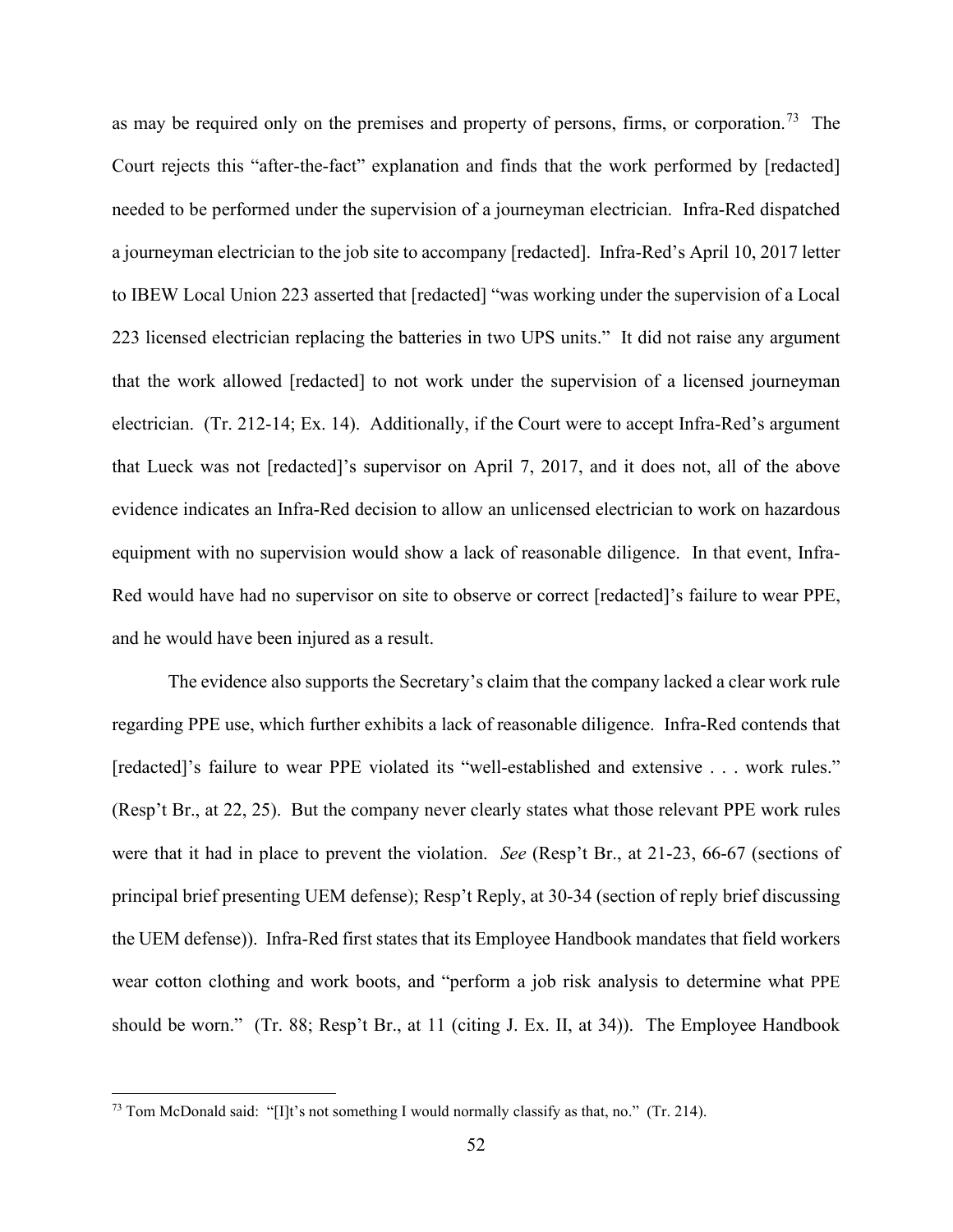as may be required only on the premises and property of persons, firms, or corporation.[73] The Court rejects this "after-the-fact" explanation and finds that the work performed by [redacted] needed to be performed under the supervision of a journeyman electrician. Infra-Red dispatched a journeyman electrician to the job site to accompany [redacted]. Infra-Red's April 10, 2017 letter to IBEW Local Union 223 asserted that [redacted] "was working under the supervision of a Local 223 licensed electrician replacing the batteries in two UPS units." It did not raise any argument that the work allowed [redacted] to not work under the supervision of a licensed journeyman electrician. (Tr. 212-14; Ex. 14). Additionally, if the Court were to accept Infra-Red's argument that Lueck was not [redacted]'s supervisor on April 7, 2017, and it does not, all of the above evidence indicates an Infra-Red decision to allow an unlicensed electrician to work on hazardous equipment with no supervision would show a lack of reasonable diligence. In that event, Infra-Red would have had no supervisor on site to observe or correct [redacted]'s failure to wear PPE, and he would have been injured as a result.

The evidence also supports the Secretary's claim that the company lacked a clear work rule regarding PPE use, which further exhibits a lack of reasonable diligence. Infra-Red contends that [redacted]'s failure to wear PPE violated its "well-established and extensive . . . work rules." (Resp't Br., at 22, 25). But the company never clearly states what those relevant PPE work rules were that it had in place to prevent the violation. *See* (Resp't Br., at 21-23, 66-67 (sections of principal brief presenting UEM defense); Resp't Reply, at 30-34 (section of reply brief discussing the UEM defense)). Infra-Red first states that its Employee Handbook mandates that field workers wear cotton clothing and work boots, and "perform a job risk analysis to determine what PPE should be worn." (Tr. 88; Resp't Br., at 11 (citing J. Ex. II, at 34)). The Employee Handbook

[73] Tom McDonald said: "[I]t's not something I would normally classify as that, no." (Tr. 214).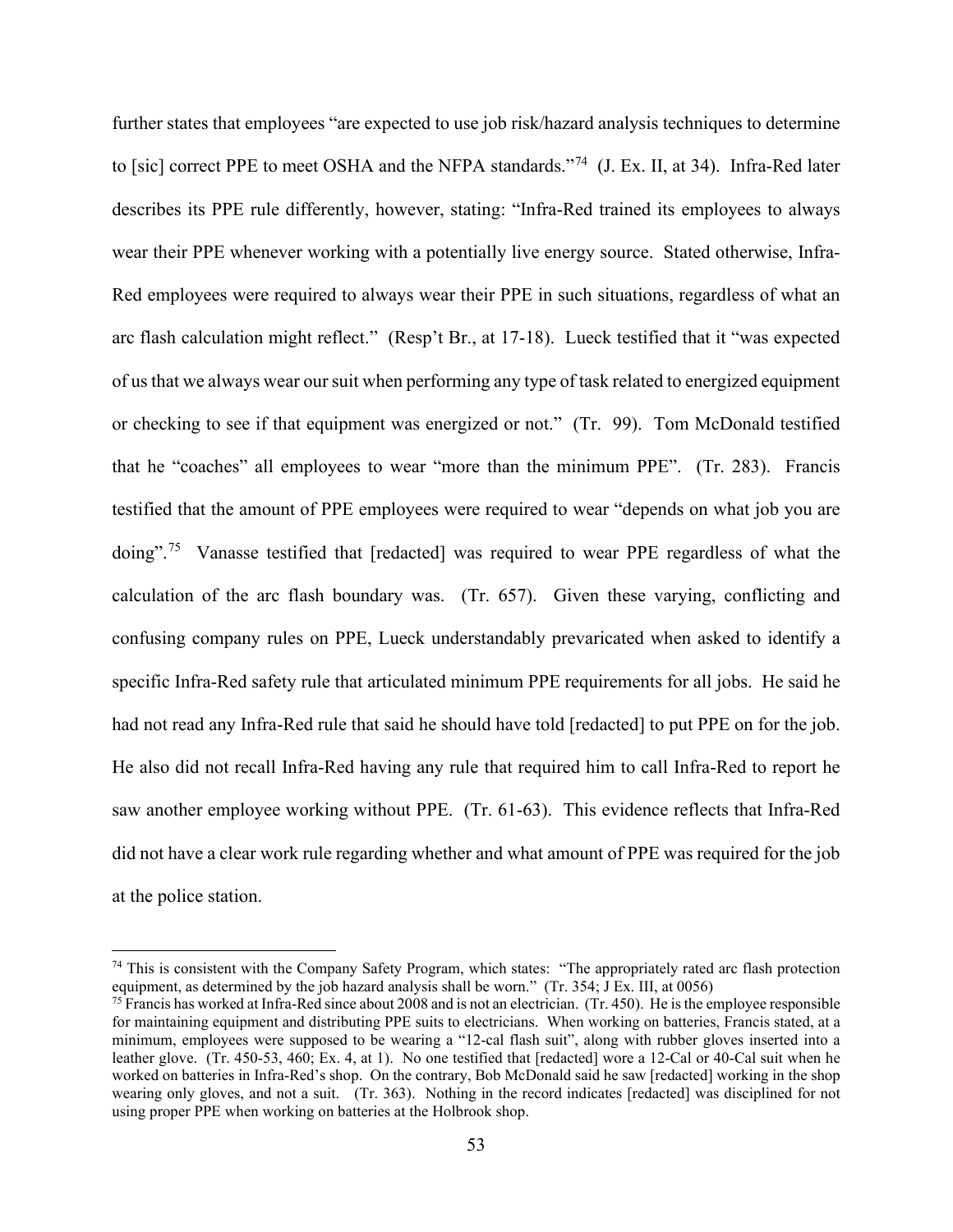further states that employees "are expected to use job risk/hazard analysis techniques to determine to [sic] correct PPE to meet OSHA and the NFPA standards."[74] (J. Ex. II, at 34). Infra-Red later describes its PPE rule differently, however, stating: "Infra-Red trained its employees to always wear their PPE whenever working with a potentially live energy source. Stated otherwise, Infra-Red employees were required to always wear their PPE in such situations, regardless of what an arc flash calculation might reflect." (Resp't Br., at 17-18). Lueck testified that it "was expected of us that we always wear our suit when performing any type of task related to energized equipment or checking to see if that equipment was energized or not." (Tr. 99). Tom McDonald testified that he "coaches" all employees to wear "more than the minimum PPE". (Tr. 283). Francis testified that the amount of PPE employees were required to wear "depends on what job you are doing".[75] Vanasse testified that [redacted] was required to wear PPE regardless of what the calculation of the arc flash boundary was. (Tr. 657). Given these varying, conflicting and confusing company rules on PPE, Lueck understandably prevaricated when asked to identify a specific Infra-Red safety rule that articulated minimum PPE requirements for all jobs. He said he had not read any Infra-Red rule that said he should have told [redacted] to put PPE on for the job. He also did not recall Infra-Red having any rule that required him to call Infra-Red to report he saw another employee working without PPE. (Tr. 61-63). This evidence reflects that Infra-Red did not have a clear work rule regarding whether and what amount of PPE was required for the job at the police station.

---

[74] This is consistent with the Company Safety Program, which states: "The appropriately rated arc flash protection equipment, as determined by the job hazard analysis shall be worn." (Tr. 354; J Ex. III, at 0056)

[75] Francis has worked at Infra-Red since about 2008 and is not an electrician. (Tr. 450). He is the employee responsible for maintaining equipment and distributing PPE suits to electricians. When working on batteries, Francis stated, at a minimum, employees were supposed to be wearing a "12-cal flash suit", along with rubber gloves inserted into a leather glove. (Tr. 450-53, 460; Ex. 4, at 1). No one testified that [redacted] wore a 12-Cal or 40-Cal suit when he worked on batteries in Infra-Red's shop. On the contrary, Bob McDonald said he saw [redacted] working in the shop wearing only gloves, and not a suit. (Tr. 363). Nothing in the record indicates [redacted] was disciplined for not using proper PPE when working on batteries at the Holbrook shop.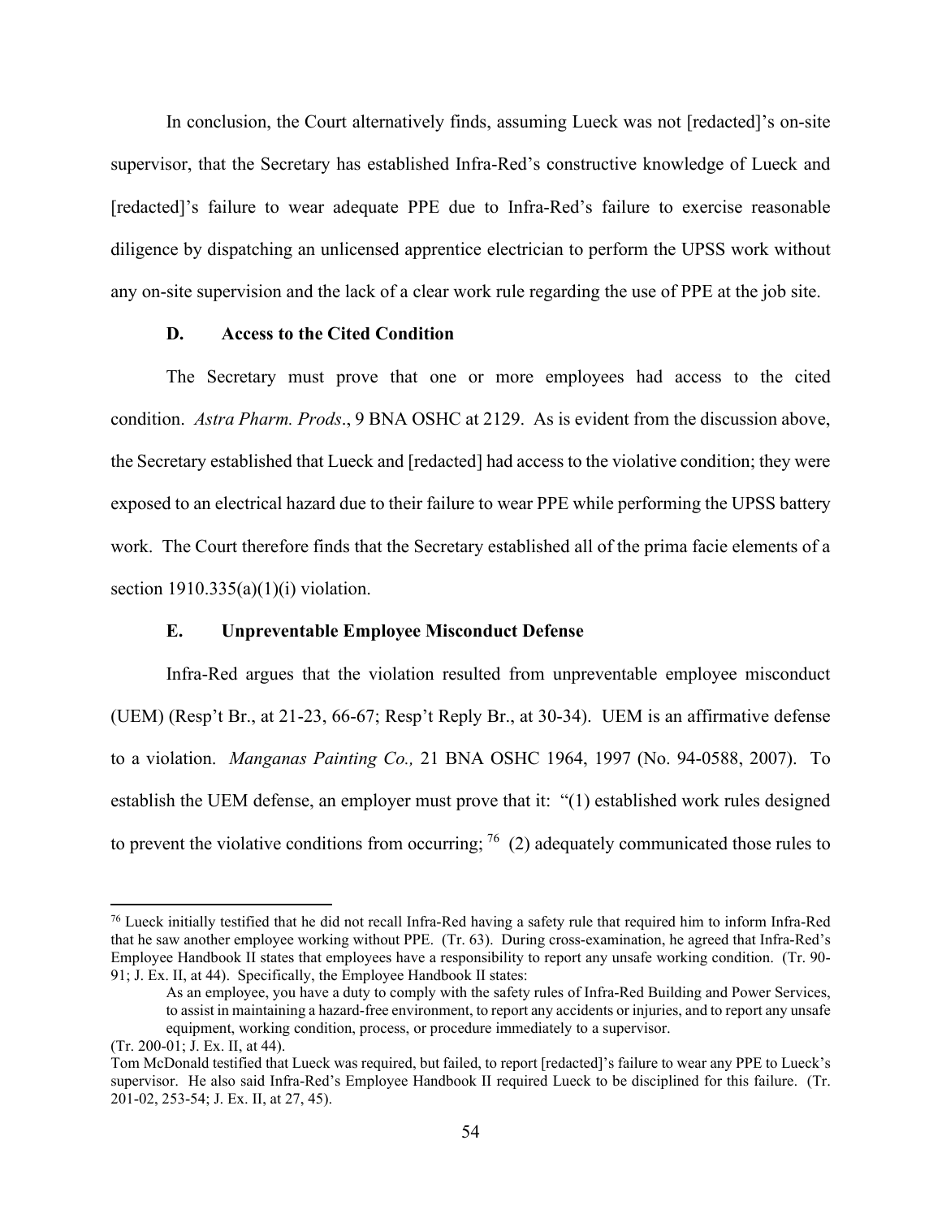In conclusion, the Court alternatively finds, assuming Lueck was not [redacted]'s on-site supervisor, that the Secretary has established Infra-Red's constructive knowledge of Lueck and [redacted]'s failure to wear adequate PPE due to Infra-Red's failure to exercise reasonable diligence by dispatching an unlicensed apprentice electrician to perform the UPSS work without any on-site supervision and the lack of a clear work rule regarding the use of PPE at the job site.

### D. Access to the Cited Condition

The Secretary must prove that one or more employees had access to the cited condition. *Astra Pharm. Prods*., 9 BNA OSHC at 2129. As is evident from the discussion above, the Secretary established that Lueck and [redacted] had access to the violative condition; they were exposed to an electrical hazard due to their failure to wear PPE while performing the UPSS battery work. The Court therefore finds that the Secretary established all of the prima facie elements of a section 1910.335(a)(1)(i) violation.

### E. Unpreventable Employee Misconduct Defense

Infra-Red argues that the violation resulted from unpreventable employee misconduct (UEM) (Resp't Br., at 21-23, 66-67; Resp't Reply Br., at 30-34). UEM is an affirmative defense to a violation. *Manganas Painting Co.,* 21 BNA OSHC 1964, 1997 (No. 94-0588, 2007). To establish the UEM defense, an employer must prove that it: "(1) established work rules designed to prevent the violative conditions from occurring; [76] (2) adequately communicated those rules to

---

[76] Lueck initially testified that he did not recall Infra-Red having a safety rule that required him to inform Infra-Red that he saw another employee working without PPE. (Tr. 63). During cross-examination, he agreed that Infra-Red's Employee Handbook II states that employees have a responsibility to report any unsafe working condition. (Tr. 90-91; J. Ex. II, at 44). Specifically, the Employee Handbook II states:

> As an employee, you have a duty to comply with the safety rules of Infra-Red Building and Power Services, to assist in maintaining a hazard-free environment, to report any accidents or injuries, and to report any unsafe equipment, working condition, process, or procedure immediately to a supervisor.

(Tr. 200-01; J. Ex. II, at 44).

Tom McDonald testified that Lueck was required, but failed, to report [redacted]'s failure to wear any PPE to Lueck's supervisor. He also said Infra-Red's Employee Handbook II required Lueck to be disciplined for this failure. (Tr. 201-02, 253-54; J. Ex. II, at 27, 45).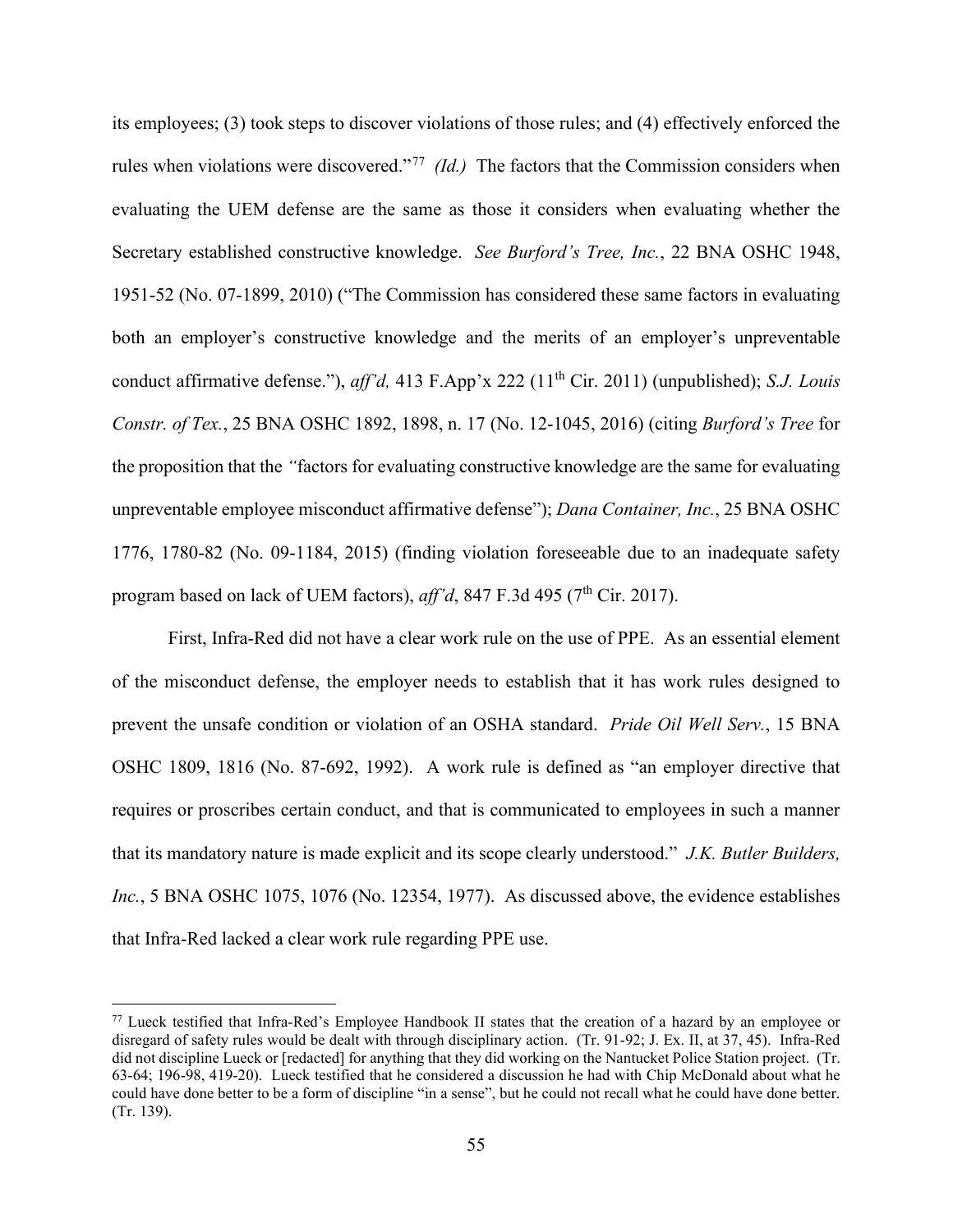its employees; (3) took steps to discover violations of those rules; and (4) effectively enforced the rules when violations were discovered."[77] *(Id.)* The factors that the Commission considers when evaluating the UEM defense are the same as those it considers when evaluating whether the Secretary established constructive knowledge. *See Burford's Tree, Inc.*, 22 BNA OSHC 1948, 1951-52 (No. 07-1899, 2010) ("The Commission has considered these same factors in evaluating both an employer's constructive knowledge and the merits of an employer's unpreventable conduct affirmative defense."), *aff'd,* 413 F.App'x 222 (11th Cir. 2011) (unpublished); *S.J. Louis Constr. of Tex.*, 25 BNA OSHC 1892, 1898, n. 17 (No. 12-1045, 2016) (citing *Burford's Tree* for the proposition that the "factors for evaluating constructive knowledge are the same for evaluating unpreventable employee misconduct affirmative defense"); *Dana Container, Inc.*, 25 BNA OSHC 1776, 1780-82 (No. 09-1184, 2015) (finding violation foreseeable due to an inadequate safety program based on lack of UEM factors), *aff'd*, 847 F.3d 495 (7th Cir. 2017).

First, Infra-Red did not have a clear work rule on the use of PPE. As an essential element of the misconduct defense, the employer needs to establish that it has work rules designed to prevent the unsafe condition or violation of an OSHA standard. *Pride Oil Well Serv.*, 15 BNA OSHC 1809, 1816 (No. 87-692, 1992). A work rule is defined as "an employer directive that requires or proscribes certain conduct, and that is communicated to employees in such a manner that its mandatory nature is made explicit and its scope clearly understood." *J.K. Butler Builders, Inc.*, 5 BNA OSHC 1075, 1076 (No. 12354, 1977). As discussed above, the evidence establishes that Infra-Red lacked a clear work rule regarding PPE use.

---

[77] Lueck testified that Infra-Red's Employee Handbook II states that the creation of a hazard by an employee or disregard of safety rules would be dealt with through disciplinary action. (Tr. 91-92; J. Ex. II, at 37, 45). Infra-Red did not discipline Lueck or [redacted] for anything that they did working on the Nantucket Police Station project. (Tr. 63-64; 196-98, 419-20). Lueck testified that he considered a discussion he had with Chip McDonald about what he could have done better to be a form of discipline "in a sense", but he could not recall what he could have done better. (Tr. 139).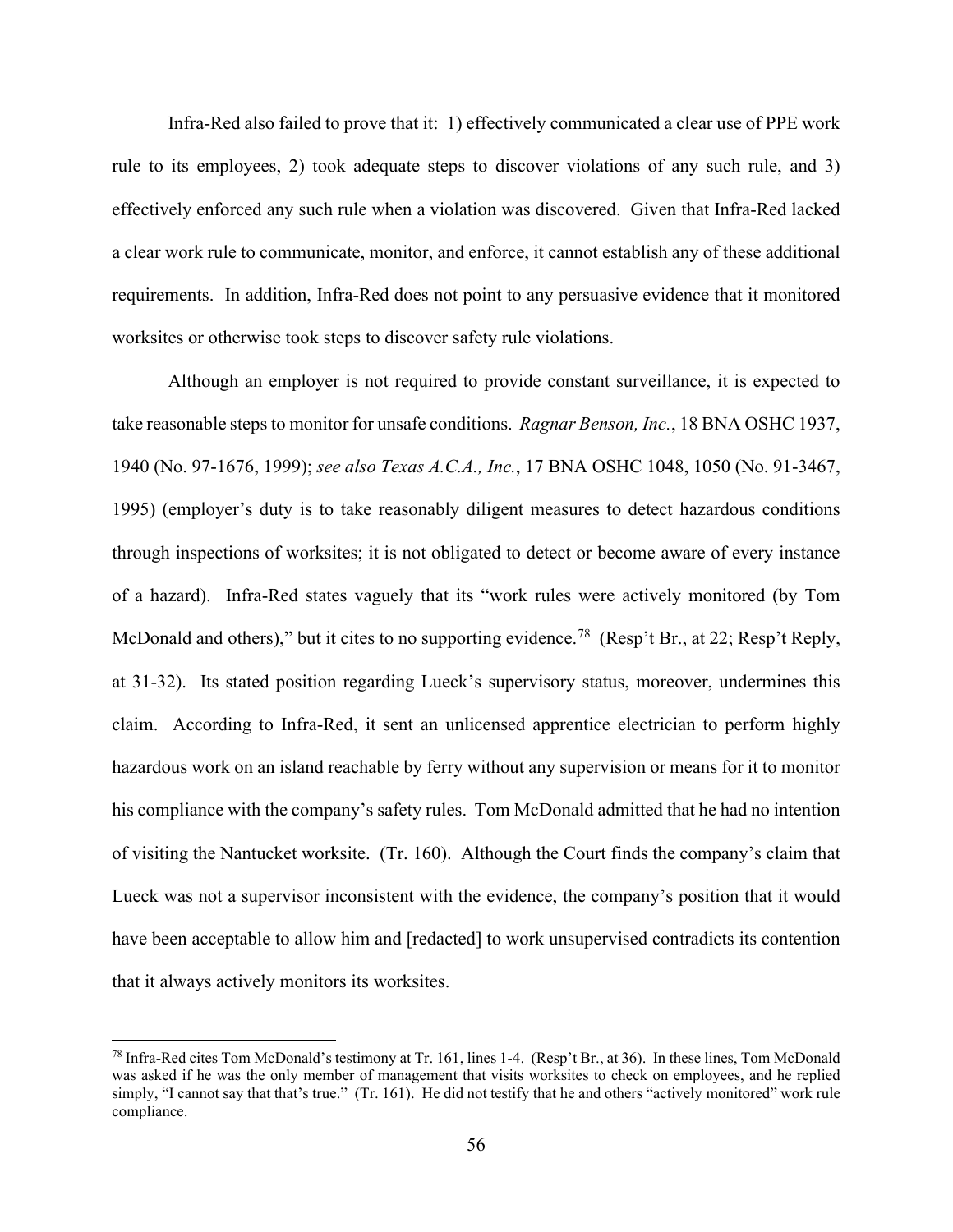Infra-Red also failed to prove that it: 1) effectively communicated a clear use of PPE work rule to its employees, 2) took adequate steps to discover violations of any such rule, and 3) effectively enforced any such rule when a violation was discovered. Given that Infra-Red lacked a clear work rule to communicate, monitor, and enforce, it cannot establish any of these additional requirements. In addition, Infra-Red does not point to any persuasive evidence that it monitored worksites or otherwise took steps to discover safety rule violations.

Although an employer is not required to provide constant surveillance, it is expected to take reasonable steps to monitor for unsafe conditions. *Ragnar Benson, Inc.*, 18 BNA OSHC 1937, 1940 (No. 97-1676, 1999); *see also Texas A.C.A., Inc.*, 17 BNA OSHC 1048, 1050 (No. 91-3467, 1995) (employer's duty is to take reasonably diligent measures to detect hazardous conditions through inspections of worksites; it is not obligated to detect or become aware of every instance of a hazard). Infra-Red states vaguely that its "work rules were actively monitored (by Tom McDonald and others)," but it cites to no supporting evidence.[78] (Resp't Br., at 22; Resp't Reply, at 31-32). Its stated position regarding Lueck's supervisory status, moreover, undermines this claim. According to Infra-Red, it sent an unlicensed apprentice electrician to perform highly hazardous work on an island reachable by ferry without any supervision or means for it to monitor his compliance with the company's safety rules. Tom McDonald admitted that he had no intention of visiting the Nantucket worksite. (Tr. 160). Although the Court finds the company's claim that Lueck was not a supervisor inconsistent with the evidence, the company's position that it would have been acceptable to allow him and [redacted] to work unsupervised contradicts its contention that it always actively monitors its worksites.

---

[78] Infra-Red cites Tom McDonald's testimony at Tr. 161, lines 1-4. (Resp't Br., at 36). In these lines, Tom McDonald was asked if he was the only member of management that visits worksites to check on employees, and he replied simply, "I cannot say that that's true." (Tr. 161). He did not testify that he and others "actively monitored" work rule compliance.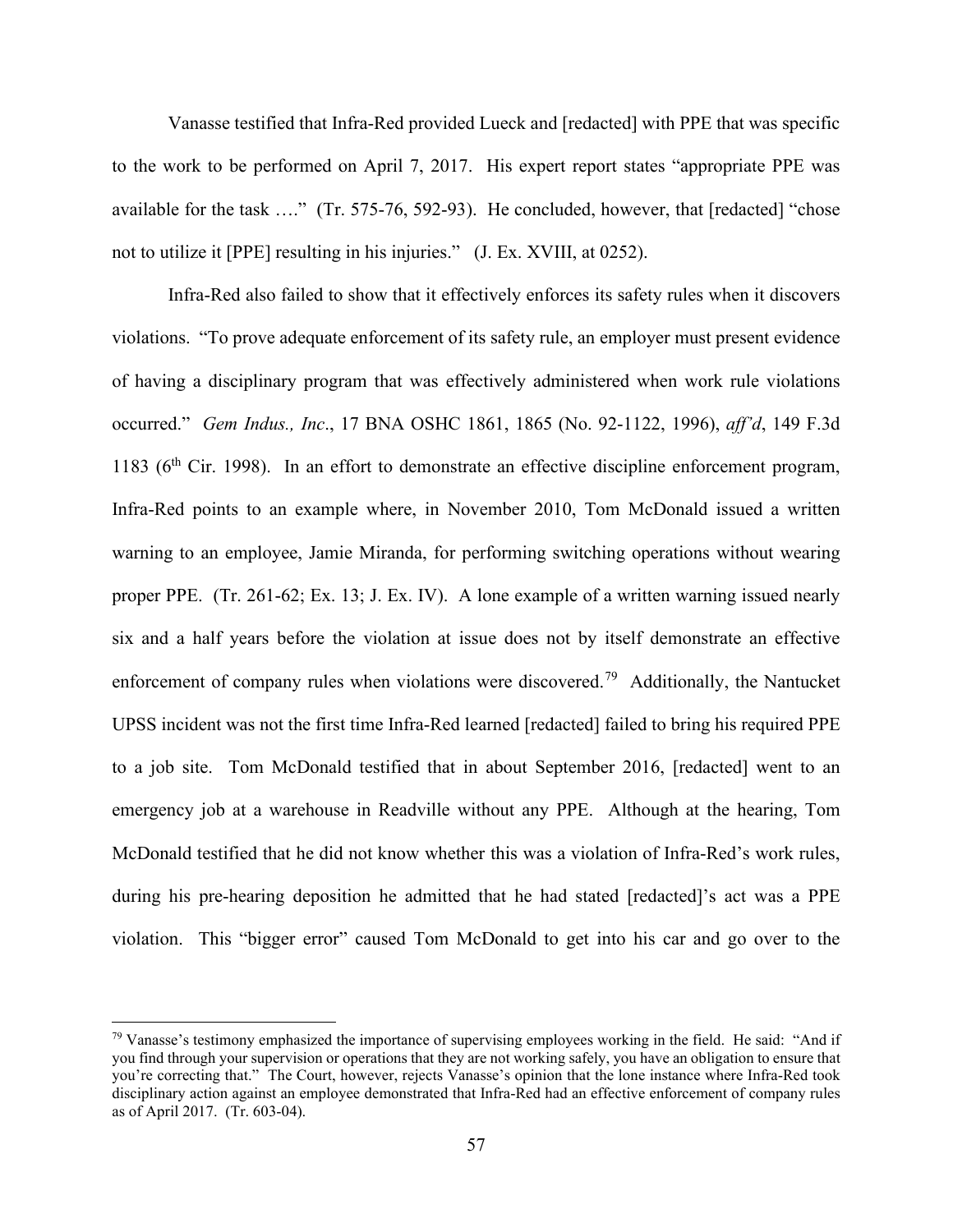Vanasse testified that Infra-Red provided Lueck and [redacted] with PPE that was specific to the work to be performed on April 7, 2017. His expert report states "appropriate PPE was available for the task …." (Tr. 575-76, 592-93). He concluded, however, that [redacted] "chose not to utilize it [PPE] resulting in his injuries." (J. Ex. XVIII, at 0252).

Infra-Red also failed to show that it effectively enforces its safety rules when it discovers violations. "To prove adequate enforcement of its safety rule, an employer must present evidence of having a disciplinary program that was effectively administered when work rule violations occurred." *Gem Indus., Inc*., 17 BNA OSHC 1861, 1865 (No. 92-1122, 1996), *aff'd*, 149 F.3d 1183 (6th Cir. 1998). In an effort to demonstrate an effective discipline enforcement program, Infra-Red points to an example where, in November 2010, Tom McDonald issued a written warning to an employee, Jamie Miranda, for performing switching operations without wearing proper PPE. (Tr. 261-62; Ex. 13; J. Ex. IV). A lone example of a written warning issued nearly six and a half years before the violation at issue does not by itself demonstrate an effective enforcement of company rules when violations were discovered.[79] Additionally, the Nantucket UPSS incident was not the first time Infra-Red learned [redacted] failed to bring his required PPE to a job site. Tom McDonald testified that in about September 2016, [redacted] went to an emergency job at a warehouse in Readville without any PPE. Although at the hearing, Tom McDonald testified that he did not know whether this was a violation of Infra-Red's work rules, during his pre-hearing deposition he admitted that he had stated [redacted]'s act was a PPE violation. This "bigger error" caused Tom McDonald to get into his car and go over to the

---

[79] Vanasse's testimony emphasized the importance of supervising employees working in the field. He said: "And if you find through your supervision or operations that they are not working safely, you have an obligation to ensure that you're correcting that." The Court, however, rejects Vanasse's opinion that the lone instance where Infra-Red took disciplinary action against an employee demonstrated that Infra-Red had an effective enforcement of company rules as of April 2017. (Tr. 603-04).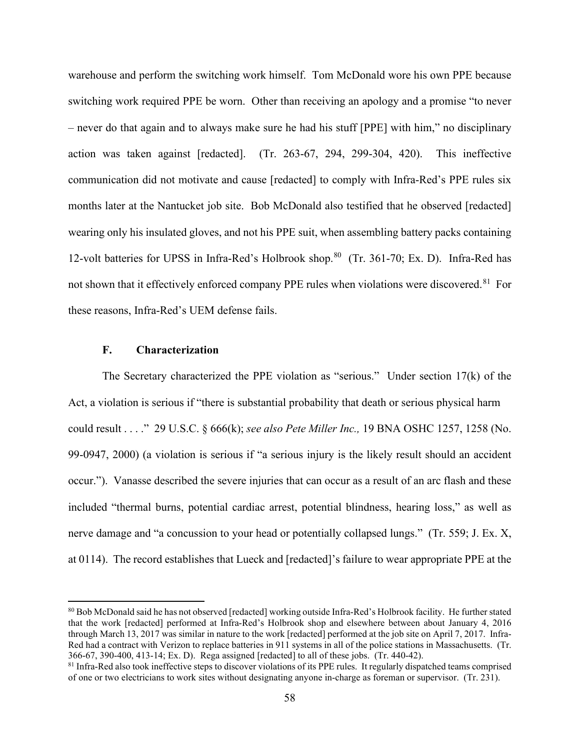warehouse and perform the switching work himself. Tom McDonald wore his own PPE because switching work required PPE be worn. Other than receiving an apology and a promise "to never – never do that again and to always make sure he had his stuff [PPE] with him," no disciplinary action was taken against [redacted]. (Tr. 263-67, 294, 299-304, 420). This ineffective communication did not motivate and cause [redacted] to comply with Infra-Red's PPE rules six months later at the Nantucket job site. Bob McDonald also testified that he observed [redacted] wearing only his insulated gloves, and not his PPE suit, when assembling battery packs containing 12-volt batteries for UPSS in Infra-Red's Holbrook shop.[80] (Tr. 361-70; Ex. D). Infra-Red has not shown that it effectively enforced company PPE rules when violations were discovered.[81] For these reasons, Infra-Red's UEM defense fails.

### F. Characterization

The Secretary characterized the PPE violation as "serious." Under section 17(k) of the Act, a violation is serious if "there is substantial probability that death or serious physical harm could result . . . ." 29 U.S.C. § 666(k); *see also Pete Miller Inc.,* 19 BNA OSHC 1257, 1258 (No. 99-0947, 2000) (a violation is serious if "a serious injury is the likely result should an accident occur."). Vanasse described the severe injuries that can occur as a result of an arc flash and these included "thermal burns, potential cardiac arrest, potential blindness, hearing loss," as well as nerve damage and "a concussion to your head or potentially collapsed lungs." (Tr. 559; J. Ex. X, at 0114). The record establishes that Lueck and [redacted]'s failure to wear appropriate PPE at the

---

[80] Bob McDonald said he has not observed [redacted] working outside Infra-Red's Holbrook facility. He further stated that the work [redacted] performed at Infra-Red's Holbrook shop and elsewhere between about January 4, 2016 through March 13, 2017 was similar in nature to the work [redacted] performed at the job site on April 7, 2017. Infra-Red had a contract with Verizon to replace batteries in 911 systems in all of the police stations in Massachusetts. (Tr. 366-67, 390-400, 413-14; Ex. D). Rega assigned [redacted] to all of these jobs. (Tr. 440-42).

[81] Infra-Red also took ineffective steps to discover violations of its PPE rules. It regularly dispatched teams comprised of one or two electricians to work sites without designating anyone in-charge as foreman or supervisor. (Tr. 231).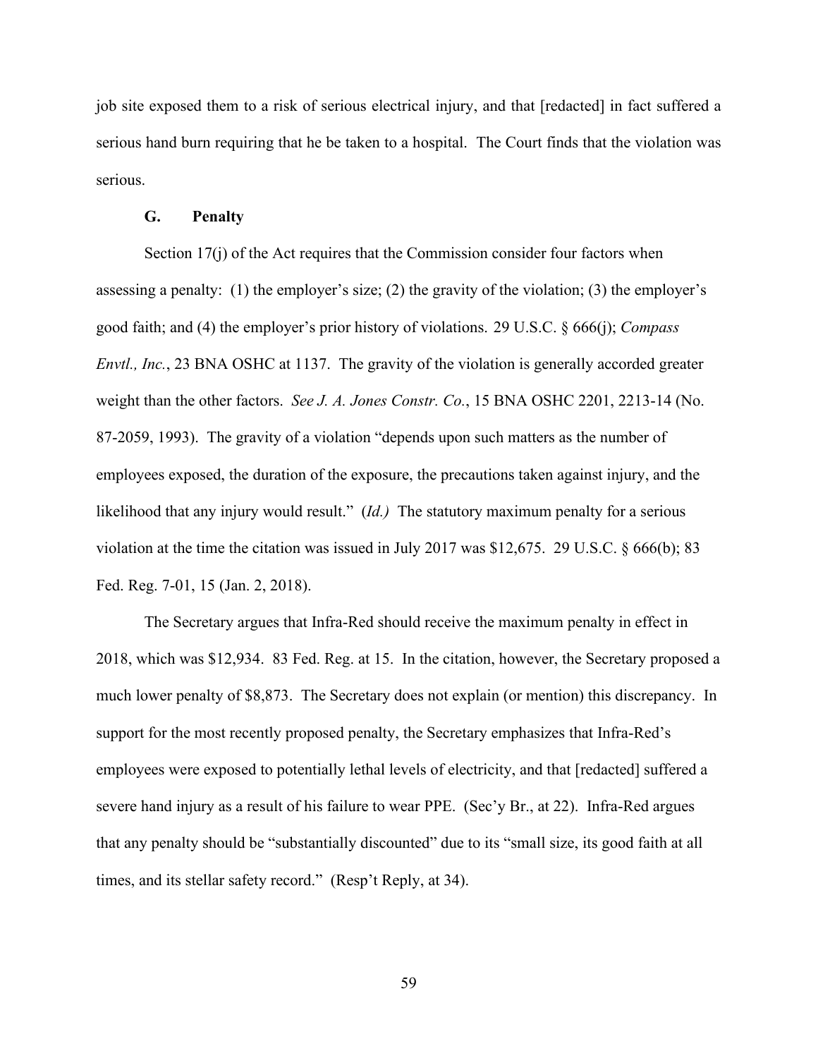job site exposed them to a risk of serious electrical injury, and that [redacted] in fact suffered a serious hand burn requiring that he be taken to a hospital. The Court finds that the violation was serious.

### G. Penalty

Section 17(j) of the Act requires that the Commission consider four factors when assessing a penalty: (1) the employer's size; (2) the gravity of the violation; (3) the employer's good faith; and (4) the employer's prior history of violations. 29 U.S.C. § 666(j); *Compass Envtl., Inc.*, 23 BNA OSHC at 1137. The gravity of the violation is generally accorded greater weight than the other factors. *See J. A. Jones Constr. Co.*, 15 BNA OSHC 2201, 2213-14 (No. 87-2059, 1993). The gravity of a violation "depends upon such matters as the number of employees exposed, the duration of the exposure, the precautions taken against injury, and the likelihood that any injury would result." (*Id.)* The statutory maximum penalty for a serious violation at the time the citation was issued in July 2017 was $12,675. 29 U.S.C. § 666(b); 83 Fed. Reg. 7-01, 15 (Jan. 2, 2018).

The Secretary argues that Infra-Red should receive the maximum penalty in effect in 2018, which was $12,934. 83 Fed. Reg. at 15. In the citation, however, the Secretary proposed a much lower penalty of $8,873. The Secretary does not explain (or mention) this discrepancy. In support for the most recently proposed penalty, the Secretary emphasizes that Infra-Red's employees were exposed to potentially lethal levels of electricity, and that [redacted] suffered a severe hand injury as a result of his failure to wear PPE. (Sec'y Br., at 22). Infra-Red argues that any penalty should be "substantially discounted" due to its "small size, its good faith at all times, and its stellar safety record." (Resp't Reply, at 34).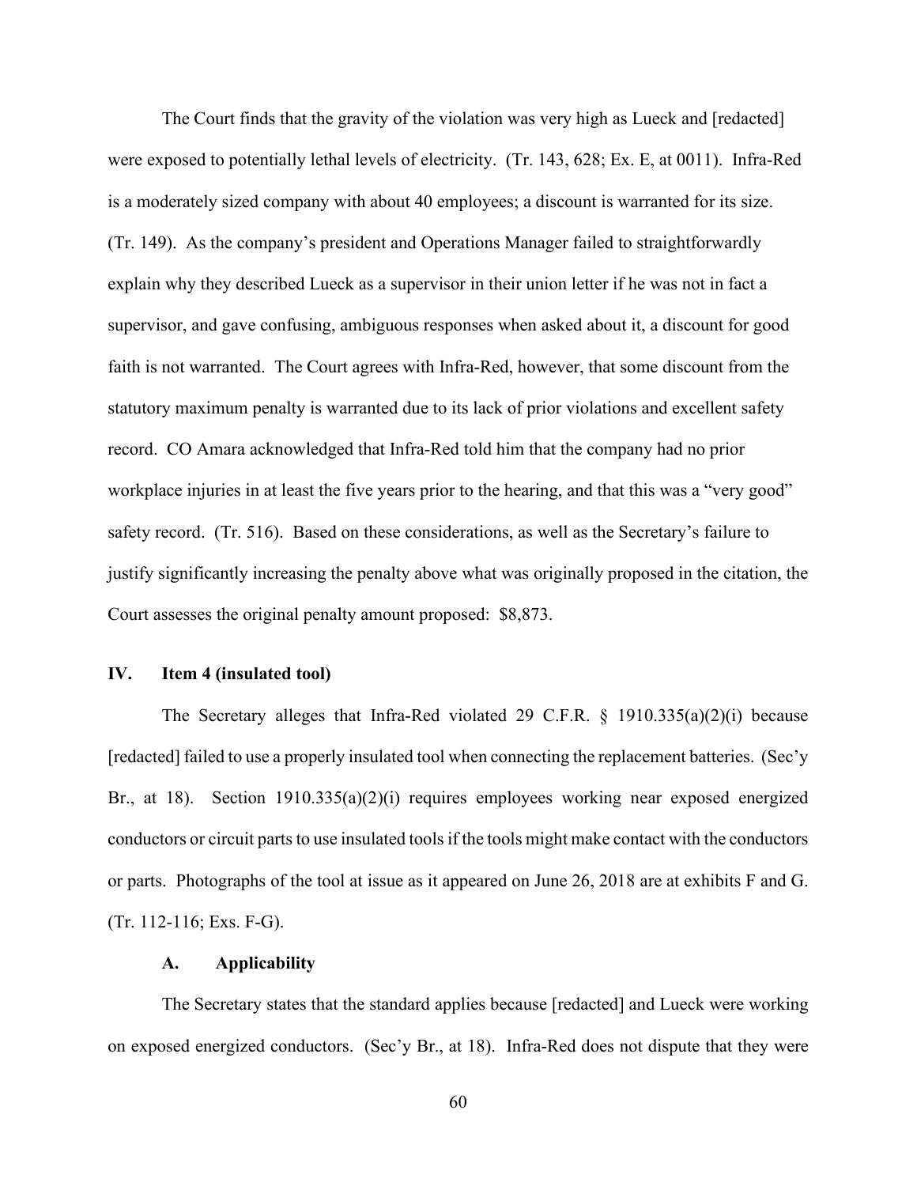The Court finds that the gravity of the violation was very high as Lueck and [redacted] were exposed to potentially lethal levels of electricity. (Tr. 143, 628; Ex. E, at 0011). Infra-Red is a moderately sized company with about 40 employees; a discount is warranted for its size. (Tr. 149). As the company's president and Operations Manager failed to straightforwardly explain why they described Lueck as a supervisor in their union letter if he was not in fact a supervisor, and gave confusing, ambiguous responses when asked about it, a discount for good faith is not warranted. The Court agrees with Infra-Red, however, that some discount from the statutory maximum penalty is warranted due to its lack of prior violations and excellent safety record. CO Amara acknowledged that Infra-Red told him that the company had no prior workplace injuries in at least the five years prior to the hearing, and that this was a "very good" safety record. (Tr. 516). Based on these considerations, as well as the Secretary's failure to justify significantly increasing the penalty above what was originally proposed in the citation, the Court assesses the original penalty amount proposed: $8,873.

## IV. Item 4 (insulated tool)

The Secretary alleges that Infra-Red violated 29 C.F.R. § 1910.335(a)(2)(i) because [redacted] failed to use a properly insulated tool when connecting the replacement batteries. (Sec'y Br., at 18). Section 1910.335(a)(2)(i) requires employees working near exposed energized conductors or circuit parts to use insulated tools if the tools might make contact with the conductors or parts. Photographs of the tool at issue as it appeared on June 26, 2018 are at exhibits F and G. (Tr. 112-116; Exs. F-G).

### A. Applicability

The Secretary states that the standard applies because [redacted] and Lueck were working on exposed energized conductors. (Sec'y Br., at 18). Infra-Red does not dispute that they were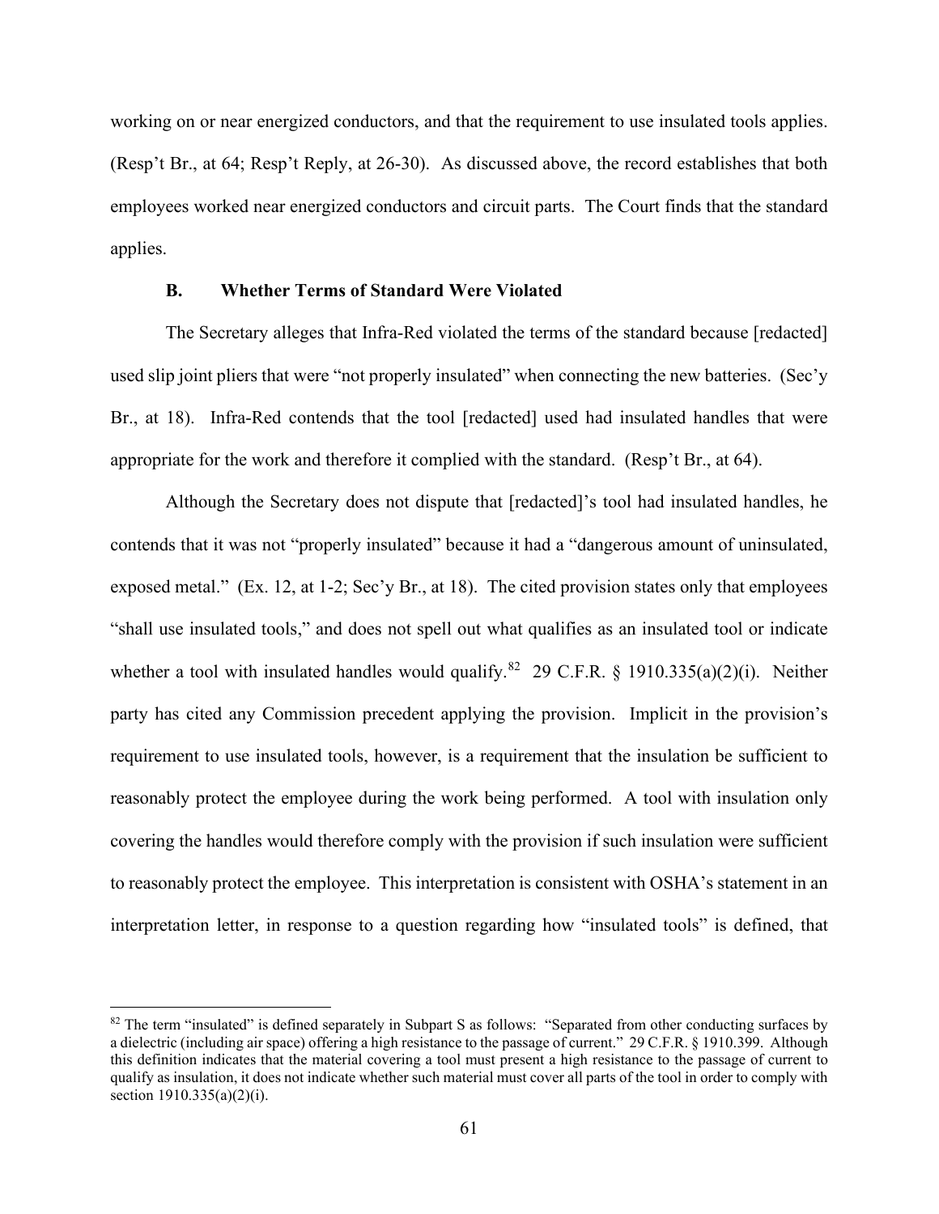working on or near energized conductors, and that the requirement to use insulated tools applies. (Resp't Br., at 64; Resp't Reply, at 26-30). As discussed above, the record establishes that both employees worked near energized conductors and circuit parts. The Court finds that the standard applies.

### B. Whether Terms of Standard Were Violated

The Secretary alleges that Infra-Red violated the terms of the standard because [redacted] used slip joint pliers that were "not properly insulated" when connecting the new batteries. (Sec'y Br., at 18). Infra-Red contends that the tool [redacted] used had insulated handles that were appropriate for the work and therefore it complied with the standard. (Resp't Br., at 64).

Although the Secretary does not dispute that [redacted]'s tool had insulated handles, he contends that it was not "properly insulated" because it had a "dangerous amount of uninsulated, exposed metal." (Ex. 12, at 1-2; Sec'y Br., at 18). The cited provision states only that employees "shall use insulated tools," and does not spell out what qualifies as an insulated tool or indicate whether a tool with insulated handles would qualify.[82] 29 C.F.R. § 1910.335(a)(2)(i). Neither party has cited any Commission precedent applying the provision. Implicit in the provision's requirement to use insulated tools, however, is a requirement that the insulation be sufficient to reasonably protect the employee during the work being performed. A tool with insulation only covering the handles would therefore comply with the provision if such insulation were sufficient to reasonably protect the employee. This interpretation is consistent with OSHA's statement in an interpretation letter, in response to a question regarding how "insulated tools" is defined, that

[82] The term "insulated" is defined separately in Subpart S as follows: "Separated from other conducting surfaces by a dielectric (including air space) offering a high resistance to the passage of current." 29 C.F.R. § 1910.399. Although this definition indicates that the material covering a tool must present a high resistance to the passage of current to qualify as insulation, it does not indicate whether such material must cover all parts of the tool in order to comply with section 1910.335(a)(2)(i).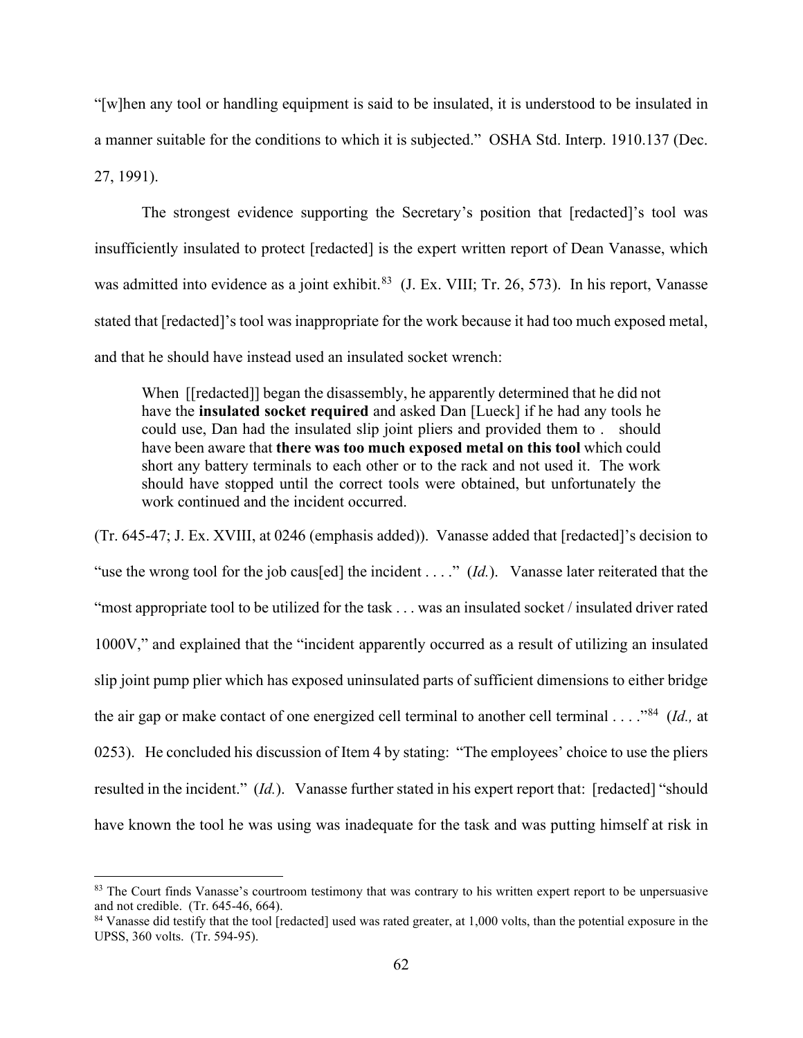"[w]hen any tool or handling equipment is said to be insulated, it is understood to be insulated in a manner suitable for the conditions to which it is subjected." OSHA Std. Interp. 1910.137 (Dec. 27, 1991).

The strongest evidence supporting the Secretary's position that [redacted]'s tool was insufficiently insulated to protect [redacted] is the expert written report of Dean Vanasse, which was admitted into evidence as a joint exhibit.[83] (J. Ex. VIII; Tr. 26, 573). In his report, Vanasse stated that [redacted]'s tool was inappropriate for the work because it had too much exposed metal, and that he should have instead used an insulated socket wrench:

> When [[redacted]] began the disassembly, he apparently determined that he did not have the **insulated socket required** and asked Dan [Lueck] if he had any tools he could use, Dan had the insulated slip joint pliers and provided them to . should have been aware that **there was too much exposed metal on this tool** which could short any battery terminals to each other or to the rack and not used it. The work should have stopped until the correct tools were obtained, but unfortunately the work continued and the incident occurred.

(Tr. 645-47; J. Ex. XVIII, at 0246 (emphasis added)). Vanasse added that [redacted]'s decision to "use the wrong tool for the job caus[ed] the incident . . . ." (*Id.*). Vanasse later reiterated that the "most appropriate tool to be utilized for the task . . . was an insulated socket / insulated driver rated 1000V," and explained that the "incident apparently occurred as a result of utilizing an insulated slip joint pump plier which has exposed uninsulated parts of sufficient dimensions to either bridge the air gap or make contact of one energized cell terminal to another cell terminal . . . ."[84] (*Id.,* at 0253). He concluded his discussion of Item 4 by stating: "The employees' choice to use the pliers resulted in the incident." (*Id.*). Vanasse further stated in his expert report that: [redacted] "should have known the tool he was using was inadequate for the task and was putting himself at risk in

---

[83] The Court finds Vanasse's courtroom testimony that was contrary to his written expert report to be unpersuasive and not credible. (Tr. 645-46, 664).

[84] Vanasse did testify that the tool [redacted] used was rated greater, at 1,000 volts, than the potential exposure in the UPSS, 360 volts. (Tr. 594-95).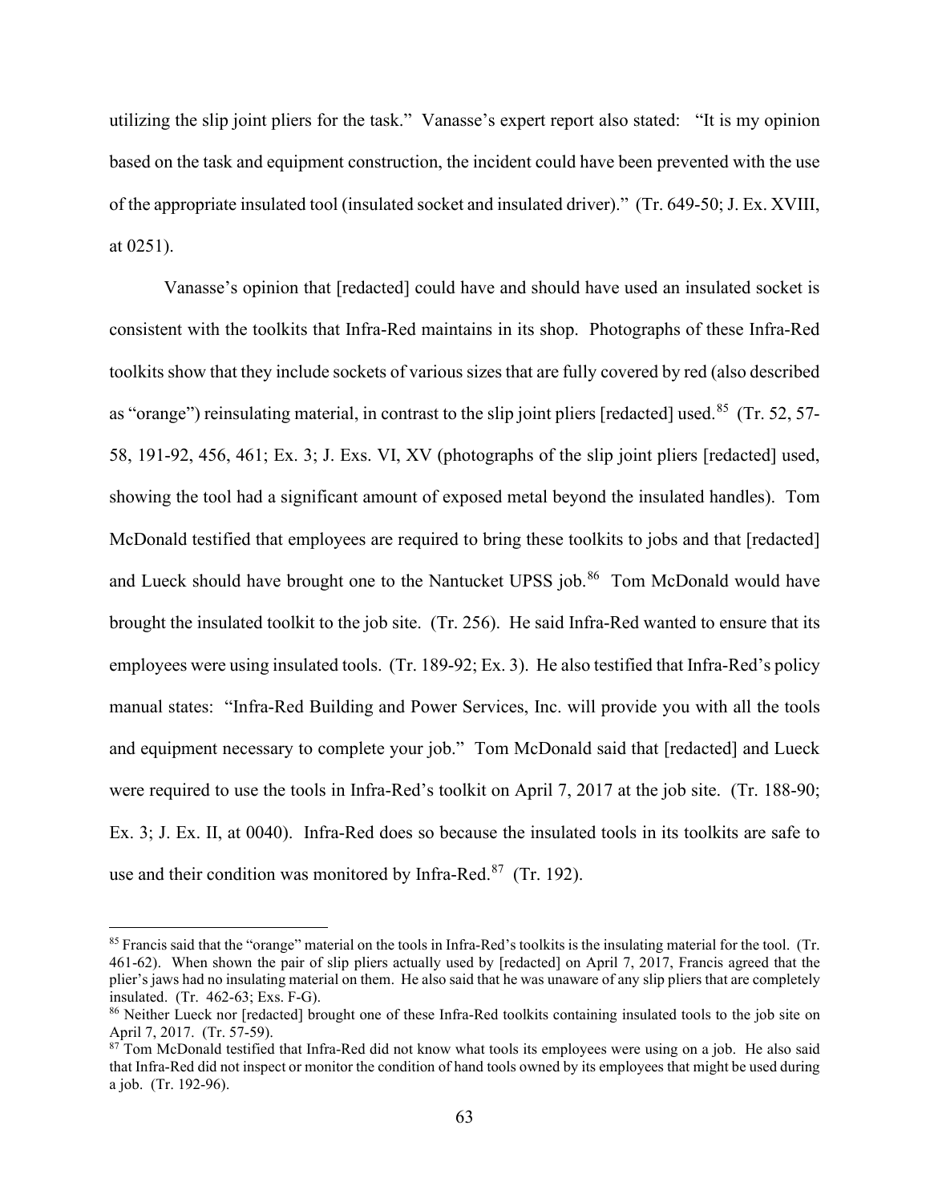utilizing the slip joint pliers for the task." Vanasse's expert report also stated: "It is my opinion based on the task and equipment construction, the incident could have been prevented with the use of the appropriate insulated tool (insulated socket and insulated driver)." (Tr. 649-50; J. Ex. XVIII, at 0251).

Vanasse's opinion that [redacted] could have and should have used an insulated socket is consistent with the toolkits that Infra-Red maintains in its shop. Photographs of these Infra-Red toolkits show that they include sockets of various sizes that are fully covered by red (also described as "orange") reinsulating material, in contrast to the slip joint pliers [redacted] used.[85] (Tr. 52, 57-58, 191-92, 456, 461; Ex. 3; J. Exs. VI, XV (photographs of the slip joint pliers [redacted] used, showing the tool had a significant amount of exposed metal beyond the insulated handles). Tom McDonald testified that employees are required to bring these toolkits to jobs and that [redacted] and Lueck should have brought one to the Nantucket UPSS job.[86] Tom McDonald would have brought the insulated toolkit to the job site. (Tr. 256). He said Infra-Red wanted to ensure that its employees were using insulated tools. (Tr. 189-92; Ex. 3). He also testified that Infra-Red's policy manual states: "Infra-Red Building and Power Services, Inc. will provide you with all the tools and equipment necessary to complete your job." Tom McDonald said that [redacted] and Lueck were required to use the tools in Infra-Red's toolkit on April 7, 2017 at the job site. (Tr. 188-90; Ex. 3; J. Ex. II, at 0040). Infra-Red does so because the insulated tools in its toolkits are safe to use and their condition was monitored by Infra-Red.[87] (Tr. 192).

---

[85] Francis said that the "orange" material on the tools in Infra-Red's toolkits is the insulating material for the tool. (Tr. 461-62). When shown the pair of slip pliers actually used by [redacted] on April 7, 2017, Francis agreed that the plier's jaws had no insulating material on them. He also said that he was unaware of any slip pliers that are completely insulated. (Tr. 462-63; Exs. F-G).

[86] Neither Lueck nor [redacted] brought one of these Infra-Red toolkits containing insulated tools to the job site on April 7, 2017. (Tr. 57-59).

[87] Tom McDonald testified that Infra-Red did not know what tools its employees were using on a job. He also said that Infra-Red did not inspect or monitor the condition of hand tools owned by its employees that might be used during a job. (Tr. 192-96).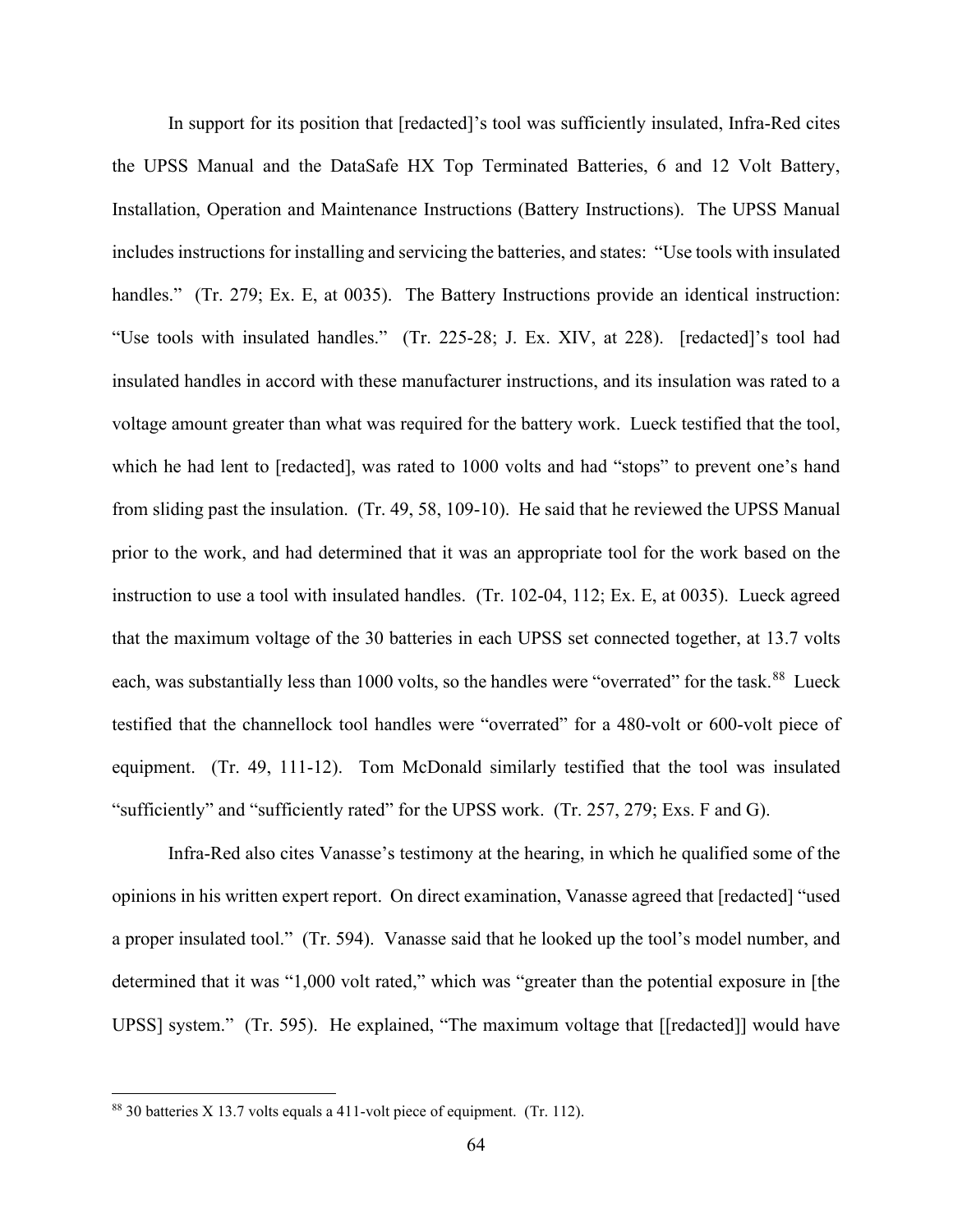In support for its position that [redacted]'s tool was sufficiently insulated, Infra-Red cites the UPSS Manual and the DataSafe HX Top Terminated Batteries, 6 and 12 Volt Battery, Installation, Operation and Maintenance Instructions (Battery Instructions). The UPSS Manual includes instructions for installing and servicing the batteries, and states: "Use tools with insulated handles." (Tr. 279; Ex. E, at 0035). The Battery Instructions provide an identical instruction: "Use tools with insulated handles." (Tr. 225-28; J. Ex. XIV, at 228). [redacted]'s tool had insulated handles in accord with these manufacturer instructions, and its insulation was rated to a voltage amount greater than what was required for the battery work. Lueck testified that the tool, which he had lent to [redacted], was rated to 1000 volts and had "stops" to prevent one's hand from sliding past the insulation. (Tr. 49, 58, 109-10). He said that he reviewed the UPSS Manual prior to the work, and had determined that it was an appropriate tool for the work based on the instruction to use a tool with insulated handles. (Tr. 102-04, 112; Ex. E, at 0035). Lueck agreed that the maximum voltage of the 30 batteries in each UPSS set connected together, at 13.7 volts each, was substantially less than 1000 volts, so the handles were "overrated" for the task.[88] Lueck testified that the channellock tool handles were "overrated" for a 480-volt or 600-volt piece of equipment. (Tr. 49, 111-12). Tom McDonald similarly testified that the tool was insulated "sufficiently" and "sufficiently rated" for the UPSS work. (Tr. 257, 279; Exs. F and G).

Infra-Red also cites Vanasse's testimony at the hearing, in which he qualified some of the opinions in his written expert report. On direct examination, Vanasse agreed that [redacted] "used a proper insulated tool." (Tr. 594). Vanasse said that he looked up the tool's model number, and determined that it was "1,000 volt rated," which was "greater than the potential exposure in [the UPSS] system." (Tr. 595). He explained, "The maximum voltage that [[redacted]] would have

---

[88] 30 batteries X 13.7 volts equals a 411-volt piece of equipment. (Tr. 112).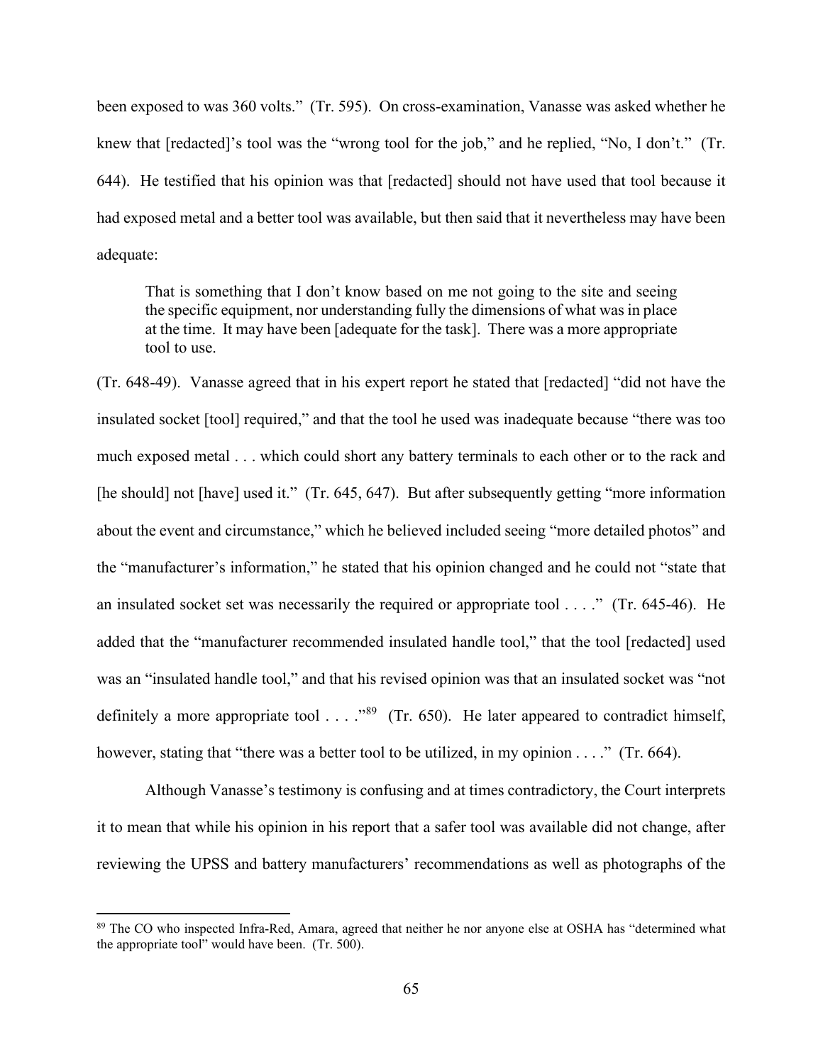been exposed to was 360 volts." (Tr. 595). On cross-examination, Vanasse was asked whether he knew that [redacted]'s tool was the "wrong tool for the job," and he replied, "No, I don't." (Tr. 644). He testified that his opinion was that [redacted] should not have used that tool because it had exposed metal and a better tool was available, but then said that it nevertheless may have been adequate:

> That is something that I don't know based on me not going to the site and seeing the specific equipment, nor understanding fully the dimensions of what was in place at the time. It may have been [adequate for the task]. There was a more appropriate tool to use.

(Tr. 648-49). Vanasse agreed that in his expert report he stated that [redacted] "did not have the insulated socket [tool] required," and that the tool he used was inadequate because "there was too much exposed metal . . . which could short any battery terminals to each other or to the rack and [he should] not [have] used it." (Tr. 645, 647). But after subsequently getting "more information about the event and circumstance," which he believed included seeing "more detailed photos" and the "manufacturer's information," he stated that his opinion changed and he could not "state that an insulated socket set was necessarily the required or appropriate tool . . . ." (Tr. 645-46). He added that the "manufacturer recommended insulated handle tool," that the tool [redacted] used was an "insulated handle tool," and that his revised opinion was that an insulated socket was "not definitely a more appropriate tool . . . ."[89] (Tr. 650). He later appeared to contradict himself, however, stating that "there was a better tool to be utilized, in my opinion . . . ." (Tr. 664).

Although Vanasse's testimony is confusing and at times contradictory, the Court interprets it to mean that while his opinion in his report that a safer tool was available did not change, after reviewing the UPSS and battery manufacturers' recommendations as well as photographs of the

---

[89] The CO who inspected Infra-Red, Amara, agreed that neither he nor anyone else at OSHA has "determined what the appropriate tool" would have been. (Tr. 500).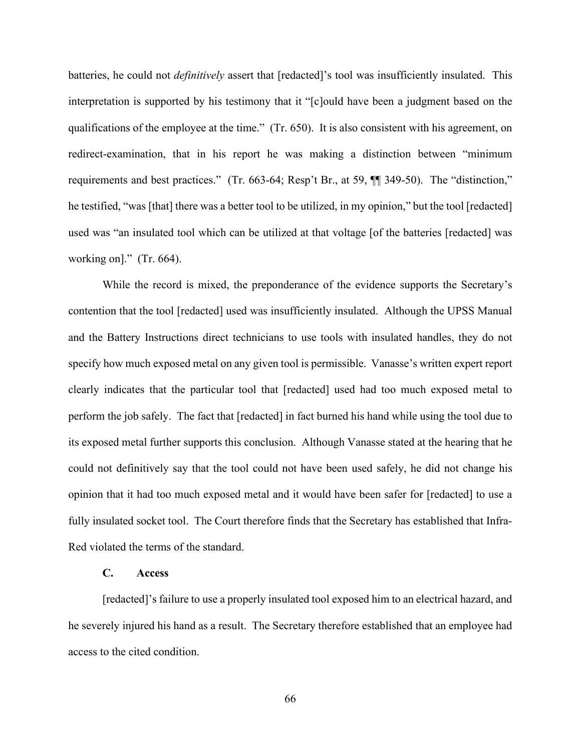batteries, he could not *definitively* assert that [redacted]'s tool was insufficiently insulated. This interpretation is supported by his testimony that it "[c]ould have been a judgment based on the qualifications of the employee at the time." (Tr. 650). It is also consistent with his agreement, on redirect-examination, that in his report he was making a distinction between "minimum requirements and best practices." (Tr. 663-64; Resp't Br., at 59, ¶¶ 349-50). The "distinction," he testified, "was [that] there was a better tool to be utilized, in my opinion," but the tool [redacted] used was "an insulated tool which can be utilized at that voltage [of the batteries [redacted] was working on]." (Tr. 664).

While the record is mixed, the preponderance of the evidence supports the Secretary's contention that the tool [redacted] used was insufficiently insulated. Although the UPSS Manual and the Battery Instructions direct technicians to use tools with insulated handles, they do not specify how much exposed metal on any given tool is permissible. Vanasse's written expert report clearly indicates that the particular tool that [redacted] used had too much exposed metal to perform the job safely. The fact that [redacted] in fact burned his hand while using the tool due to its exposed metal further supports this conclusion. Although Vanasse stated at the hearing that he could not definitively say that the tool could not have been used safely, he did not change his opinion that it had too much exposed metal and it would have been safer for [redacted] to use a fully insulated socket tool. The Court therefore finds that the Secretary has established that Infra-Red violated the terms of the standard.

### C. Access

[redacted]'s failure to use a properly insulated tool exposed him to an electrical hazard, and he severely injured his hand as a result. The Secretary therefore established that an employee had access to the cited condition.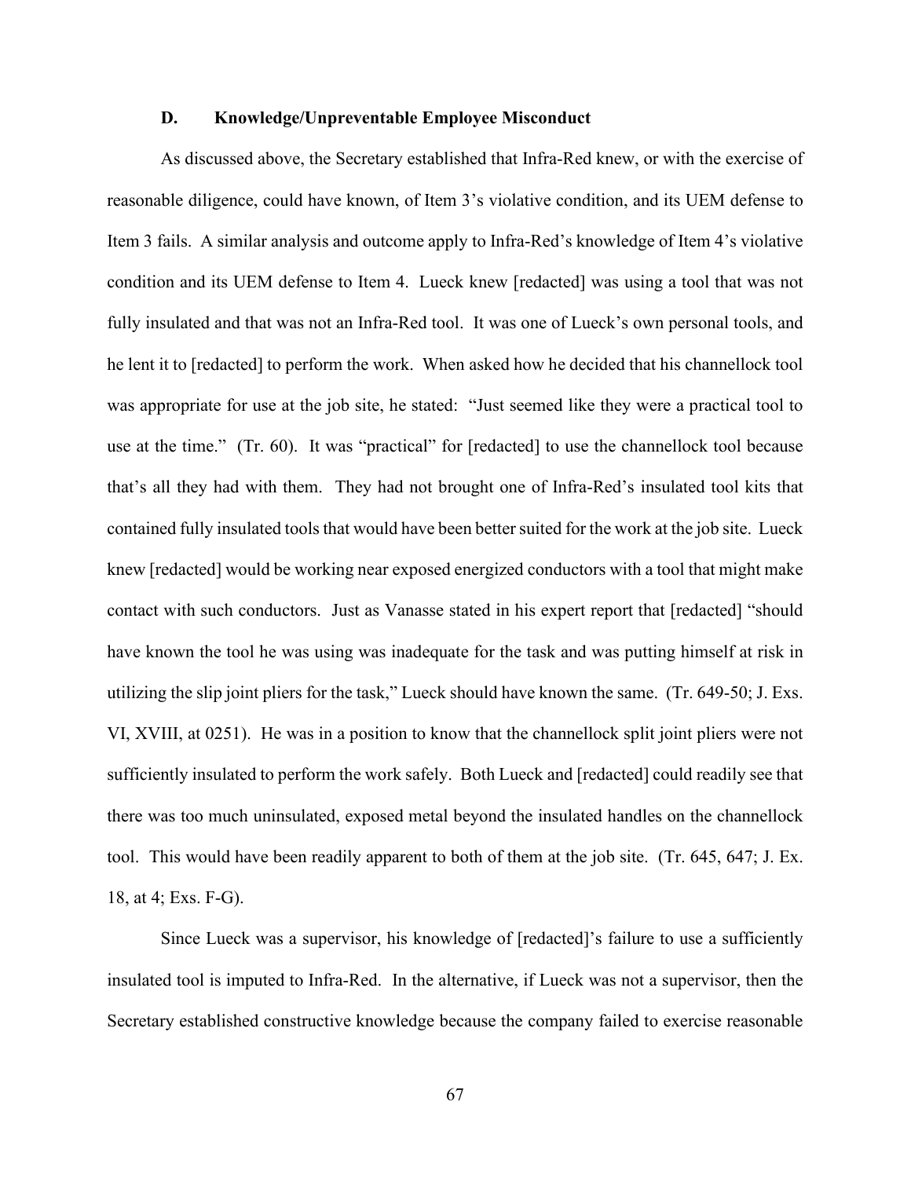### D. Knowledge/Unpreventable Employee Misconduct

As discussed above, the Secretary established that Infra-Red knew, or with the exercise of reasonable diligence, could have known, of Item 3's violative condition, and its UEM defense to Item 3 fails. A similar analysis and outcome apply to Infra-Red's knowledge of Item 4's violative condition and its UEM defense to Item 4. Lueck knew [redacted] was using a tool that was not fully insulated and that was not an Infra-Red tool. It was one of Lueck's own personal tools, and he lent it to [redacted] to perform the work. When asked how he decided that his channellock tool was appropriate for use at the job site, he stated: "Just seemed like they were a practical tool to use at the time." (Tr. 60). It was "practical" for [redacted] to use the channellock tool because that's all they had with them. They had not brought one of Infra-Red's insulated tool kits that contained fully insulated tools that would have been better suited for the work at the job site. Lueck knew [redacted] would be working near exposed energized conductors with a tool that might make contact with such conductors. Just as Vanasse stated in his expert report that [redacted] "should have known the tool he was using was inadequate for the task and was putting himself at risk in utilizing the slip joint pliers for the task," Lueck should have known the same. (Tr. 649-50; J. Exs. VI, XVIII, at 0251). He was in a position to know that the channellock split joint pliers were not sufficiently insulated to perform the work safely. Both Lueck and [redacted] could readily see that there was too much uninsulated, exposed metal beyond the insulated handles on the channellock tool. This would have been readily apparent to both of them at the job site. (Tr. 645, 647; J. Ex. 18, at 4; Exs. F-G).

Since Lueck was a supervisor, his knowledge of [redacted]'s failure to use a sufficiently insulated tool is imputed to Infra-Red. In the alternative, if Lueck was not a supervisor, then the Secretary established constructive knowledge because the company failed to exercise reasonable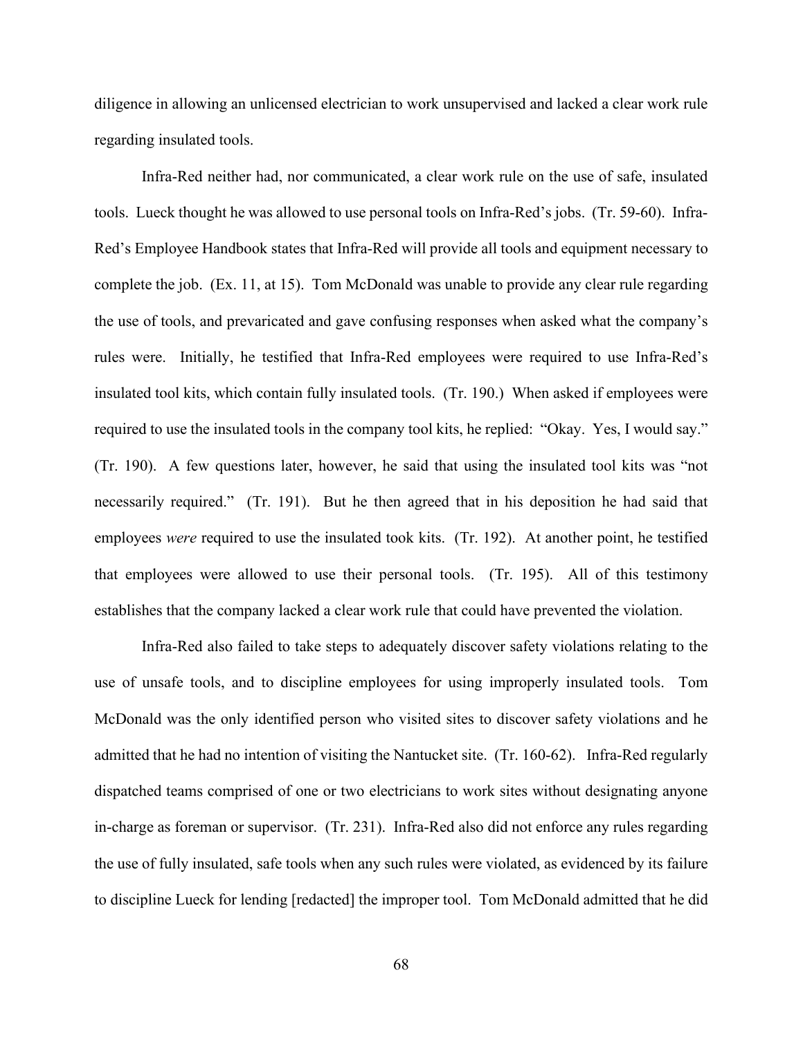diligence in allowing an unlicensed electrician to work unsupervised and lacked a clear work rule regarding insulated tools.

Infra-Red neither had, nor communicated, a clear work rule on the use of safe, insulated tools. Lueck thought he was allowed to use personal tools on Infra-Red's jobs. (Tr. 59-60). Infra-Red's Employee Handbook states that Infra-Red will provide all tools and equipment necessary to complete the job. (Ex. 11, at 15). Tom McDonald was unable to provide any clear rule regarding the use of tools, and prevaricated and gave confusing responses when asked what the company's rules were. Initially, he testified that Infra-Red employees were required to use Infra-Red's insulated tool kits, which contain fully insulated tools. (Tr. 190.) When asked if employees were required to use the insulated tools in the company tool kits, he replied: "Okay. Yes, I would say." (Tr. 190). A few questions later, however, he said that using the insulated tool kits was "not necessarily required." (Tr. 191). But he then agreed that in his deposition he had said that employees *were* required to use the insulated took kits. (Tr. 192). At another point, he testified that employees were allowed to use their personal tools. (Tr. 195). All of this testimony establishes that the company lacked a clear work rule that could have prevented the violation.

Infra-Red also failed to take steps to adequately discover safety violations relating to the use of unsafe tools, and to discipline employees for using improperly insulated tools. Tom McDonald was the only identified person who visited sites to discover safety violations and he admitted that he had no intention of visiting the Nantucket site. (Tr. 160-62). Infra-Red regularly dispatched teams comprised of one or two electricians to work sites without designating anyone in-charge as foreman or supervisor. (Tr. 231). Infra-Red also did not enforce any rules regarding the use of fully insulated, safe tools when any such rules were violated, as evidenced by its failure to discipline Lueck for lending [redacted] the improper tool. Tom McDonald admitted that he did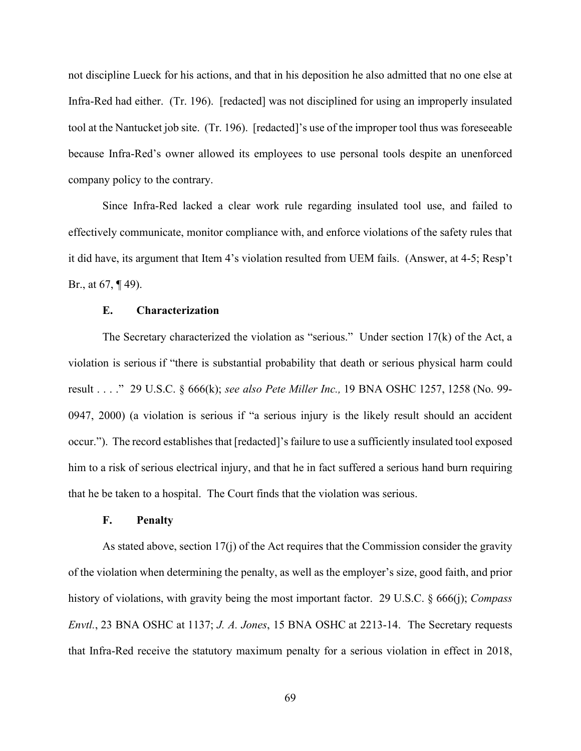not discipline Lueck for his actions, and that in his deposition he also admitted that no one else at Infra-Red had either. (Tr. 196). [redacted] was not disciplined for using an improperly insulated tool at the Nantucket job site. (Tr. 196). [redacted]'s use of the improper tool thus was foreseeable because Infra-Red's owner allowed its employees to use personal tools despite an unenforced company policy to the contrary.

Since Infra-Red lacked a clear work rule regarding insulated tool use, and failed to effectively communicate, monitor compliance with, and enforce violations of the safety rules that it did have, its argument that Item 4's violation resulted from UEM fails. (Answer, at 4-5; Resp't Br., at 67, ¶ 49).

### E. Characterization

The Secretary characterized the violation as "serious." Under section 17(k) of the Act, a violation is serious if "there is substantial probability that death or serious physical harm could result . . . ." 29 U.S.C. § 666(k); *see also Pete Miller Inc.,* 19 BNA OSHC 1257, 1258 (No. 99-0947, 2000) (a violation is serious if "a serious injury is the likely result should an accident occur."). The record establishes that [redacted]'s failure to use a sufficiently insulated tool exposed him to a risk of serious electrical injury, and that he in fact suffered a serious hand burn requiring that he be taken to a hospital. The Court finds that the violation was serious.

### F. Penalty

As stated above, section 17(j) of the Act requires that the Commission consider the gravity of the violation when determining the penalty, as well as the employer's size, good faith, and prior history of violations, with gravity being the most important factor. 29 U.S.C. § 666(j); *Compass Envtl.*, 23 BNA OSHC at 1137; *J. A. Jones*, 15 BNA OSHC at 2213-14. The Secretary requests that Infra-Red receive the statutory maximum penalty for a serious violation in effect in 2018,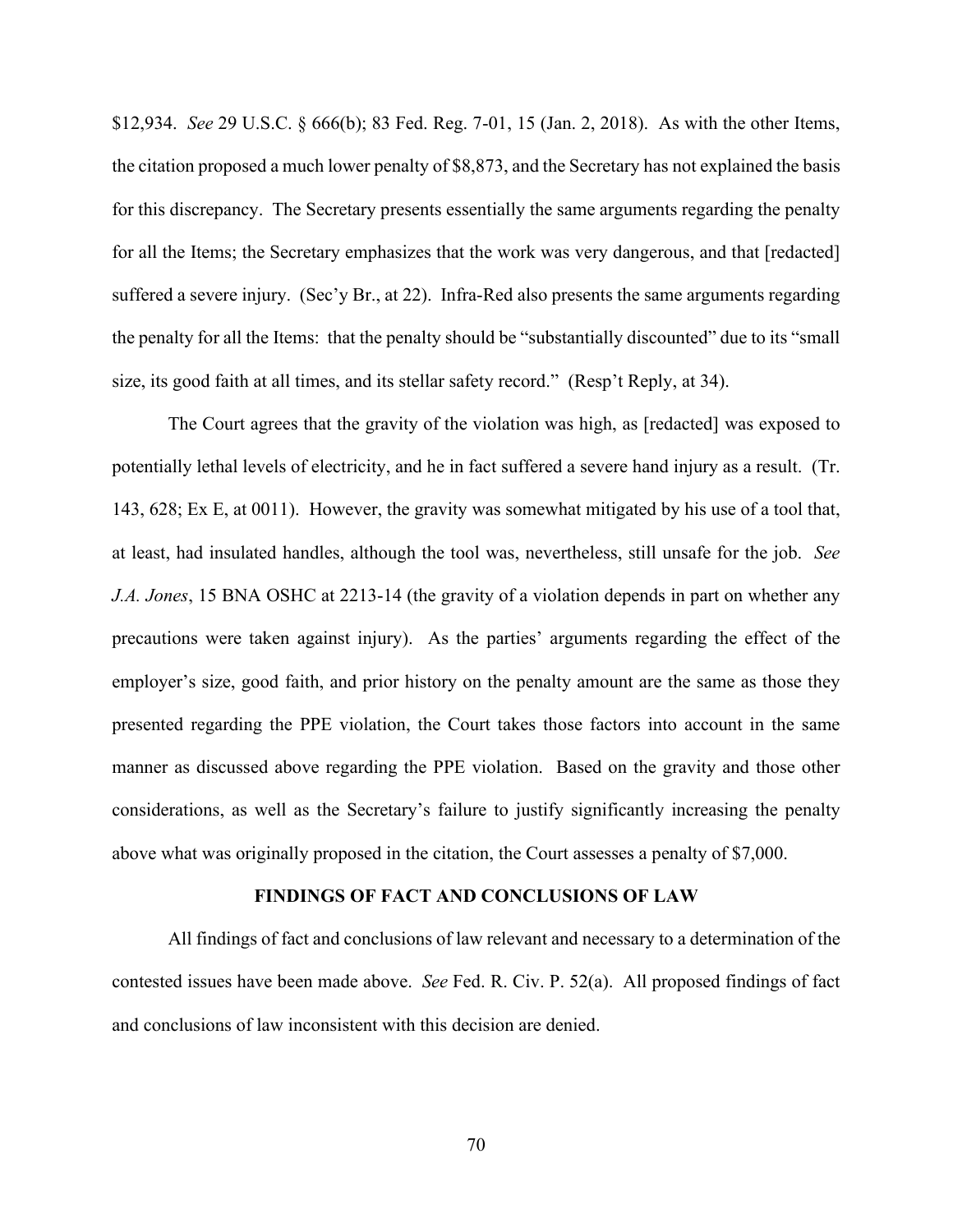$12,934. *See* 29 U.S.C. § 666(b); 83 Fed. Reg. 7-01, 15 (Jan. 2, 2018). As with the other Items, the citation proposed a much lower penalty of $8,873, and the Secretary has not explained the basis for this discrepancy. The Secretary presents essentially the same arguments regarding the penalty for all the Items; the Secretary emphasizes that the work was very dangerous, and that [redacted] suffered a severe injury. (Sec'y Br., at 22). Infra-Red also presents the same arguments regarding the penalty for all the Items: that the penalty should be "substantially discounted" due to its "small size, its good faith at all times, and its stellar safety record." (Resp't Reply, at 34).

The Court agrees that the gravity of the violation was high, as [redacted] was exposed to potentially lethal levels of electricity, and he in fact suffered a severe hand injury as a result. (Tr. 143, 628; Ex E, at 0011). However, the gravity was somewhat mitigated by his use of a tool that, at least, had insulated handles, although the tool was, nevertheless, still unsafe for the job. *See J.A. Jones*, 15 BNA OSHC at 2213-14 (the gravity of a violation depends in part on whether any precautions were taken against injury). As the parties' arguments regarding the effect of the employer's size, good faith, and prior history on the penalty amount are the same as those they presented regarding the PPE violation, the Court takes those factors into account in the same manner as discussed above regarding the PPE violation. Based on the gravity and those other considerations, as well as the Secretary's failure to justify significantly increasing the penalty above what was originally proposed in the citation, the Court assesses a penalty of $7,000.

## FINDINGS OF FACT AND CONCLUSIONS OF LAW

All findings of fact and conclusions of law relevant and necessary to a determination of the contested issues have been made above. *See* Fed. R. Civ. P. 52(a). All proposed findings of fact and conclusions of law inconsistent with this decision are denied.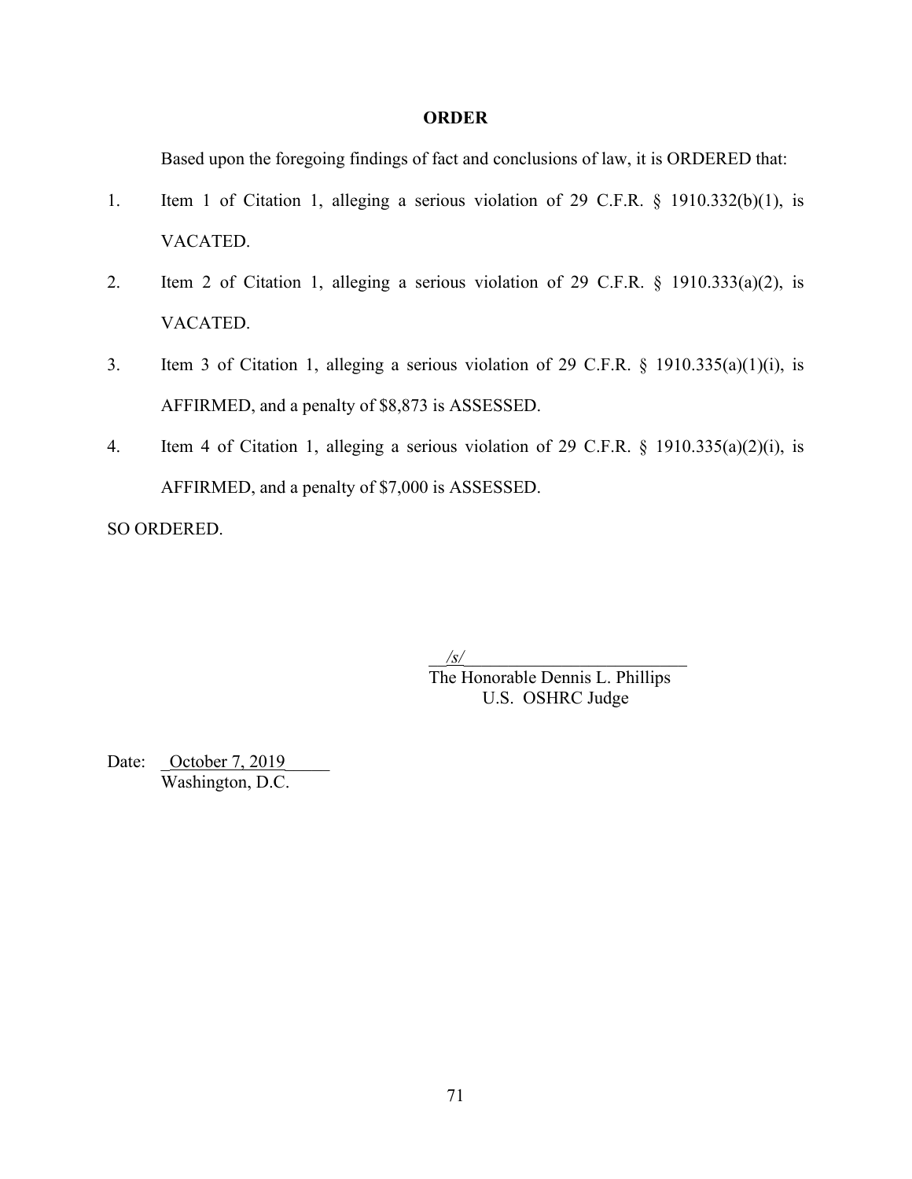**ORDER**

Based upon the foregoing findings of fact and conclusions of law, it is ORDERED that:

1. Item 1 of Citation 1, alleging a serious violation of 29 C.F.R. § 1910.332(b)(1), is VACATED.
2. Item 2 of Citation 1, alleging a serious violation of 29 C.F.R. § 1910.333(a)(2), is VACATED.
3. Item 3 of Citation 1, alleging a serious violation of 29 C.F.R. § 1910.335(a)(1)(i), is AFFIRMED, and a penalty of $8,873 is ASSESSED.
4. Item 4 of Citation 1, alleging a serious violation of 29 C.F.R. § 1910.335(a)(2)(i), is AFFIRMED, and a penalty of $7,000 is ASSESSED.

SO ORDERED.

/s/
The Honorable Dennis L. Phillips
U.S. OSHRC Judge

Date: October 7, 2019
Washington, D.C.